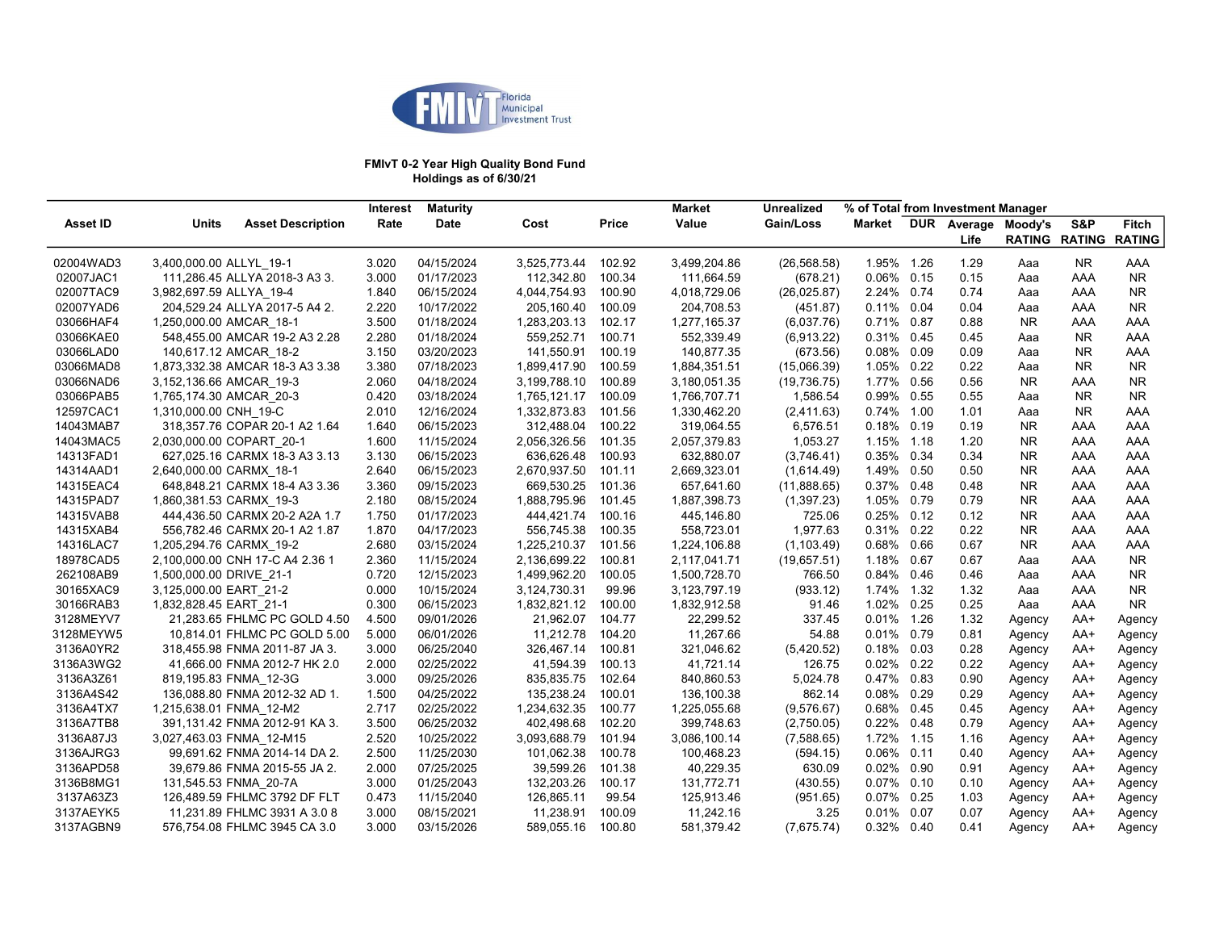FMIvT Florida Municipal Investment Trust

**FMIvT 0-2 Year High Quality Bond Fund**
**Holdings as of 6/30/21**

| Asset ID | Units | Asset Description | Interest Rate | Maturity Date | Cost | Price | Market Value | Unrealized Gain/Loss | % of Total Market | DUR | Average Life | Moody's RATING | S&P RATING | Fitch RATING |
|---|---|---|---|---|---|---|---|---|---|---|---|---|---|---|
| | | | | | | | | | from Investment Manager | | | | | |
| 02004WAD3 | 3,400,000.00 | ALLYL_19-1 | 3.020 | 04/15/2024 | 3,525,773.44 | 102.92 | 3,499,204.86 | (26,568.58) | 1.95% | 1.26 | 1.29 | Aaa | NR | AAA |
| 02007JAC1 | 111,286.45 | ALLYA 2018-3 A3 3. | 3.000 | 01/17/2023 | 112,342.80 | 100.34 | 111,664.59 | (678.21) | 0.06% | 0.15 | 0.15 | Aaa | AAA | NR |
| 02007TAC9 | 3,982,697.59 | ALLYA_19-4 | 1.840 | 06/15/2024 | 4,044,754.93 | 100.90 | 4,018,729.06 | (26,025.87) | 2.24% | 0.74 | 0.74 | Aaa | AAA | NR |
| 02007YAD6 | 204,529.24 | ALLYA 2017-5 A4 2. | 2.220 | 10/17/2022 | 205,160.40 | 100.09 | 204,708.53 | (451.87) | 0.11% | 0.04 | 0.04 | Aaa | AAA | NR |
| 03066HAF4 | 1,250,000.00 | AMCAR_18-1 | 3.500 | 01/18/2024 | 1,283,203.13 | 102.17 | 1,277,165.37 | (6,037.76) | 0.71% | 0.87 | 0.88 | NR | AAA | AAA |
| 03066KAE0 | 548,455.00 | AMCAR 19-2 A3 2.28 | 2.280 | 01/18/2024 | 559,252.71 | 100.71 | 552,339.49 | (6,913.22) | 0.31% | 0.45 | 0.45 | Aaa | NR | AAA |
| 03066LAD0 | 140,617.12 | AMCAR_18-2 | 3.150 | 03/20/2023 | 141,550.91 | 100.19 | 140,877.35 | (673.56) | 0.08% | 0.09 | 0.09 | Aaa | NR | AAA |
| 03066MAD8 | 1,873,332.38 | AMCAR 18-3 A3 3.38 | 3.380 | 07/18/2023 | 1,899,417.90 | 100.59 | 1,884,351.51 | (15,066.39) | 1.05% | 0.22 | 0.22 | Aaa | NR | NR |
| 03066NAD6 | 3,152,136.66 | AMCAR_19-3 | 2.060 | 04/18/2024 | 3,199,788.10 | 100.89 | 3,180,051.35 | (19,736.75) | 1.77% | 0.56 | 0.56 | NR | AAA | NR |
| 03066PAB5 | 1,765,174.30 | AMCAR_20-3 | 0.420 | 03/18/2024 | 1,765,121.17 | 100.09 | 1,766,707.71 | 1,586.54 | 0.99% | 0.55 | 0.55 | Aaa | NR | NR |
| 12597CAC1 | 1,310,000.00 | CNH_19-C | 2.010 | 12/16/2024 | 1,332,873.83 | 101.56 | 1,330,462.20 | (2,411.63) | 0.74% | 1.00 | 1.01 | Aaa | NR | AAA |
| 14043MAB7 | 318,357.76 | COPAR 20-1 A2 1.64 | 1.640 | 06/15/2023 | 312,488.04 | 100.22 | 319,064.55 | 6,576.51 | 0.18% | 0.19 | 0.19 | NR | AAA | AAA |
| 14043MAC5 | 2,030,000.00 | COPART_20-1 | 1.600 | 11/15/2024 | 2,056,326.56 | 101.35 | 2,057,379.83 | 1,053.27 | 1.15% | 1.18 | 1.20 | NR | AAA | AAA |
| 14313FAD1 | 627,025.16 | CARMX 18-3 A3 3.13 | 3.130 | 06/15/2023 | 636,626.48 | 100.93 | 632,880.07 | (3,746.41) | 0.35% | 0.34 | 0.34 | NR | AAA | AAA |
| 14314AAD1 | 2,640,000.00 | CARMX_18-1 | 2.640 | 06/15/2023 | 2,670,937.50 | 101.11 | 2,669,323.01 | (1,614.49) | 1.49% | 0.50 | 0.50 | NR | AAA | AAA |
| 14315EAC4 | 648,848.21 | CARMX 18-4 A3 3.36 | 3.360 | 09/15/2023 | 669,530.25 | 101.36 | 657,641.60 | (11,888.65) | 0.37% | 0.48 | 0.48 | NR | AAA | AAA |
| 14315PAD7 | 1,860,381.53 | CARMX_19-3 | 2.180 | 08/15/2024 | 1,888,795.96 | 101.45 | 1,887,398.73 | (1,397.23) | 1.05% | 0.79 | 0.79 | NR | AAA | AAA |
| 14315VAB8 | 444,436.50 | CARMX 20-2 A2A 1.7 | 1.750 | 01/17/2023 | 444,421.74 | 100.16 | 445,146.80 | 725.06 | 0.25% | 0.12 | 0.12 | NR | AAA | AAA |
| 14315XAB4 | 556,782.46 | CARMX 20-1 A2 1.87 | 1.870 | 04/17/2023 | 556,745.38 | 100.35 | 558,723.01 | 1,977.63 | 0.31% | 0.22 | 0.22 | NR | AAA | AAA |
| 14316LAC7 | 1,205,294.76 | CARMX_19-2 | 2.680 | 03/15/2024 | 1,225,210.37 | 101.56 | 1,224,106.88 | (1,103.49) | 0.68% | 0.66 | 0.67 | NR | AAA | AAA |
| 18978CAD5 | 2,100,000.00 | CNH 17-C A4 2.36 1 | 2.360 | 11/15/2024 | 2,136,699.22 | 100.81 | 2,117,041.71 | (19,657.51) | 1.18% | 0.67 | 0.67 | Aaa | AAA | NR |
| 262108AB9 | 1,500,000.00 | DRIVE_21-1 | 0.720 | 12/15/2023 | 1,499,962.20 | 100.05 | 1,500,728.70 | 766.50 | 0.84% | 0.46 | 0.46 | Aaa | AAA | NR |
| 30165XAC9 | 3,125,000.00 | EART_21-2 | 0.000 | 10/15/2024 | 3,124,730.31 | 99.96 | 3,123,797.19 | (933.12) | 1.74% | 1.32 | 1.32 | Aaa | AAA | NR |
| 30166RAB3 | 1,832,828.45 | EART_21-1 | 0.300 | 06/15/2023 | 1,832,821.12 | 100.00 | 1,832,912.58 | 91.46 | 1.02% | 0.25 | 0.25 | Aaa | AAA | NR |
| 3128MEYV7 | 21,283.65 | FHLMC PC GOLD 4.50 | 4.500 | 09/01/2026 | 21,962.07 | 104.77 | 22,299.52 | 337.45 | 0.01% | 1.26 | 1.32 | Agency | AA+ | Agency |
| 3128MEYW5 | 10,814.01 | FHLMC PC GOLD 5.00 | 5.000 | 06/01/2026 | 11,212.78 | 104.20 | 11,267.66 | 54.88 | 0.01% | 0.79 | 0.81 | Agency | AA+ | Agency |
| 3136A0YR2 | 318,455.98 | FNMA 2011-87 JA 3. | 3.000 | 06/25/2040 | 326,467.14 | 100.81 | 321,046.62 | (5,420.52) | 0.18% | 0.03 | 0.28 | Agency | AA+ | Agency |
| 3136A3WG2 | 41,666.00 | FNMA 2012-7 HK 2.0 | 2.000 | 02/25/2022 | 41,594.39 | 100.13 | 41,721.14 | 126.75 | 0.02% | 0.22 | 0.22 | Agency | AA+ | Agency |
| 3136A3Z61 | 819,195.83 | FNMA_12-3G | 3.000 | 09/25/2026 | 835,835.75 | 102.64 | 840,860.53 | 5,024.78 | 0.47% | 0.83 | 0.90 | Agency | AA+ | Agency |
| 3136A4S42 | 136,088.80 | FNMA 2012-32 AD 1. | 1.500 | 04/25/2022 | 135,238.24 | 100.01 | 136,100.38 | 862.14 | 0.08% | 0.29 | 0.29 | Agency | AA+ | Agency |
| 3136A4TX7 | 1,215,638.01 | FNMA_12-M2 | 2.717 | 02/25/2022 | 1,234,632.35 | 100.77 | 1,225,055.68 | (9,576.67) | 0.68% | 0.45 | 0.45 | Agency | AA+ | Agency |
| 3136A7TB8 | 391,131.42 | FNMA 2012-91 KA 3. | 3.500 | 06/25/2032 | 402,498.68 | 102.20 | 399,748.63 | (2,750.05) | 0.22% | 0.48 | 0.79 | Agency | AA+ | Agency |
| 3136A87J3 | 3,027,463.03 | FNMA_12-M15 | 2.520 | 10/25/2022 | 3,093,688.79 | 101.94 | 3,086,100.14 | (7,588.65) | 1.72% | 1.15 | 1.16 | Agency | AA+ | Agency |
| 3136AJRG3 | 99,691.62 | FNMA 2014-14 DA 2. | 2.500 | 11/25/2030 | 101,062.38 | 100.78 | 100,468.23 | (594.15) | 0.06% | 0.11 | 0.40 | Agency | AA+ | Agency |
| 3136APD58 | 39,679.86 | FNMA 2015-55 JA 2. | 2.000 | 07/25/2025 | 39,599.26 | 101.38 | 40,229.35 | 630.09 | 0.02% | 0.90 | 0.91 | Agency | AA+ | Agency |
| 3136B8MG1 | 131,545.53 | FNMA_20-7A | 3.000 | 01/25/2043 | 132,203.26 | 100.17 | 131,772.71 | (430.55) | 0.07% | 0.10 | 0.10 | Agency | AA+ | Agency |
| 3137A63Z3 | 126,489.59 | FHLMC 3792 DF FLT | 0.473 | 11/15/2040 | 126,865.11 | 99.54 | 125,913.46 | (951.65) | 0.07% | 0.25 | 1.03 | Agency | AA+ | Agency |
| 3137AEYK5 | 11,231.89 | FHLMC 3931 A 3.0 8 | 3.000 | 08/15/2021 | 11,238.91 | 100.09 | 11,242.16 | 3.25 | 0.01% | 0.07 | 0.07 | Agency | AA+ | Agency |
| 3137AGBN9 | 576,754.08 | FHLMC 3945 CA 3.0 | 3.000 | 03/15/2026 | 589,055.16 | 100.80 | 581,379.42 | (7,675.74) | 0.32% | 0.40 | 0.41 | Agency | AA+ | Agency |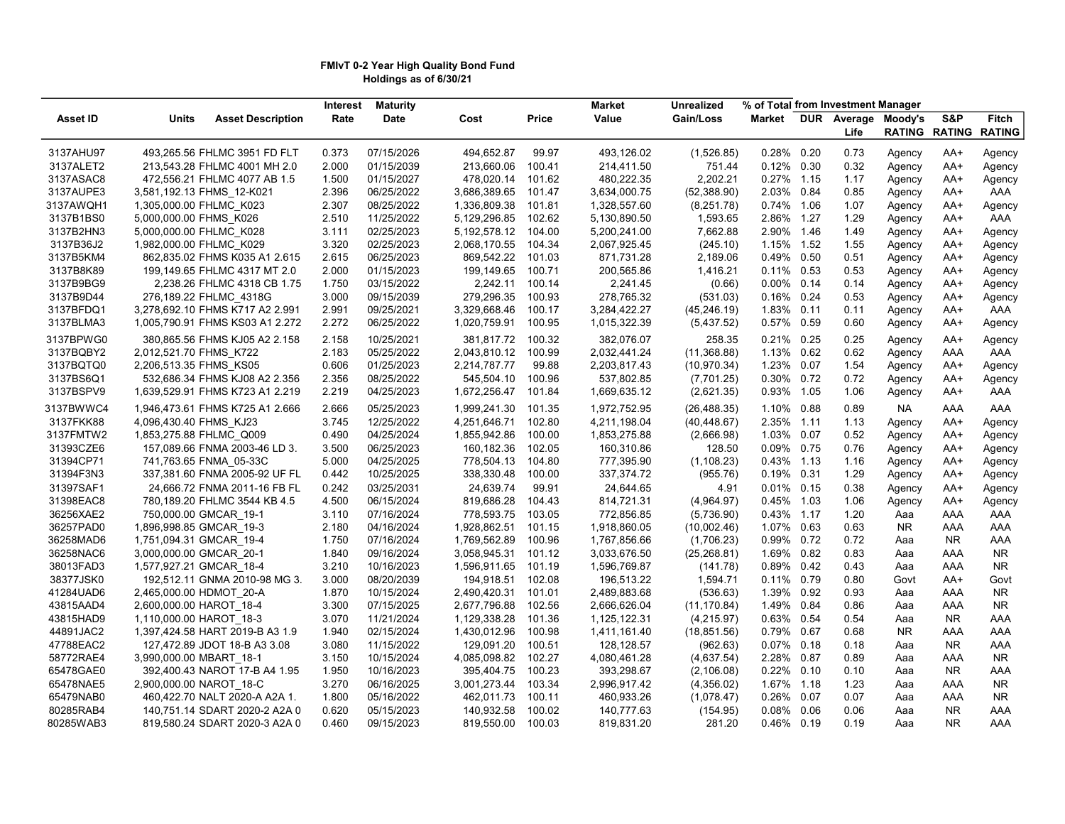**FMIvT 0-2 Year High Quality Bond Fund**
**Holdings as of 6/30/21**

| Asset ID | Units | Asset Description | Interest Rate | Maturity Date | Cost | Price | Market Value | Unrealized Gain/Loss | % of Total Market | DUR | Average Life | Moody's RATING | S&P RATING | Fitch RATING |
|---|---|---|---|---|---|---|---|---|---|---|---|---|---|---|
| | | | | | | | | | from Investment Manager | | | | | |
| 3137AHU97 | 493,265.56 | FHLMC 3951 FD FLT | 0.373 | 07/15/2026 | 494,652.87 | 99.97 | 493,126.02 | (1,526.85) | 0.28% | 0.20 | 0.73 | Agency | AA+ | Agency |
| 3137ALET2 | 213,543.28 | FHLMC 4001 MH 2.0 | 2.000 | 01/15/2039 | 213,660.06 | 100.41 | 214,411.50 | 751.44 | 0.12% | 0.30 | 0.32 | Agency | AA+ | Agency |
| 3137ASAC8 | 472,556.21 | FHLMC 4077 AB 1.5 | 1.500 | 01/15/2027 | 478,020.14 | 101.62 | 480,222.35 | 2,202.21 | 0.27% | 1.15 | 1.17 | Agency | AA+ | Agency |
| 3137AUPE3 | 3,581,192.13 | FHMS_12-K021 | 2.396 | 06/25/2022 | 3,686,389.65 | 101.47 | 3,634,000.75 | (52,388.90) | 2.03% | 0.84 | 0.85 | Agency | AA+ | AAA |
| 3137AWQH1 | 1,305,000.00 | FHLMC_K023 | 2.307 | 08/25/2022 | 1,336,809.38 | 101.81 | 1,328,557.60 | (8,251.78) | 0.74% | 1.06 | 1.07 | Agency | AA+ | Agency |
| 3137B1BS0 | 5,000,000.00 | FHMS_K026 | 2.510 | 11/25/2022 | 5,129,296.85 | 102.62 | 5,130,890.50 | 1,593.65 | 2.86% | 1.27 | 1.29 | Agency | AA+ | AAA |
| 3137B2HN3 | 5,000,000.00 | FHLMC_K028 | 3.111 | 02/25/2023 | 5,192,578.12 | 104.00 | 5,200,241.00 | 7,662.88 | 2.90% | 1.46 | 1.49 | Agency | AA+ | Agency |
| 3137B36J2 | 1,982,000.00 | FHLMC_K029 | 3.320 | 02/25/2023 | 2,068,170.55 | 104.34 | 2,067,925.45 | (245.10) | 1.15% | 1.52 | 1.55 | Agency | AA+ | Agency |
| 3137B5KM4 | 862,835.02 | FHMS K035 A1 2.615 | 2.615 | 06/25/2023 | 869,542.22 | 101.03 | 871,731.28 | 2,189.06 | 0.49% | 0.50 | 0.51 | Agency | AA+ | Agency |
| 3137B8K89 | 199,149.65 | FHLMC 4317 MT 2.0 | 2.000 | 01/15/2023 | 199,149.65 | 100.71 | 200,565.86 | 1,416.21 | 0.11% | 0.53 | 0.53 | Agency | AA+ | Agency |
| 3137B9BG9 | 2,238.26 | FHLMC 4318 CB 1.75 | 1.750 | 03/15/2022 | 2,242.11 | 100.14 | 2,241.45 | (0.66) | 0.00% | 0.14 | 0.14 | Agency | AA+ | Agency |
| 3137B9D44 | 276,189.22 | FHLMC_4318G | 3.000 | 09/15/2039 | 279,296.35 | 100.93 | 278,765.32 | (531.03) | 0.16% | 0.24 | 0.53 | Agency | AA+ | Agency |
| 3137BFDQ1 | 3,278,692.10 | FHMS K717 A2 2.991 | 2.991 | 09/25/2021 | 3,329,668.46 | 100.17 | 3,284,422.27 | (45,246.19) | 1.83% | 0.11 | 0.11 | Agency | AA+ | AAA |
| 3137BLMA3 | 1,005,790.91 | FHMS KS03 A1 2.272 | 2.272 | 06/25/2022 | 1,020,759.91 | 100.95 | 1,015,322.39 | (5,437.52) | 0.57% | 0.59 | 0.60 | Agency | AA+ | Agency |
| 3137BPWG0 | 380,865.56 | FHMS KJ05 A2 2.158 | 2.158 | 10/25/2021 | 381,817.72 | 100.32 | 382,076.07 | 258.35 | 0.21% | 0.25 | 0.25 | Agency | AA+ | Agency |
| 3137BQBY2 | 2,012,521.70 | FHMS_K722 | 2.183 | 05/25/2022 | 2,043,810.12 | 100.99 | 2,032,441.24 | (11,368.88) | 1.13% | 0.62 | 0.62 | Agency | AAA | AAA |
| 3137BQTQ0 | 2,206,513.35 | FHMS_KS05 | 0.606 | 01/25/2023 | 2,214,787.77 | 99.88 | 2,203,817.43 | (10,970.34) | 1.23% | 0.07 | 1.54 | Agency | AA+ | Agency |
| 3137BS6Q1 | 532,686.34 | FHMS KJ08 A2 2.356 | 2.356 | 08/25/2022 | 545,504.10 | 100.96 | 537,802.85 | (7,701.25) | 0.30% | 0.72 | 0.72 | Agency | AA+ | Agency |
| 3137BSPV9 | 1,639,529.91 | FHMS K723 A1 2.219 | 2.219 | 04/25/2023 | 1,672,256.47 | 101.84 | 1,669,635.12 | (2,621.35) | 0.93% | 1.05 | 1.06 | Agency | AA+ | AAA |
| 3137BWWC4 | 1,946,473.61 | FHMS K725 A1 2.666 | 2.666 | 05/25/2023 | 1,999,241.30 | 101.35 | 1,972,752.95 | (26,488.35) | 1.10% | 0.88 | 0.89 | NA | AAA | AAA |
| 3137FKK88 | 4,096,430.40 | FHMS_KJ23 | 3.745 | 12/25/2022 | 4,251,646.71 | 102.80 | 4,211,198.04 | (40,448.67) | 2.35% | 1.11 | 1.13 | Agency | AA+ | Agency |
| 3137FMTW2 | 1,853,275.88 | FHLMC_Q009 | 0.490 | 04/25/2024 | 1,855,942.86 | 100.00 | 1,853,275.88 | (2,666.98) | 1.03% | 0.07 | 0.52 | Agency | AA+ | Agency |
| 31393CZE6 | 157,089.66 | FNMA 2003-46 LD 3. | 3.500 | 06/25/2023 | 160,182.36 | 102.05 | 160,310.86 | 128.50 | 0.09% | 0.75 | 0.76 | Agency | AA+ | Agency |
| 31394CP71 | 741,763.65 | FNMA_05-33C | 5.000 | 04/25/2025 | 778,504.13 | 104.80 | 777,395.90 | (1,108.23) | 0.43% | 1.13 | 1.16 | Agency | AA+ | Agency |
| 31394F3N3 | 337,381.60 | FNMA 2005-92 UF FL | 0.442 | 10/25/2025 | 338,330.48 | 100.00 | 337,374.72 | (955.76) | 0.19% | 0.31 | 1.29 | Agency | AA+ | Agency |
| 31397SAF1 | 24,666.72 | FNMA 2011-16 FB FL | 0.242 | 03/25/2031 | 24,639.74 | 99.91 | 24,644.65 | 4.91 | 0.01% | 0.15 | 0.38 | Agency | AA+ | Agency |
| 31398EAC8 | 780,189.20 | FHLMC 3544 KB 4.5 | 4.500 | 06/15/2024 | 819,686.28 | 104.43 | 814,721.31 | (4,964.97) | 0.45% | 1.03 | 1.06 | Agency | AA+ | Agency |
| 36256XAE2 | 750,000.00 | GMCAR_19-1 | 3.110 | 07/16/2024 | 778,593.75 | 103.05 | 772,856.85 | (5,736.90) | 0.43% | 1.17 | 1.20 | Aaa | AAA | AAA |
| 36257PAD0 | 1,896,998.85 | GMCAR_19-3 | 2.180 | 04/16/2024 | 1,928,862.51 | 101.15 | 1,918,860.05 | (10,002.46) | 1.07% | 0.63 | 0.63 | NR | AAA | AAA |
| 36258MAD6 | 1,751,094.31 | GMCAR_19-4 | 1.750 | 07/16/2024 | 1,769,562.89 | 100.96 | 1,767,856.66 | (1,706.23) | 0.99% | 0.72 | 0.72 | Aaa | NR | AAA |
| 36258NAC6 | 3,000,000.00 | GMCAR_20-1 | 1.840 | 09/16/2024 | 3,058,945.31 | 101.12 | 3,033,676.50 | (25,268.81) | 1.69% | 0.82 | 0.83 | Aaa | AAA | NR |
| 38013FAD3 | 1,577,927.21 | GMCAR_18-4 | 3.210 | 10/16/2023 | 1,596,911.65 | 101.19 | 1,596,769.87 | (141.78) | 0.89% | 0.42 | 0.43 | Aaa | AAA | NR |
| 38377JSK0 | 192,512.11 | GNMA 2010-98 MG 3. | 3.000 | 08/20/2039 | 194,918.51 | 102.08 | 196,513.22 | 1,594.71 | 0.11% | 0.79 | 0.80 | Govt | AA+ | Govt |
| 41284UAD6 | 2,465,000.00 | HDMOT_20-A | 1.870 | 10/15/2024 | 2,490,420.31 | 101.01 | 2,489,883.68 | (536.63) | 1.39% | 0.92 | 0.93 | Aaa | AAA | NR |
| 43815AAD4 | 2,600,000.00 | HAROT_18-4 | 3.300 | 07/15/2025 | 2,677,796.88 | 102.56 | 2,666,626.04 | (11,170.84) | 1.49% | 0.84 | 0.86 | Aaa | AAA | NR |
| 43815HAD9 | 1,110,000.00 | HAROT_18-3 | 3.070 | 11/21/2024 | 1,129,338.28 | 101.36 | 1,125,122.31 | (4,215.97) | 0.63% | 0.54 | 0.54 | Aaa | NR | AAA |
| 44891JAC2 | 1,397,424.58 | HART 2019-B A3 1.9 | 1.940 | 02/15/2024 | 1,430,012.96 | 100.98 | 1,411,161.40 | (18,851.56) | 0.79% | 0.67 | 0.68 | NR | AAA | AAA |
| 47788EAC2 | 127,472.89 | JDOT 18-B A3 3.08 | 3.080 | 11/15/2022 | 129,091.20 | 100.51 | 128,128.57 | (962.63) | 0.07% | 0.18 | 0.18 | Aaa | NR | AAA |
| 58772RAE4 | 3,990,000.00 | MBART_18-1 | 3.150 | 10/15/2024 | 4,085,098.82 | 102.27 | 4,080,461.28 | (4,637.54) | 2.28% | 0.87 | 0.89 | Aaa | AAA | NR |
| 65478GAE0 | 392,400.43 | NAROT 17-B A4 1.95 | 1.950 | 10/16/2023 | 395,404.75 | 100.23 | 393,298.67 | (2,106.08) | 0.22% | 0.10 | 0.10 | Aaa | NR | AAA |
| 65478NAE5 | 2,900,000.00 | NAROT_18-C | 3.270 | 06/16/2025 | 3,001,273.44 | 103.34 | 2,996,917.42 | (4,356.02) | 1.67% | 1.18 | 1.23 | Aaa | AAA | NR |
| 65479NAB0 | 460,422.70 | NALT 2020-A A2A 1. | 1.800 | 05/16/2022 | 462,011.73 | 100.11 | 460,933.26 | (1,078.47) | 0.26% | 0.07 | 0.07 | Aaa | AAA | NR |
| 80285RAB4 | 140,751.14 | SDART 2020-2 A2A 0 | 0.620 | 05/15/2023 | 140,932.58 | 100.02 | 140,777.63 | (154.95) | 0.08% | 0.06 | 0.06 | Aaa | NR | AAA |
| 80285WAB3 | 819,580.24 | SDART 2020-3 A2A 0 | 0.460 | 09/15/2023 | 819,550.00 | 100.03 | 819,831.20 | 281.20 | 0.46% | 0.19 | 0.19 | Aaa | NR | AAA |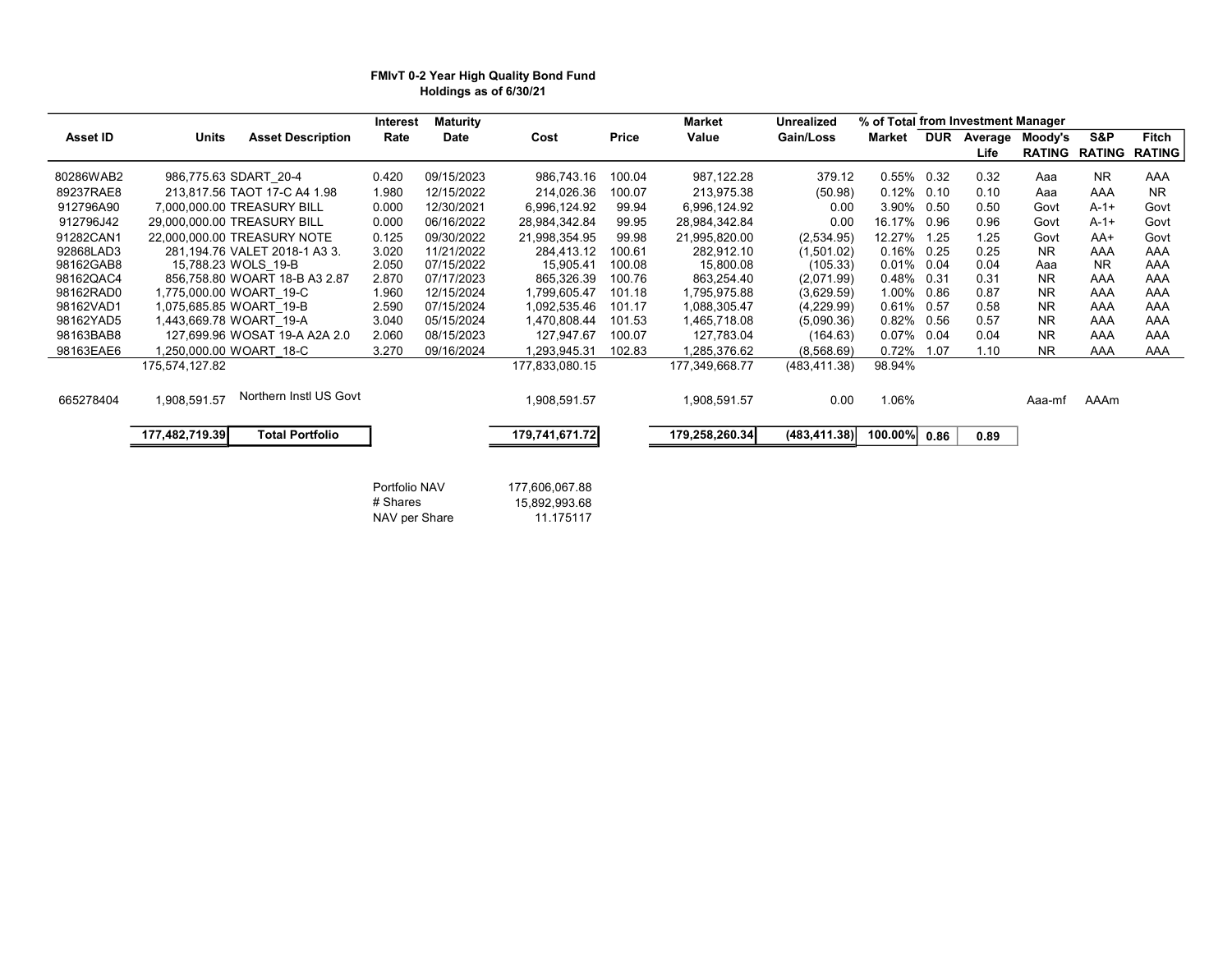**FMIvT 0-2 Year High Quality Bond Fund**
**Holdings as of 6/30/21**

| Asset ID | Units | Asset Description | Interest Rate | Maturity Date | Cost | Price | Market Value | Unrealized Gain/Loss | % of Total Market | DUR | Average Life | Moody's RATING | S&P RATING | Fitch RATING |
|---|---|---|---|---|---|---|---|---|---|---|---|---|---|---|
| | | | | | | | | | | from Investment Manager | | | | |
| 80286WAB2 | 986,775.63 | SDART_20-4 | 0.420 | 09/15/2023 | 986,743.16 | 100.04 | 987,122.28 | 379.12 | 0.55% | 0.32 | 0.32 | Aaa | NR | AAA |
| 89237RAE8 | 213,817.56 | TAOT 17-C A4 1.98 | 1.980 | 12/15/2022 | 214,026.36 | 100.07 | 213,975.38 | (50.98) | 0.12% | 0.10 | 0.10 | Aaa | AAA | NR |
| 912796A90 | 7,000,000.00 | TREASURY BILL | 0.000 | 12/30/2021 | 6,996,124.92 | 99.94 | 6,996,124.92 | 0.00 | 3.90% | 0.50 | 0.50 | Govt | A-1+ | Govt |
| 912796J42 | 29,000,000.00 | TREASURY BILL | 0.000 | 06/16/2022 | 28,984,342.84 | 99.95 | 28,984,342.84 | 0.00 | 16.17% | 0.96 | 0.96 | Govt | A-1+ | Govt |
| 91282CAN1 | 22,000,000.00 | TREASURY NOTE | 0.125 | 09/30/2022 | 21,998,354.95 | 99.98 | 21,995,820.00 | (2,534.95) | 12.27% | 1.25 | 1.25 | Govt | AA+ | Govt |
| 92868LAD3 | 281,194.76 | VALET 2018-1 A3 3. | 3.020 | 11/21/2022 | 284,413.12 | 100.61 | 282,912.10 | (1,501.02) | 0.16% | 0.25 | 0.25 | NR | AAA | AAA |
| 98162GAB8 | 15,788.23 | WOLS_19-B | 2.050 | 07/15/2022 | 15,905.41 | 100.08 | 15,800.08 | (105.33) | 0.01% | 0.04 | 0.04 | Aaa | NR | AAA |
| 98162QAC4 | 856,758.80 | WOART 18-B A3 2.87 | 2.870 | 07/17/2023 | 865,326.39 | 100.76 | 863,254.40 | (2,071.99) | 0.48% | 0.31 | 0.31 | NR | AAA | AAA |
| 98162RAD0 | 1,775,000.00 | WOART_19-C | 1.960 | 12/15/2024 | 1,799,605.47 | 101.18 | 1,795,975.88 | (3,629.59) | 1.00% | 0.86 | 0.87 | NR | AAA | AAA |
| 98162VAD1 | 1,075,685.85 | WOART_19-B | 2.590 | 07/15/2024 | 1,092,535.46 | 101.17 | 1,088,305.47 | (4,229.99) | 0.61% | 0.57 | 0.58 | NR | AAA | AAA |
| 98162YAD5 | 1,443,669.78 | WOART_19-A | 3.040 | 05/15/2024 | 1,470,808.44 | 101.53 | 1,465,718.08 | (5,090.36) | 0.82% | 0.56 | 0.57 | NR | AAA | AAA |
| 98163BAB8 | 127,699.96 | WOSAT 19-A A2A 2.0 | 2.060 | 08/15/2023 | 127,947.67 | 100.07 | 127,783.04 | (164.63) | 0.07% | 0.04 | 0.04 | NR | AAA | AAA |
| 98163EAE6 | 1,250,000.00 | WOART_18-C | 3.270 | 09/16/2024 | 1,293,945.31 | 102.83 | 1,285,376.62 | (8,568.69) | 0.72% | 1.07 | 1.10 | NR | AAA | AAA |
| | 175,574,127.82 | | | | 177,833,080.15 | | 177,349,668.77 | (483,411.38) | 98.94% | | | | | |
| 665278404 | 1,908,591.57 | Northern Instl US Govt | | | 1,908,591.57 | | 1,908,591.57 | 0.00 | 1.06% | | | Aaa-mf | AAAm | |
| | **177,482,719.39** | **Total Portfolio** | | | **179,741,671.72** | | **179,258,260.34** | **(483,411.38)** | **100.00%** | **0.86** | **0.89** | | | |

| | |
|---|---|
| Portfolio NAV | 177,606,067.88 |
| # Shares | 15,892,993.68 |
| NAV per Share | 11.175117 |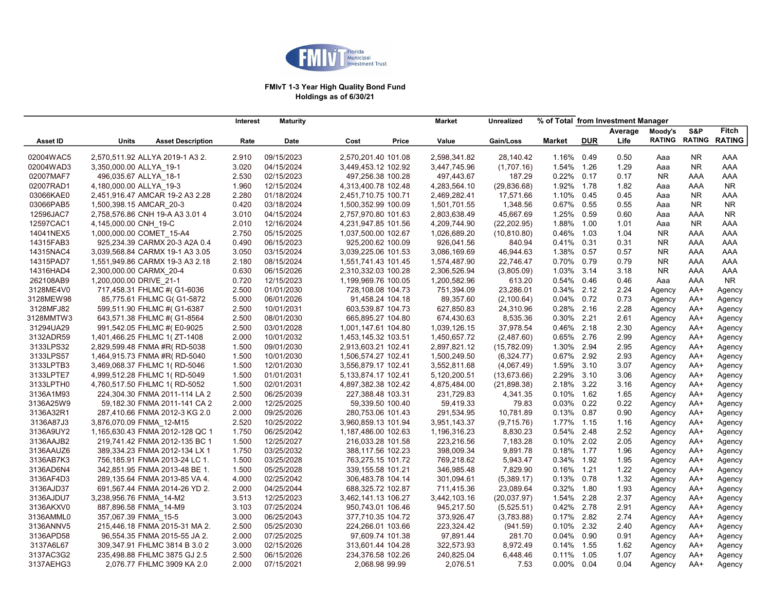**FMIvT 1-3 Year High Quality Bond Fund**
**Holdings as of 6/30/21**

| Asset ID | Units | Asset Description | Interest Rate | Maturity Date | Cost | Price | Market Value | Unrealized Gain/Loss | % of Total Market | DUR | Average Life | Moody's RATING | S&P RATING | Fitch RATING |
|---|---|---|---|---|---|---|---|---|---|---|---|---|---|---|
| | | | | | | | | | from Investment Manager | | | | | |
| 02004WAC5 | 2,570,511.92 | ALLYA 2019-1 A3 2. | 2.910 | 09/15/2023 | 2,570,201.40 | 101.08 | 2,598,341.82 | 28,140.42 | 1.16% | 0.49 | 0.50 | Aaa | NR | AAA |
| 02004WAD3 | 3,350,000.00 | ALLYA_19-1 | 3.020 | 04/15/2024 | 3,449,453.12 | 102.92 | 3,447,745.96 | (1,707.16) | 1.54% | 1.26 | 1.29 | Aaa | NR | AAA |
| 02007MAF7 | 496,035.67 | ALLYA_18-1 | 2.530 | 02/15/2023 | 497,256.38 | 100.28 | 497,443.67 | 187.29 | 0.22% | 0.17 | 0.17 | NR | AAA | AAA |
| 02007RAD1 | 4,180,000.00 | ALLYA_19-3 | 1.960 | 12/15/2024 | 4,313,400.78 | 102.48 | 4,283,564.10 | (29,836.68) | 1.92% | 1.78 | 1.82 | Aaa | AAA | NR |
| 03066KAE0 | 2,451,916.47 | AMCAR 19-2 A3 2.28 | 2.280 | 01/18/2024 | 2,451,710.75 | 100.71 | 2,469,282.41 | 17,571.66 | 1.10% | 0.45 | 0.45 | Aaa | NR | AAA |
| 03066PAB5 | 1,500,398.15 | AMCAR_20-3 | 0.420 | 03/18/2024 | 1,500,352.99 | 100.09 | 1,501,701.55 | 1,348.56 | 0.67% | 0.55 | 0.55 | Aaa | NR | NR |
| 12596JAC7 | 2,758,576.86 | CNH 19-A A3 3.01 4 | 3.010 | 04/15/2024 | 2,757,970.80 | 101.63 | 2,803,638.49 | 45,667.69 | 1.25% | 0.59 | 0.60 | Aaa | AAA | NR |
| 12597CAC1 | 4,145,000.00 | CNH_19-C | 2.010 | 12/16/2024 | 4,231,947.85 | 101.56 | 4,209,744.90 | (22,202.95) | 1.88% | 1.00 | 1.01 | Aaa | NR | AAA |
| 14041NEX5 | 1,000,000.00 | COMET_15-A4 | 2.750 | 05/15/2025 | 1,037,500.00 | 102.67 | 1,026,689.20 | (10,810.80) | 0.46% | 1.03 | 1.04 | NR | AAA | AAA |
| 14315FAB3 | 925,234.39 | CARMX 20-3 A2A 0.4 | 0.490 | 06/15/2023 | 925,200.62 | 100.09 | 926,041.56 | 840.94 | 0.41% | 0.31 | 0.31 | NR | AAA | AAA |
| 14315NAC4 | 3,039,568.84 | CARMX 19-1 A3 3.05 | 3.050 | 03/15/2024 | 3,039,225.06 | 101.53 | 3,086,169.69 | 46,944.63 | 1.38% | 0.57 | 0.57 | NR | AAA | AAA |
| 14315PAD7 | 1,551,949.86 | CARMX 19-3 A3 2.18 | 2.180 | 08/15/2024 | 1,551,741.43 | 101.45 | 1,574,487.90 | 22,746.47 | 0.70% | 0.79 | 0.79 | NR | AAA | AAA |
| 14316HAD4 | 2,300,000.00 | CARMX_20-4 | 0.630 | 06/15/2026 | 2,310,332.03 | 100.28 | 2,306,526.94 | (3,805.09) | 1.03% | 3.14 | 3.18 | NR | AAA | AAA |
| 262108AB9 | 1,200,000.00 | DRIVE_21-1 | 0.720 | 12/15/2023 | 1,199,969.76 | 100.05 | 1,200,582.96 | 613.20 | 0.54% | 0.46 | 0.46 | Aaa | AAA | NR |
| 3128ME4V0 | 717,458.31 | FHLMC #( G1-6036 | 2.500 | 01/01/2030 | 728,108.08 | 104.73 | 751,394.09 | 23,286.01 | 0.34% | 2.12 | 2.24 | Agency | AA+ | Agency |
| 3128MEW98 | 85,775.61 | FHLMC G( G1-5872 | 5.000 | 06/01/2026 | 91,458.24 | 104.18 | 89,357.60 | (2,100.64) | 0.04% | 0.72 | 0.73 | Agency | AA+ | Agency |
| 3128MFJ82 | 599,511.90 | FHLMC #( G1-6387 | 2.500 | 10/01/2031 | 603,539.87 | 104.73 | 627,850.83 | 24,310.96 | 0.28% | 2.16 | 2.28 | Agency | AA+ | Agency |
| 3128MMTW3 | 643,571.38 | FHLMC #( G1-8564 | 2.500 | 08/01/2030 | 665,895.27 | 104.80 | 674,430.63 | 8,535.36 | 0.30% | 2.21 | 2.61 | Agency | AA+ | Agency |
| 31294UA29 | 991,542.05 | FHLMC #( E0-9025 | 2.500 | 03/01/2028 | 1,001,147.61 | 104.80 | 1,039,126.15 | 37,978.54 | 0.46% | 2.18 | 2.30 | Agency | AA+ | Agency |
| 3132ADR59 | 1,401,466.25 | FHLMC 1( ZT-1408 | 2.000 | 10/01/2032 | 1,453,145.32 | 103.51 | 1,450,657.72 | (2,487.60) | 0.65% | 2.76 | 2.99 | Agency | AA+ | Agency |
| 3133LPS32 | 2,829,599.48 | FNMA #R( RD-5038 | 1.500 | 09/01/2030 | 2,913,603.21 | 102.41 | 2,897,821.12 | (15,782.09) | 1.30% | 2.94 | 2.95 | Agency | AA+ | Agency |
| 3133LPS57 | 1,464,915.73 | FNMA #R( RD-5040 | 1.500 | 10/01/2030 | 1,506,574.27 | 102.41 | 1,500,249.50 | (6,324.77) | 0.67% | 2.92 | 2.93 | Agency | AA+ | Agency |
| 3133LPTB3 | 3,469,068.37 | FHLMC 1( RD-5046 | 1.500 | 12/01/2030 | 3,556,879.17 | 102.41 | 3,552,811.68 | (4,067.49) | 1.59% | 3.10 | 3.07 | Agency | AA+ | Agency |
| 3133LPTE7 | 4,999,512.28 | FHLMC 1( RD-5049 | 1.500 | 01/01/2031 | 5,133,874.17 | 102.41 | 5,120,200.51 | (13,673.66) | 2.29% | 3.10 | 3.06 | Agency | AA+ | Agency |
| 3133LPTH0 | 4,760,517.50 | FHLMC 1( RD-5052 | 1.500 | 02/01/2031 | 4,897,382.38 | 102.42 | 4,875,484.00 | (21,898.38) | 2.18% | 3.22 | 3.16 | Agency | AA+ | Agency |
| 3136A1M93 | 224,304.30 | FNMA 2011-114 LA 2 | 2.500 | 06/25/2039 | 227,388.48 | 103.31 | 231,729.83 | 4,341.35 | 0.10% | 1.62 | 1.65 | Agency | AA+ | Agency |
| 3136A25W9 | 59,182.30 | FNMA 2011-141 CA 2 | 2.000 | 12/25/2025 | 59,339.50 | 100.40 | 59,419.33 | 79.83 | 0.03% | 0.22 | 0.22 | Agency | AA+ | Agency |
| 3136A32R1 | 287,410.66 | FNMA 2012-3 KG 2.0 | 2.000 | 09/25/2026 | 280,753.06 | 101.43 | 291,534.95 | 10,781.89 | 0.13% | 0.87 | 0.90 | Agency | AA+ | Agency |
| 3136A87J3 | 3,876,070.09 | FNMA_12-M15 | 2.520 | 10/25/2022 | 3,960,859.13 | 101.94 | 3,951,143.37 | (9,715.76) | 1.77% | 1.15 | 1.16 | Agency | AA+ | Agency |
| 3136A9UY2 | 1,165,630.43 | FNMA 2012-128 QC 1 | 1.750 | 06/25/2042 | 1,187,486.00 | 102.63 | 1,196,316.23 | 8,830.23 | 0.54% | 2.48 | 2.52 | Agency | AA+ | Agency |
| 3136AAJB2 | 219,741.42 | FNMA 2012-135 BC 1 | 1.500 | 12/25/2027 | 216,033.28 | 101.58 | 223,216.56 | 7,183.28 | 0.10% | 2.02 | 2.05 | Agency | AA+ | Agency |
| 3136AAUZ6 | 389,334.23 | FNMA 2012-134 LX 1 | 1.750 | 03/25/2032 | 388,117.56 | 102.23 | 398,009.34 | 9,891.78 | 0.18% | 1.77 | 1.96 | Agency | AA+ | Agency |
| 3136AB7K3 | 756,185.91 | FNMA 2013-24 LC 1. | 1.500 | 03/25/2028 | 763,275.15 | 101.72 | 769,218.62 | 5,943.47 | 0.34% | 1.92 | 1.95 | Agency | AA+ | Agency |
| 3136AD6N4 | 342,851.95 | FNMA 2013-48 BE 1. | 1.500 | 05/25/2028 | 339,155.58 | 101.21 | 346,985.48 | 7,829.90 | 0.16% | 1.21 | 1.22 | Agency | AA+ | Agency |
| 3136AF4D3 | 289,135.64 | FNMA 2013-85 VA 4. | 4.000 | 02/25/2042 | 306,483.78 | 104.14 | 301,094.61 | (5,389.17) | 0.13% | 0.78 | 1.32 | Agency | AA+ | Agency |
| 3136AJD37 | 691,567.44 | FNMA 2014-26 YD 2. | 2.000 | 04/25/2044 | 688,325.72 | 102.87 | 711,415.36 | 23,089.64 | 0.32% | 1.80 | 1.93 | Agency | AA+ | Agency |
| 3136AJDU7 | 3,238,956.76 | FNMA_14-M2 | 3.513 | 12/25/2023 | 3,462,141.13 | 106.27 | 3,442,103.16 | (20,037.97) | 1.54% | 2.28 | 2.37 | Agency | AA+ | Agency |
| 3136AKXV0 | 887,896.58 | FNMA_14-M9 | 3.103 | 07/25/2024 | 950,743.01 | 106.46 | 945,217.50 | (5,525.51) | 0.42% | 2.78 | 2.91 | Agency | AA+ | Agency |
| 3136AMML0 | 357,067.39 | FNMA_15-5 | 3.000 | 06/25/2043 | 377,710.35 | 104.72 | 373,926.47 | (3,783.88) | 0.17% | 2.82 | 2.74 | Agency | AA+ | Agency |
| 3136ANNV5 | 215,446.18 | FNMA 2015-31 MA 2. | 2.500 | 05/25/2030 | 224,266.01 | 103.66 | 223,324.42 | (941.59) | 0.10% | 2.32 | 2.40 | Agency | AA+ | Agency |
| 3136APD58 | 96,554.35 | FNMA 2015-55 JA 2. | 2.000 | 07/25/2025 | 97,609.74 | 101.38 | 97,891.44 | 281.70 | 0.04% | 0.90 | 0.91 | Agency | AA+ | Agency |
| 3137A6L67 | 309,347.91 | FHLMC 3814 B 3.0 2 | 3.000 | 02/15/2026 | 313,601.44 | 104.28 | 322,573.93 | 8,972.49 | 0.14% | 1.55 | 1.62 | Agency | AA+ | Agency |
| 3137AC3G2 | 235,498.88 | FHLMC 3875 GJ 2.5 | 2.500 | 06/15/2026 | 234,376.58 | 102.26 | 240,825.04 | 6,448.46 | 0.11% | 1.05 | 1.07 | Agency | AA+ | Agency |
| 3137AEHG3 | 2,076.77 | FHLMC 3909 KA 2.0 | 2.000 | 07/15/2021 | 2,068.98 | 99.99 | 2,076.51 | 7.53 | 0.00% | 0.04 | 0.04 | Agency | AA+ | Agency |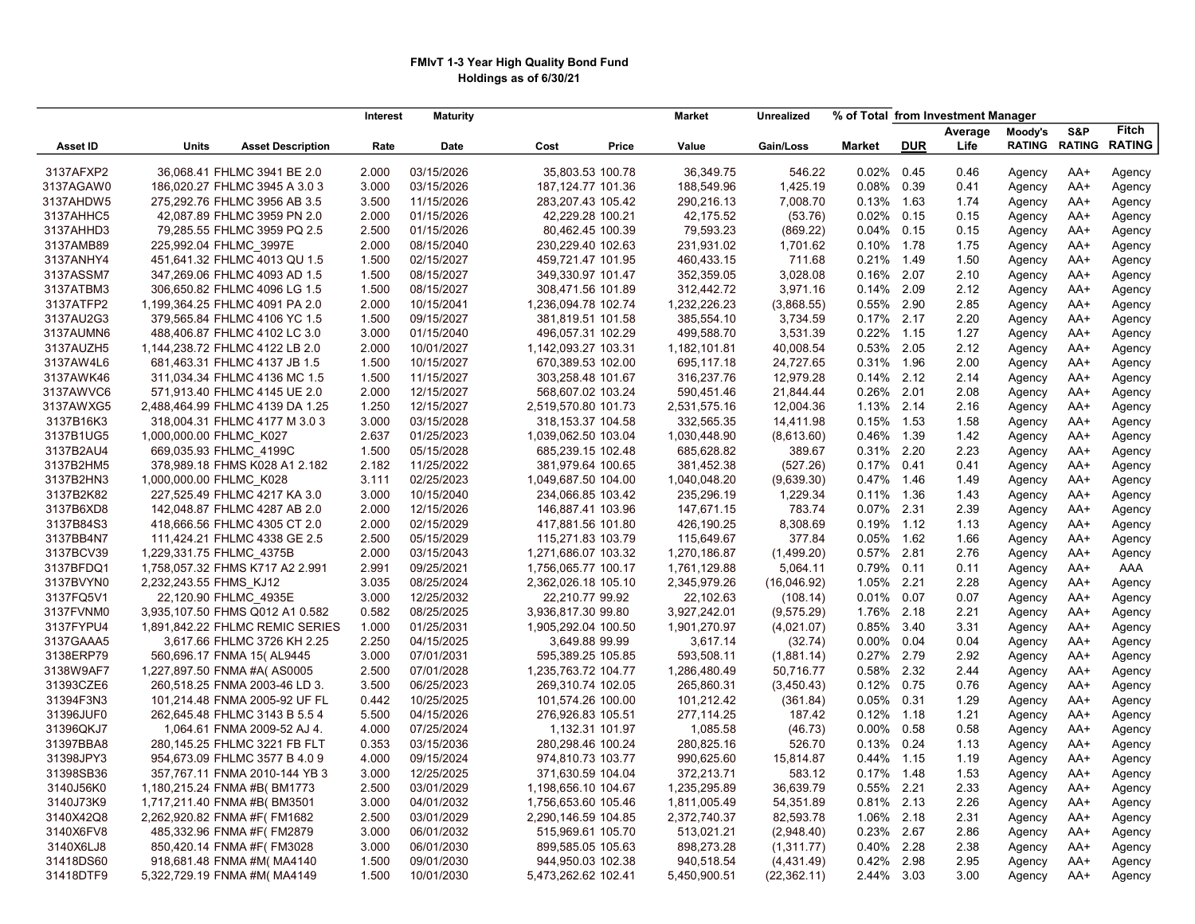**FMIvT 1-3 Year High Quality Bond Fund**
**Holdings as of 6/30/21**

| Asset ID | Units | Asset Description | Interest Rate | Maturity Date | Cost | Price | Market Value | Unrealized Gain/Loss | % of Total Market | from Investment Manager DUR | Average Life | Moody's RATING | S&P RATING | Fitch RATING |
|---|---|---|---|---|---|---|---|---|---|---|---|---|---|---|
| 3137AFXP2 | 36,068.41 | FHLMC 3941 BE 2.0 | 2.000 | 03/15/2026 | 35,803.53 | 100.78 | 36,349.75 | 546.22 | 0.02% | 0.45 | 0.46 | Agency | AA+ | Agency |
| 3137AGAW0 | 186,020.27 | FHLMC 3945 A 3.0 3 | 3.000 | 03/15/2026 | 187,124.77 | 101.36 | 188,549.96 | 1,425.19 | 0.08% | 0.39 | 0.41 | Agency | AA+ | Agency |
| 3137AHDW5 | 275,292.76 | FHLMC 3956 AB 3.5 | 3.500 | 11/15/2026 | 283,207.43 | 105.42 | 290,216.13 | 7,008.70 | 0.13% | 1.63 | 1.74 | Agency | AA+ | Agency |
| 3137AHHC5 | 42,087.89 | FHLMC 3959 PN 2.0 | 2.000 | 01/15/2026 | 42,229.28 | 100.21 | 42,175.52 | (53.76) | 0.02% | 0.15 | 0.15 | Agency | AA+ | Agency |
| 3137AHHD3 | 79,285.55 | FHLMC 3959 PQ 2.5 | 2.500 | 01/15/2026 | 80,462.45 | 100.39 | 79,593.23 | (869.22) | 0.04% | 0.15 | 0.15 | Agency | AA+ | Agency |
| 3137AMB89 | 225,992.04 | FHLMC_3997E | 2.000 | 08/15/2040 | 230,229.40 | 102.63 | 231,931.02 | 1,701.62 | 0.10% | 1.78 | 1.75 | Agency | AA+ | Agency |
| 3137ANHY4 | 451,641.32 | FHLMC 4013 QU 1.5 | 1.500 | 02/15/2027 | 459,721.47 | 101.95 | 460,433.15 | 711.68 | 0.21% | 1.49 | 1.50 | Agency | AA+ | Agency |
| 3137ASSM7 | 347,269.06 | FHLMC 4093 AD 1.5 | 1.500 | 08/15/2027 | 349,330.97 | 101.47 | 352,359.05 | 3,028.08 | 0.16% | 2.07 | 2.10 | Agency | AA+ | Agency |
| 3137ATBM3 | 306,650.82 | FHLMC 4096 LG 1.5 | 1.500 | 08/15/2027 | 308,471.56 | 101.89 | 312,442.72 | 3,971.16 | 0.14% | 2.09 | 2.12 | Agency | AA+ | Agency |
| 3137ATFP2 | 1,199,364.25 | FHLMC 4091 PA 2.0 | 2.000 | 10/15/2041 | 1,236,094.78 | 102.74 | 1,232,226.23 | (3,868.55) | 0.55% | 2.90 | 2.85 | Agency | AA+ | Agency |
| 3137AU2G3 | 379,565.84 | FHLMC 4106 YC 1.5 | 1.500 | 09/15/2027 | 381,819.51 | 101.58 | 385,554.10 | 3,734.59 | 0.17% | 2.17 | 2.20 | Agency | AA+ | Agency |
| 3137AUMN6 | 488,406.87 | FHLMC 4102 LC 3.0 | 3.000 | 01/15/2040 | 496,057.31 | 102.29 | 499,588.70 | 3,531.39 | 0.22% | 1.15 | 1.27 | Agency | AA+ | Agency |
| 3137AUZH5 | 1,144,238.72 | FHLMC 4122 LB 2.0 | 2.000 | 10/01/2027 | 1,142,093.27 | 103.31 | 1,182,101.81 | 40,008.54 | 0.53% | 2.05 | 2.12 | Agency | AA+ | Agency |
| 3137AW4L6 | 681,463.31 | FHLMC 4137 JB 1.5 | 1.500 | 10/15/2027 | 670,389.53 | 102.00 | 695,117.18 | 24,727.65 | 0.31% | 1.96 | 2.00 | Agency | AA+ | Agency |
| 3137AWK46 | 311,034.34 | FHLMC 4136 MC 1.5 | 1.500 | 11/15/2027 | 303,258.48 | 101.67 | 316,237.76 | 12,979.28 | 0.14% | 2.12 | 2.14 | Agency | AA+ | Agency |
| 3137AWVC6 | 571,913.40 | FHLMC 4145 UE 2.0 | 2.000 | 12/15/2027 | 568,607.02 | 103.24 | 590,451.46 | 21,844.44 | 0.26% | 2.01 | 2.08 | Agency | AA+ | Agency |
| 3137AWXG5 | 2,488,464.99 | FHLMC 4139 DA 1.25 | 1.250 | 12/15/2027 | 2,519,570.80 | 101.73 | 2,531,575.16 | 12,004.36 | 1.13% | 2.14 | 2.16 | Agency | AA+ | Agency |
| 3137B16K3 | 318,004.31 | FHLMC 4177 M 3.0 3 | 3.000 | 03/15/2028 | 318,153.37 | 104.58 | 332,565.35 | 14,411.98 | 0.15% | 1.53 | 1.58 | Agency | AA+ | Agency |
| 3137B1UG5 | 1,000,000.00 | FHLMC_K027 | 2.637 | 01/25/2023 | 1,039,062.50 | 103.04 | 1,030,448.90 | (8,613.60) | 0.46% | 1.39 | 1.42 | Agency | AA+ | Agency |
| 3137B2AU4 | 669,035.93 | FHLMC_4199C | 1.500 | 05/15/2028 | 685,239.71 | 102.48 | 685,628.82 | 389.67 | 0.31% | 2.20 | 2.23 | Agency | AA+ | Agency |
| 3137B2HM5 | 378,989.18 | FHMS K028 A1 2.182 | 2.182 | 11/25/2022 | 381,979.64 | 100.65 | 381,452.38 | (527.26) | 0.17% | 0.41 | 0.41 | Agency | AA+ | Agency |
| 3137B2HN3 | 1,000,000.00 | FHLMC_K028 | 3.111 | 02/25/2023 | 1,049,687.50 | 104.00 | 1,040,048.20 | (9,639.30) | 0.47% | 1.46 | 1.49 | Agency | AA+ | Agency |
| 3137B2K82 | 227,525.49 | FHLMC 4217 KA 3.0 | 3.000 | 10/15/2040 | 234,066.85 | 103.42 | 235,296.19 | 1,229.34 | 0.11% | 1.36 | 1.43 | Agency | AA+ | Agency |
| 3137B6XD8 | 142,048.87 | FHLMC 4287 AB 2.0 | 2.000 | 12/15/2026 | 146,887.41 | 103.96 | 147,671.15 | 783.74 | 0.07% | 2.31 | 2.39 | Agency | AA+ | Agency |
| 3137B84S3 | 418,666.56 | FHLMC 4305 CT 2.0 | 2.000 | 02/15/2029 | 417,881.56 | 101.80 | 426,190.25 | 8,308.69 | 0.19% | 1.12 | 1.13 | Agency | AA+ | Agency |
| 3137BB4N7 | 111,424.21 | FHLMC 4338 GE 2.5 | 2.500 | 05/15/2029 | 115,271.83 | 103.79 | 115,649.67 | 377.84 | 0.05% | 1.62 | 1.66 | Agency | AA+ | Agency |
| 3137BCV39 | 1,229,331.75 | FHLMC_4375B | 2.000 | 03/15/2043 | 1,271,686.07 | 103.32 | 1,270,186.87 | (1,499.20) | 0.57% | 2.81 | 2.76 | Agency | AA+ | Agency |
| 3137BFDQ1 | 1,758,057.32 | FHMS K717 A2 2.991 | 2.991 | 09/25/2021 | 1,756,065.77 | 100.17 | 1,761,129.88 | 5,064.11 | 0.79% | 0.11 | 0.11 | Agency | AA+ | AAA |
| 3137BVYN0 | 2,232,243.55 | FHMS_KJ12 | 3.035 | 08/25/2024 | 2,362,026.18 | 105.10 | 2,345,979.26 | (16,046.92) | 1.05% | 2.21 | 2.28 | Agency | AA+ | Agency |
| 3137FQ5V1 | 22,120.90 | FHLMC_4935E | 3.000 | 12/25/2032 | 22,210.77 | 99.92 | 22,102.63 | (108.14) | 0.01% | 0.07 | 0.07 | Agency | AA+ | Agency |
| 3137FVNM0 | 3,935,107.50 | FHMS Q012 A1 0.582 | 0.582 | 08/25/2025 | 3,936,817.30 | 99.80 | 3,927,242.01 | (9,575.29) | 1.76% | 2.18 | 2.21 | Agency | AA+ | Agency |
| 3137FYPU4 | 1,891,842.22 | FHLMC REMIC SERIES | 1.000 | 01/25/2031 | 1,905,292.04 | 100.50 | 1,901,270.97 | (4,021.07) | 0.85% | 3.40 | 3.31 | Agency | AA+ | Agency |
| 3137GAAA5 | 3,617.66 | FHLMC 3726 KH 2.25 | 2.250 | 04/15/2025 | 3,649.88 | 99.99 | 3,617.14 | (32.74) | 0.00% | 0.04 | 0.04 | Agency | AA+ | Agency |
| 3138ERP79 | 560,696.17 | FNMA 15( AL9445 | 3.000 | 07/01/2031 | 595,389.25 | 105.85 | 593,508.11 | (1,881.14) | 0.27% | 2.79 | 2.92 | Agency | AA+ | Agency |
| 3138W9AF7 | 1,227,897.50 | FNMA #A( AS0005 | 2.500 | 07/01/2028 | 1,235,763.72 | 104.77 | 1,286,480.49 | 50,716.77 | 0.58% | 2.32 | 2.44 | Agency | AA+ | Agency |
| 31393CZE6 | 260,518.25 | FNMA 2003-46 LD 3. | 3.500 | 06/25/2023 | 269,310.74 | 102.05 | 265,860.31 | (3,450.43) | 0.12% | 0.75 | 0.76 | Agency | AA+ | Agency |
| 31394F3N3 | 101,214.48 | FNMA 2005-92 UF FL | 0.442 | 10/25/2025 | 101,574.26 | 100.00 | 101,212.42 | (361.84) | 0.05% | 0.31 | 1.29 | Agency | AA+ | Agency |
| 31396JUF0 | 262,645.48 | FHLMC 3143 B 5.5 4 | 5.500 | 04/15/2026 | 276,926.83 | 105.51 | 277,114.25 | 187.42 | 0.12% | 1.18 | 1.21 | Agency | AA+ | Agency |
| 31396QKJ7 | 1,064.61 | FNMA 2009-52 AJ 4. | 4.000 | 07/25/2024 | 1,132.31 | 101.97 | 1,085.58 | (46.73) | 0.00% | 0.58 | 0.58 | Agency | AA+ | Agency |
| 31397BBA8 | 280,145.25 | FHLMC 3221 FB FLT | 0.353 | 03/15/2036 | 280,298.46 | 100.24 | 280,825.16 | 526.70 | 0.13% | 0.24 | 1.13 | Agency | AA+ | Agency |
| 31398JPY3 | 954,673.09 | FHLMC 3577 B 4.0 9 | 4.000 | 09/15/2024 | 974,810.73 | 103.77 | 990,625.60 | 15,814.87 | 0.44% | 1.15 | 1.19 | Agency | AA+ | Agency |
| 31398SB36 | 357,767.11 | FNMA 2010-144 YB 3 | 3.000 | 12/25/2025 | 371,630.59 | 104.04 | 372,213.71 | 583.12 | 0.17% | 1.48 | 1.53 | Agency | AA+ | Agency |
| 3140J56K0 | 1,180,215.24 | FNMA #B( BM1773 | 2.500 | 03/01/2029 | 1,198,656.10 | 104.67 | 1,235,295.89 | 36,639.79 | 0.55% | 2.21 | 2.33 | Agency | AA+ | Agency |
| 3140J73K9 | 1,717,211.40 | FNMA #B( BM3501 | 3.000 | 04/01/2032 | 1,756,653.60 | 105.46 | 1,811,005.49 | 54,351.89 | 0.81% | 2.13 | 2.26 | Agency | AA+ | Agency |
| 3140X42Q8 | 2,262,920.82 | FNMA #F( FM1682 | 2.500 | 03/01/2029 | 2,290,146.59 | 104.85 | 2,372,740.37 | 82,593.78 | 1.06% | 2.18 | 2.31 | Agency | AA+ | Agency |
| 3140X6FV8 | 485,332.96 | FNMA #F( FM2879 | 3.000 | 06/01/2032 | 515,969.61 | 105.70 | 513,021.21 | (2,948.40) | 0.23% | 2.67 | 2.86 | Agency | AA+ | Agency |
| 3140X6LJ8 | 850,420.14 | FNMA #F( FM3028 | 3.000 | 06/01/2030 | 899,585.05 | 105.63 | 898,273.28 | (1,311.77) | 0.40% | 2.28 | 2.38 | Agency | AA+ | Agency |
| 31418DS60 | 918,681.48 | FNMA #M( MA4140 | 1.500 | 09/01/2030 | 944,950.03 | 102.38 | 940,518.54 | (4,431.49) | 0.42% | 2.98 | 2.95 | Agency | AA+ | Agency |
| 31418DTF9 | 5,322,729.19 | FNMA #M( MA4149 | 1.500 | 10/01/2030 | 5,473,262.62 | 102.41 | 5,450,900.51 | (22,362.11) | 2.44% | 3.03 | 3.00 | Agency | AA+ | Agency |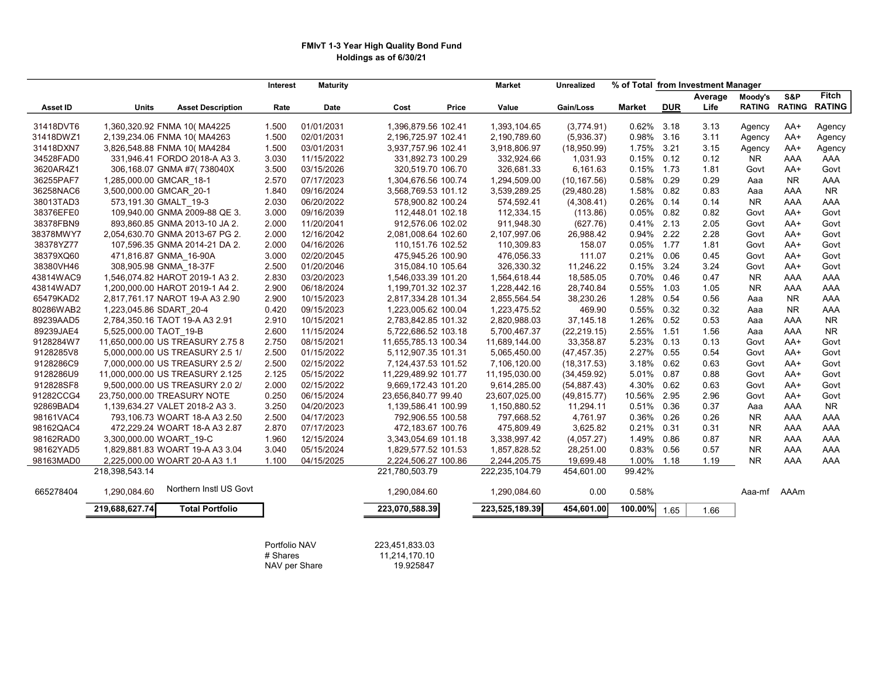**FMIvT 1-3 Year High Quality Bond Fund**
**Holdings as of 6/30/21**

| Asset ID | Units | Asset Description | Interest Rate | Maturity Date | Cost | Price | Market Value | Unrealized Gain/Loss | % of Total Market | DUR | Average Life | Moody's RATING | S&P RATING | Fitch RATING |
|---|---|---|---|---|---|---|---|---|---|---|---|---|---|---|
| | | | | | | | | | from Investment Manager | | | | | |
| 31418DVT6 | 1,360,320.92 | FNMA 10( MA4225 | 1.500 | 01/01/2031 | 1,396,879.56 | 102.41 | 1,393,104.65 | (3,774.91) | 0.62% | 3.18 | 3.13 | Agency | AA+ | Agency |
| 31418DWZ1 | 2,139,234.06 | FNMA 10( MA4263 | 1.500 | 02/01/2031 | 2,196,725.97 | 102.41 | 2,190,789.60 | (5,936.37) | 0.98% | 3.16 | 3.11 | Agency | AA+ | Agency |
| 31418DXN7 | 3,826,548.88 | FNMA 10( MA4284 | 1.500 | 03/01/2031 | 3,937,757.96 | 102.41 | 3,918,806.97 | (18,950.99) | 1.75% | 3.21 | 3.15 | Agency | AA+ | Agency |
| 34528FAD0 | 331,946.41 | FORDO 2018-A A3 3. | 3.030 | 11/15/2022 | 331,892.73 | 100.29 | 332,924.66 | 1,031.93 | 0.15% | 0.12 | 0.12 | NR | AAA | AAA |
| 3620AR4Z1 | 306,168.07 | GNMA #7( 738040X | 3.500 | 03/15/2026 | 320,519.70 | 106.70 | 326,681.33 | 6,161.63 | 0.15% | 1.73 | 1.81 | Govt | AA+ | Govt |
| 36255PAF7 | 1,285,000.00 | GMCAR_18-1 | 2.570 | 07/17/2023 | 1,304,676.56 | 100.74 | 1,294,509.00 | (10,167.56) | 0.58% | 0.29 | 0.29 | Aaa | NR | AAA |
| 36258NAC6 | 3,500,000.00 | GMCAR_20-1 | 1.840 | 09/16/2024 | 3,568,769.53 | 101.12 | 3,539,289.25 | (29,480.28) | 1.58% | 0.82 | 0.83 | Aaa | AAA | NR |
| 38013TAD3 | 573,191.30 | GMALT_19-3 | 2.030 | 06/20/2022 | 578,900.82 | 100.24 | 574,592.41 | (4,308.41) | 0.26% | 0.14 | 0.14 | NR | AAA | AAA |
| 38376EFE0 | 109,940.00 | GNMA 2009-88 QE 3. | 3.000 | 09/16/2039 | 112,448.01 | 102.18 | 112,334.15 | (113.86) | 0.05% | 0.82 | 0.82 | Govt | AA+ | Govt |
| 38378FBN9 | 893,860.85 | GNMA 2013-10 JA 2. | 2.000 | 11/20/2041 | 912,576.06 | 102.02 | 911,948.30 | (627.76) | 0.41% | 2.13 | 2.05 | Govt | AA+ | Govt |
| 38378MWY7 | 2,054,630.70 | GNMA 2013-67 PG 2. | 2.000 | 12/16/2042 | 2,081,008.64 | 102.60 | 2,107,997.06 | 26,988.42 | 0.94% | 2.22 | 2.28 | Govt | AA+ | Govt |
| 38378YZ77 | 107,596.35 | GNMA 2014-21 DA 2. | 2.000 | 04/16/2026 | 110,151.76 | 102.52 | 110,309.83 | 158.07 | 0.05% | 1.77 | 1.81 | Govt | AA+ | Govt |
| 38379XQ60 | 471,816.87 | GNMA_16-90A | 3.000 | 02/20/2045 | 475,945.26 | 100.90 | 476,056.33 | 111.07 | 0.21% | 0.06 | 0.45 | Govt | AA+ | Govt |
| 38380VH46 | 308,905.98 | GNMA_18-37F | 2.500 | 01/20/2046 | 315,084.10 | 105.64 | 326,330.32 | 11,246.22 | 0.15% | 3.24 | 3.24 | Govt | AA+ | Govt |
| 43814WAC9 | 1,546,074.82 | HAROT 2019-1 A3 2. | 2.830 | 03/20/2023 | 1,546,033.39 | 101.20 | 1,564,618.44 | 18,585.05 | 0.70% | 0.46 | 0.47 | NR | AAA | AAA |
| 43814WAD7 | 1,200,000.00 | HAROT 2019-1 A4 2. | 2.900 | 06/18/2024 | 1,199,701.32 | 102.37 | 1,228,442.16 | 28,740.84 | 0.55% | 1.03 | 1.05 | NR | AAA | AAA |
| 65479KAD2 | 2,817,761.17 | NAROT 19-A A3 2.90 | 2.900 | 10/15/2023 | 2,817,334.28 | 101.34 | 2,855,564.54 | 38,230.26 | 1.28% | 0.54 | 0.56 | Aaa | NR | AAA |
| 80286WAB2 | 1,223,045.86 | SDART_20-4 | 0.420 | 09/15/2023 | 1,223,005.62 | 100.04 | 1,223,475.52 | 469.90 | 0.55% | 0.32 | 0.32 | Aaa | NR | AAA |
| 89239AAD5 | 2,784,350.16 | TAOT 19-A A3 2.91 | 2.910 | 10/15/2021 | 2,783,842.85 | 101.32 | 2,820,988.03 | 37,145.18 | 1.26% | 0.52 | 0.53 | Aaa | AAA | NR |
| 89239JAE4 | 5,525,000.00 | TAOT_19-B | 2.600 | 11/15/2024 | 5,722,686.52 | 103.18 | 5,700,467.37 | (22,219.15) | 2.55% | 1.51 | 1.56 | Aaa | AAA | NR |
| 9128284W7 | 11,650,000.00 | US TREASURY 2.75 8 | 2.750 | 08/15/2021 | 11,655,785.13 | 100.34 | 11,689,144.00 | 33,358.87 | 5.23% | 0.13 | 0.13 | Govt | AA+ | Govt |
| 9128285V8 | 5,000,000.00 | US TREASURY 2.5 1/ | 2.500 | 01/15/2022 | 5,112,907.35 | 101.31 | 5,065,450.00 | (47,457.35) | 2.27% | 0.55 | 0.54 | Govt | AA+ | Govt |
| 9128286C9 | 7,000,000.00 | US TREASURY 2.5 2/ | 2.500 | 02/15/2022 | 7,124,437.53 | 101.52 | 7,106,120.00 | (18,317.53) | 3.18% | 0.62 | 0.63 | Govt | AA+ | Govt |
| 9128286U9 | 11,000,000.00 | US TREASURY 2.125 | 2.125 | 05/15/2022 | 11,229,489.92 | 101.77 | 11,195,030.00 | (34,459.92) | 5.01% | 0.87 | 0.88 | Govt | AA+ | Govt |
| 912828SF8 | 9,500,000.00 | US TREASURY 2.0 2/ | 2.000 | 02/15/2022 | 9,669,172.43 | 101.20 | 9,614,285.00 | (54,887.43) | 4.30% | 0.62 | 0.63 | Govt | AA+ | Govt |
| 91282CCG4 | 23,750,000.00 | TREASURY NOTE | 0.250 | 06/15/2024 | 23,656,840.77 | 99.40 | 23,607,025.00 | (49,815.77) | 10.56% | 2.95 | 2.96 | Govt | AA+ | Govt |
| 92869BAD4 | 1,139,634.27 | VALET 2018-2 A3 3. | 3.250 | 04/20/2023 | 1,139,586.41 | 100.99 | 1,150,880.52 | 11,294.11 | 0.51% | 0.36 | 0.37 | Aaa | AAA | NR |
| 98161VAC4 | 793,106.73 | WOART 18-A A3 2.50 | 2.500 | 04/17/2023 | 792,906.55 | 100.58 | 797,668.52 | 4,761.97 | 0.36% | 0.26 | 0.26 | NR | AAA | AAA |
| 98162QAC4 | 472,229.24 | WOART 18-A A3 2.87 | 2.870 | 07/17/2023 | 472,183.67 | 100.76 | 475,809.49 | 3,625.82 | 0.21% | 0.31 | 0.31 | NR | AAA | AAA |
| 98162RAD0 | 3,300,000.00 | WOART_19-C | 1.960 | 12/15/2024 | 3,343,054.69 | 101.18 | 3,338,997.42 | (4,057.27) | 1.49% | 0.86 | 0.87 | NR | AAA | AAA |
| 98162YAD5 | 1,829,881.83 | WOART 19-A A3 3.04 | 3.040 | 05/15/2024 | 1,829,577.52 | 101.53 | 1,857,828.52 | 28,251.00 | 0.83% | 0.56 | 0.57 | NR | AAA | AAA |
| 98163MAD0 | 2,225,000.00 | WOART 20-A A3 1.1 | 1.100 | 04/15/2025 | 2,224,506.27 | 100.86 | 2,244,205.75 | 19,699.48 | 1.00% | 1.18 | 1.19 | NR | AAA | AAA |
| | 218,398,543.14 | | | | 221,780,503.79 | | 222,235,104.79 | 454,601.00 | 99.42% | | | | | |
| 665278404 | 1,290,084.60 | Northern Instl US Govt | | | 1,290,084.60 | | 1,290,084.60 | 0.00 | 0.58% | | | Aaa-mf | AAAm | |
| | **219,688,627.74** | **Total Portfolio** | | | **223,070,588.39** | | **223,525,189.39** | **454,601.00** | **100.00%** | 1.65 | 1.66 | | | |

| | |
|---|---|
| Portfolio NAV | 223,451,833.03 |
| # Shares | 11,214,170.10 |
| NAV per Share | 19.925847 |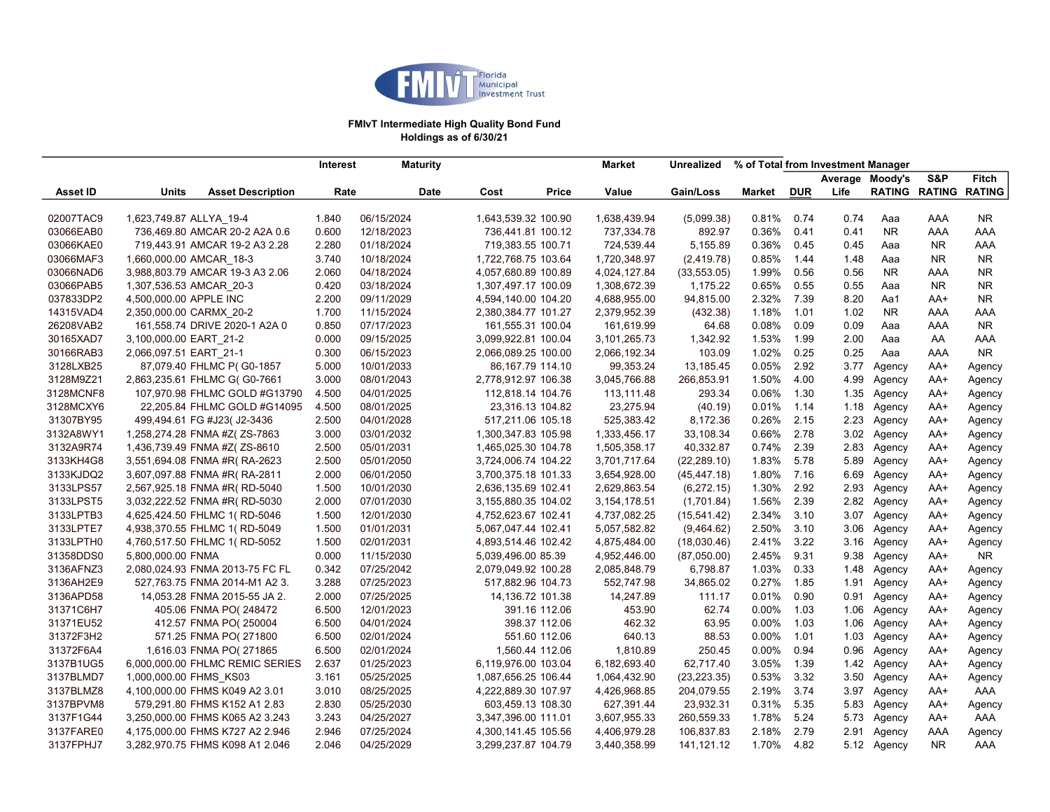**FMIvT Intermediate High Quality Bond Fund**
**Holdings as of 6/30/21**

| Asset ID | Units | Asset Description | Interest Rate | Maturity Date | Cost | Price | Market Value | Unrealized Gain/Loss | % of Total Market | DUR | Average Life | Moody's RATING | S&P RATING | Fitch RATING |
|---|---|---|---|---|---|---|---|---|---|---|---|---|---|---|
| 02007TAC9 | 1,623,749.87 | ALLYA_19-4 | 1.840 | 06/15/2024 | 1,643,539.32 | 100.90 | 1,638,439.94 | (5,099.38) | 0.81% | 0.74 | 0.74 | Aaa | AAA | NR |
| 03066EAB0 | 736,469.80 | AMCAR 20-2 A2A 0.6 | 0.600 | 12/18/2023 | 736,441.81 | 100.12 | 737,334.78 | 892.97 | 0.36% | 0.41 | 0.41 | NR | AAA | AAA |
| 03066KAE0 | 719,443.91 | AMCAR 19-2 A3 2.28 | 2.280 | 01/18/2024 | 719,383.55 | 100.71 | 724,539.44 | 5,155.89 | 0.36% | 0.45 | 0.45 | Aaa | NR | AAA |
| 03066MAF3 | 1,660,000.00 | AMCAR_18-3 | 3.740 | 10/18/2024 | 1,722,768.75 | 103.64 | 1,720,348.97 | (2,419.78) | 0.85% | 1.44 | 1.48 | Aaa | NR | NR |
| 03066NAD6 | 3,988,803.79 | AMCAR 19-3 A3 2.06 | 2.060 | 04/18/2024 | 4,057,680.89 | 100.89 | 4,024,127.84 | (33,553.05) | 1.99% | 0.56 | 0.56 | NR | AAA | NR |
| 03066PAB5 | 1,307,536.53 | AMCAR_20-3 | 0.420 | 03/18/2024 | 1,307,497.17 | 100.09 | 1,308,672.39 | 1,175.22 | 0.65% | 0.55 | 0.55 | Aaa | NR | NR |
| 037833DP2 | 4,500,000.00 | APPLE INC | 2.200 | 09/11/2029 | 4,594,140.00 | 104.20 | 4,688,955.00 | 94,815.00 | 2.32% | 7.39 | 8.20 | Aa1 | AA+ | NR |
| 14315VAD4 | 2,350,000.00 | CARMX_20-2 | 1.700 | 11/15/2024 | 2,380,384.77 | 101.27 | 2,379,952.39 | (432.38) | 1.18% | 1.01 | 1.02 | NR | AAA | AAA |
| 26208VAB2 | 161,558.74 | DRIVE 2020-1 A2A 0 | 0.850 | 07/17/2023 | 161,555.31 | 100.04 | 161,619.99 | 64.68 | 0.08% | 0.09 | 0.09 | Aaa | AAA | NR |
| 30165XAD7 | 3,100,000.00 | EART_21-2 | 0.000 | 09/15/2025 | 3,099,922.81 | 100.04 | 3,101,265.73 | 1,342.92 | 1.53% | 1.99 | 2.00 | Aaa | AA | AAA |
| 30166RAB3 | 2,066,097.51 | EART_21-1 | 0.300 | 06/15/2023 | 2,066,089.25 | 100.00 | 2,066,192.34 | 103.09 | 1.02% | 0.25 | 0.25 | Aaa | AAA | NR |
| 3128LXB25 | 87,079.40 | FHLMC P( G0-1857 | 5.000 | 10/01/2033 | 86,167.79 | 114.10 | 99,353.24 | 13,185.45 | 0.05% | 2.92 | 3.77 | Agency | AA+ | Agency |
| 3128M9Z21 | 2,863,235.61 | FHLMC G( G0-7661 | 3.000 | 08/01/2043 | 2,778,912.97 | 106.38 | 3,045,766.88 | 266,853.91 | 1.50% | 4.00 | 4.99 | Agency | AA+ | Agency |
| 3128MCNF8 | 107,970.98 | FHLMC GOLD #G13790 | 4.500 | 04/01/2025 | 112,818.14 | 104.76 | 113,111.48 | 293.34 | 0.06% | 1.30 | 1.35 | Agency | AA+ | Agency |
| 3128MCXY6 | 22,205.84 | FHLMC GOLD #G14095 | 4.500 | 08/01/2025 | 23,316.13 | 104.82 | 23,275.94 | (40.19) | 0.01% | 1.14 | 1.18 | Agency | AA+ | Agency |
| 31307BY95 | 499,494.61 | FG #J23( J2-3436 | 2.500 | 04/01/2028 | 517,211.06 | 105.18 | 525,383.42 | 8,172.36 | 0.26% | 2.15 | 2.23 | Agency | AA+ | Agency |
| 3132A8WY1 | 1,258,274.28 | FNMA #Z( ZS-7863 | 3.000 | 03/01/2032 | 1,300,347.83 | 105.98 | 1,333,456.17 | 33,108.34 | 0.66% | 2.78 | 3.02 | Agency | AA+ | Agency |
| 3132A9R74 | 1,436,739.49 | FNMA #Z( ZS-8610 | 2.500 | 05/01/2031 | 1,465,025.30 | 104.78 | 1,505,358.17 | 40,332.87 | 0.74% | 2.39 | 2.83 | Agency | AA+ | Agency |
| 3133KH4G8 | 3,551,694.08 | FNMA #R( RA-2623 | 2.500 | 05/01/2050 | 3,724,006.74 | 104.22 | 3,701,717.64 | (22,289.10) | 1.83% | 5.78 | 5.89 | Agency | AA+ | Agency |
| 3133KJDQ2 | 3,607,097.88 | FNMA #R( RA-2811 | 2.000 | 06/01/2050 | 3,700,375.18 | 101.33 | 3,654,928.00 | (45,447.18) | 1.80% | 7.16 | 6.69 | Agency | AA+ | Agency |
| 3133LPS57 | 2,567,925.18 | FNMA #R( RD-5040 | 1.500 | 10/01/2030 | 2,636,135.69 | 102.41 | 2,629,863.54 | (6,272.15) | 1.30% | 2.92 | 2.93 | Agency | AA+ | Agency |
| 3133LPST5 | 3,032,222.52 | FNMA #R( RD-5030 | 2.000 | 07/01/2030 | 3,155,880.35 | 104.02 | 3,154,178.51 | (1,701.84) | 1.56% | 2.39 | 2.82 | Agency | AA+ | Agency |
| 3133LPTB3 | 4,625,424.50 | FHLMC 1( RD-5046 | 1.500 | 12/01/2030 | 4,752,623.67 | 102.41 | 4,737,082.25 | (15,541.42) | 2.34% | 3.10 | 3.07 | Agency | AA+ | Agency |
| 3133LPTE7 | 4,938,370.55 | FHLMC 1( RD-5049 | 1.500 | 01/01/2031 | 5,067,047.44 | 102.41 | 5,057,582.82 | (9,464.62) | 2.50% | 3.10 | 3.06 | Agency | AA+ | Agency |
| 3133LPTH0 | 4,760,517.50 | FHLMC 1( RD-5052 | 1.500 | 02/01/2031 | 4,893,514.46 | 102.42 | 4,875,484.00 | (18,030.46) | 2.41% | 3.22 | 3.16 | Agency | AA+ | Agency |
| 31358DDS0 | 5,800,000.00 | FNMA | 0.000 | 11/15/2030 | 5,039,496.00 | 85.39 | 4,952,446.00 | (87,050.00) | 2.45% | 9.31 | 9.38 | Agency | AA+ | NR |
| 3136AFNZ3 | 2,080,024.93 | FNMA 2013-75 FC FL | 0.342 | 07/25/2042 | 2,079,049.92 | 100.28 | 2,085,848.79 | 6,798.87 | 1.03% | 0.33 | 1.48 | Agency | AA+ | Agency |
| 3136AH2E9 | 527,763.75 | FNMA 2014-M1 A2 3. | 3.288 | 07/25/2023 | 517,882.96 | 104.73 | 552,747.98 | 34,865.02 | 0.27% | 1.85 | 1.91 | Agency | AA+ | Agency |
| 3136APD58 | 14,053.28 | FNMA 2015-55 JA 2. | 2.000 | 07/25/2025 | 14,136.72 | 101.38 | 14,247.89 | 111.17 | 0.01% | 0.90 | 0.91 | Agency | AA+ | Agency |
| 31371C6H7 | 405.06 | FNMA PO( 248472 | 6.500 | 12/01/2023 | 391.16 | 112.06 | 453.90 | 62.74 | 0.00% | 1.03 | 1.06 | Agency | AA+ | Agency |
| 31371EU52 | 412.57 | FNMA PO( 250004 | 6.500 | 04/01/2024 | 398.37 | 112.06 | 462.32 | 63.95 | 0.00% | 1.03 | 1.06 | Agency | AA+ | Agency |
| 31372F3H2 | 571.25 | FNMA PO( 271800 | 6.500 | 02/01/2024 | 551.60 | 112.06 | 640.13 | 88.53 | 0.00% | 1.01 | 1.03 | Agency | AA+ | Agency |
| 31372F6A4 | 1,616.03 | FNMA PO( 271865 | 6.500 | 02/01/2024 | 1,560.44 | 112.06 | 1,810.89 | 250.45 | 0.00% | 0.94 | 0.96 | Agency | AA+ | Agency |
| 3137B1UG5 | 6,000,000.00 | FHLMC REMIC SERIES | 2.637 | 01/25/2023 | 6,119,976.00 | 103.04 | 6,182,693.40 | 62,717.40 | 3.05% | 1.39 | 1.42 | Agency | AA+ | Agency |
| 3137BLMD7 | 1,000,000.00 | FHMS_KS03 | 3.161 | 05/25/2025 | 1,087,656.25 | 106.44 | 1,064,432.90 | (23,223.35) | 0.53% | 3.32 | 3.50 | Agency | AA+ | Agency |
| 3137BLMZ8 | 4,100,000.00 | FHMS K049 A2 3.01 | 3.010 | 08/25/2025 | 4,222,889.30 | 107.97 | 4,426,968.85 | 204,079.55 | 2.19% | 3.74 | 3.97 | Agency | AA+ | AAA |
| 3137BPVM8 | 579,291.80 | FHMS K152 A1 2.83 | 2.830 | 05/25/2030 | 603,459.13 | 108.30 | 627,391.44 | 23,932.31 | 0.31% | 5.35 | 5.83 | Agency | AA+ | Agency |
| 3137F1G44 | 3,250,000.00 | FHMS K065 A2 3.243 | 3.243 | 04/25/2027 | 3,347,396.00 | 111.01 | 3,607,955.33 | 260,559.33 | 1.78% | 5.24 | 5.73 | Agency | AA+ | AAA |
| 3137FARE0 | 4,175,000.00 | FHMS K727 A2 2.946 | 2.946 | 07/25/2024 | 4,300,141.45 | 105.56 | 4,406,979.28 | 106,837.83 | 2.18% | 2.79 | 2.91 | Agency | AAA | Agency |
| 3137FPHJ7 | 3,282,970.75 | FHMS K098 A1 2.046 | 2.046 | 04/25/2029 | 3,299,237.87 | 104.79 | 3,440,358.99 | 141,121.12 | 1.70% | 4.82 | 5.12 | Agency | NR | AAA |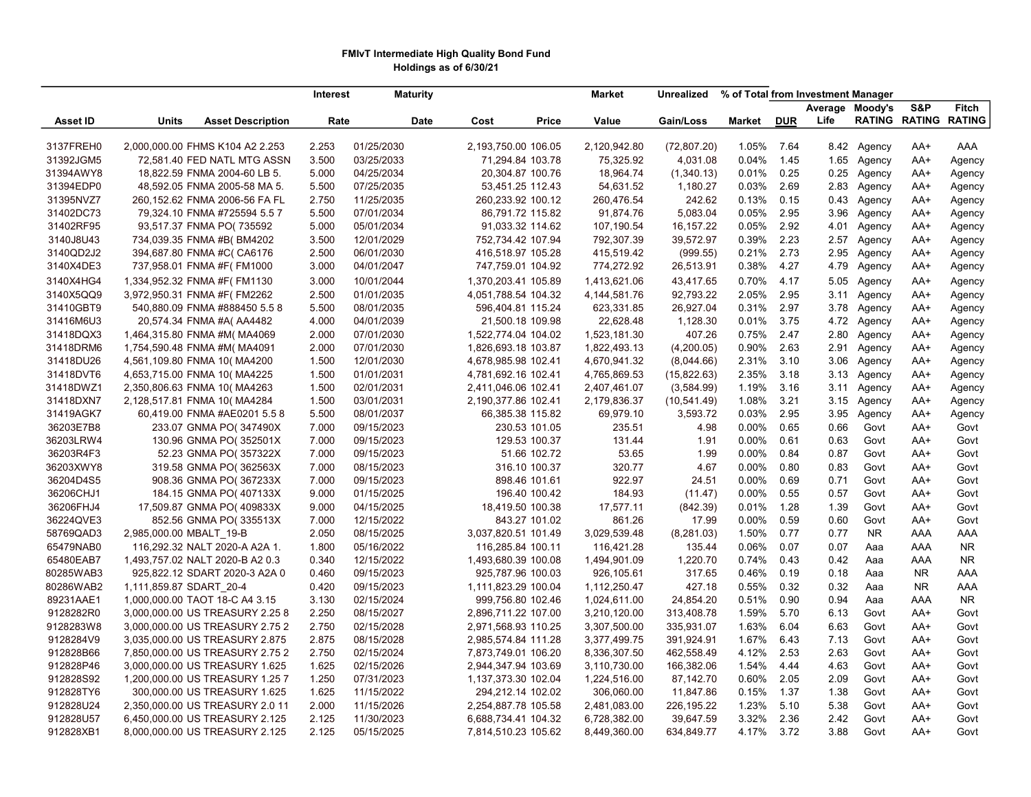**FMIvT Intermediate High Quality Bond Fund**
**Holdings as of 6/30/21**

| Asset ID | Units | Asset Description | Interest Rate | Maturity Date | Cost | Price | Market Value | Unrealized Gain/Loss | % of Total Market | DUR | Average Life | Moody's RATING | S&P RATING | Fitch RATING |
|---|---|---|---|---|---|---|---|---|---|---|---|---|---|---|
| | | | | | | | | | % of Total from Investment Manager | | | | | |
| 3137FREH0 | 2,000,000.00 | FHMS K104 A2 2.253 | 2.253 | 01/25/2030 | 2,193,750.00 | 106.05 | 2,120,942.80 | (72,807.20) | 1.05% | 7.64 | 8.42 | Agency | AA+ | AAA |
| 31392JGM5 | 72,581.40 | FED NATL MTG ASSN | 3.500 | 03/25/2033 | 71,294.84 | 103.78 | 75,325.92 | 4,031.08 | 0.04% | 1.45 | 1.65 | Agency | AA+ | Agency |
| 31394AWY8 | 18,822.59 | FNMA 2004-60 LB 5. | 5.000 | 04/25/2034 | 20,304.87 | 100.76 | 18,964.74 | (1,340.13) | 0.01% | 0.25 | 0.25 | Agency | AA+ | Agency |
| 31394EDP0 | 48,592.05 | FNMA 2005-58 MA 5. | 5.500 | 07/25/2035 | 53,451.25 | 112.43 | 54,631.52 | 1,180.27 | 0.03% | 2.69 | 2.83 | Agency | AA+ | Agency |
| 31395NVZ7 | 260,152.62 | FNMA 2006-56 FA FL | 2.750 | 11/25/2035 | 260,233.92 | 100.12 | 260,476.54 | 242.62 | 0.13% | 0.15 | 0.43 | Agency | AA+ | Agency |
| 31402DC73 | 79,324.10 | FNMA #725594 5.5 7 | 5.500 | 07/01/2034 | 86,791.72 | 115.82 | 91,874.76 | 5,083.04 | 0.05% | 2.95 | 3.96 | Agency | AA+ | Agency |
| 31402RF95 | 93,517.37 | FNMA PO( 735592 | 5.000 | 05/01/2034 | 91,033.32 | 114.62 | 107,190.54 | 16,157.22 | 0.05% | 2.92 | 4.01 | Agency | AA+ | Agency |
| 3140J8U43 | 734,039.35 | FNMA #B( BM4202 | 3.500 | 12/01/2029 | 752,734.42 | 107.94 | 792,307.39 | 39,572.97 | 0.39% | 2.23 | 2.57 | Agency | AA+ | Agency |
| 3140QD2J2 | 394,687.80 | FNMA #C( CA6176 | 2.500 | 06/01/2030 | 416,518.97 | 105.28 | 415,519.42 | (999.55) | 0.21% | 2.73 | 2.95 | Agency | AA+ | Agency |
| 3140X4DE3 | 737,958.01 | FNMA #F( FM1000 | 3.000 | 04/01/2047 | 747,759.01 | 104.92 | 774,272.92 | 26,513.91 | 0.38% | 4.27 | 4.79 | Agency | AA+ | Agency |
| 3140X4HG4 | 1,334,952.32 | FNMA #F( FM1130 | 3.000 | 10/01/2044 | 1,370,203.41 | 105.89 | 1,413,621.06 | 43,417.65 | 0.70% | 4.17 | 5.05 | Agency | AA+ | Agency |
| 3140X5QQ9 | 3,972,950.31 | FNMA #F( FM2262 | 2.500 | 01/01/2035 | 4,051,788.54 | 104.32 | 4,144,581.76 | 92,793.22 | 2.05% | 2.95 | 3.11 | Agency | AA+ | Agency |
| 31410GBT9 | 540,880.09 | FNMA #888450 5.5 8 | 5.500 | 08/01/2035 | 596,404.81 | 115.24 | 623,331.85 | 26,927.04 | 0.31% | 2.97 | 3.78 | Agency | AA+ | Agency |
| 31416M6U3 | 20,574.34 | FNMA #A( AA4482 | 4.000 | 04/01/2039 | 21,500.18 | 109.98 | 22,628.48 | 1,128.30 | 0.01% | 3.75 | 4.72 | Agency | AA+ | Agency |
| 31418DQX3 | 1,464,315.80 | FNMA #M( MA4069 | 2.000 | 07/01/2030 | 1,522,774.04 | 104.02 | 1,523,181.30 | 407.26 | 0.75% | 2.47 | 2.80 | Agency | AA+ | Agency |
| 31418DRM6 | 1,754,590.48 | FNMA #M( MA4091 | 2.000 | 07/01/2030 | 1,826,693.18 | 103.87 | 1,822,493.13 | (4,200.05) | 0.90% | 2.63 | 2.91 | Agency | AA+ | Agency |
| 31418DU26 | 4,561,109.80 | FNMA 10( MA4200 | 1.500 | 12/01/2030 | 4,678,985.98 | 102.41 | 4,670,941.32 | (8,044.66) | 2.31% | 3.10 | 3.06 | Agency | AA+ | Agency |
| 31418DVT6 | 4,653,715.00 | FNMA 10( MA4225 | 1.500 | 01/01/2031 | 4,781,692.16 | 102.41 | 4,765,869.53 | (15,822.63) | 2.35% | 3.18 | 3.13 | Agency | AA+ | Agency |
| 31418DWZ1 | 2,350,806.63 | FNMA 10( MA4263 | 1.500 | 02/01/2031 | 2,411,046.06 | 102.41 | 2,407,461.07 | (3,584.99) | 1.19% | 3.16 | 3.11 | Agency | AA+ | Agency |
| 31418DXN7 | 2,128,517.81 | FNMA 10( MA4284 | 1.500 | 03/01/2031 | 2,190,377.86 | 102.41 | 2,179,836.37 | (10,541.49) | 1.08% | 3.21 | 3.15 | Agency | AA+ | Agency |
| 31419AGK7 | 60,419.00 | FNMA #AE0201 5.5 8 | 5.500 | 08/01/2037 | 66,385.38 | 115.82 | 69,979.10 | 3,593.72 | 0.03% | 2.95 | 3.95 | Agency | AA+ | Agency |
| 36203E7B8 | 233.07 | GNMA PO( 347490X | 7.000 | 09/15/2023 | 230.53 | 101.05 | 235.51 | 4.98 | 0.00% | 0.65 | 0.66 | Govt | AA+ | Govt |
| 36203LRW4 | 130.96 | GNMA PO( 352501X | 7.000 | 09/15/2023 | 129.53 | 100.37 | 131.44 | 1.91 | 0.00% | 0.61 | 0.63 | Govt | AA+ | Govt |
| 36203R4F3 | 52.23 | GNMA PO( 357322X | 7.000 | 09/15/2023 | 51.66 | 102.72 | 53.65 | 1.99 | 0.00% | 0.84 | 0.87 | Govt | AA+ | Govt |
| 36203XWY8 | 319.58 | GNMA PO( 362563X | 7.000 | 08/15/2023 | 316.10 | 100.37 | 320.77 | 4.67 | 0.00% | 0.80 | 0.83 | Govt | AA+ | Govt |
| 36204D4S5 | 908.36 | GNMA PO( 367233X | 7.000 | 09/15/2023 | 898.46 | 101.61 | 922.97 | 24.51 | 0.00% | 0.69 | 0.71 | Govt | AA+ | Govt |
| 36206CHJ1 | 184.15 | GNMA PO( 407133X | 9.000 | 01/15/2025 | 196.40 | 100.42 | 184.93 | (11.47) | 0.00% | 0.55 | 0.57 | Govt | AA+ | Govt |
| 36206FHJ4 | 17,509.87 | GNMA PO( 409833X | 9.000 | 04/15/2025 | 18,419.50 | 100.38 | 17,577.11 | (842.39) | 0.01% | 1.28 | 1.39 | Govt | AA+ | Govt |
| 36224QVE3 | 852.56 | GNMA PO( 335513X | 7.000 | 12/15/2022 | 843.27 | 101.02 | 861.26 | 17.99 | 0.00% | 0.59 | 0.60 | Govt | AA+ | Govt |
| 58769QAD3 | 2,985,000.00 | MBALT_19-B | 2.050 | 08/15/2025 | 3,037,820.51 | 101.49 | 3,029,539.48 | (8,281.03) | 1.50% | 0.77 | 0.77 | NR | AAA | AAA |
| 65479NAB0 | 116,292.32 | NALT 2020-A A2A 1. | 1.800 | 05/16/2022 | 116,285.84 | 100.11 | 116,421.28 | 135.44 | 0.06% | 0.07 | 0.07 | Aaa | AAA | NR |
| 65480EAB7 | 1,493,752.02 | NALT 2020-B A2 0.3 | 0.340 | 12/15/2022 | 1,493,680.39 | 100.08 | 1,494,901.09 | 1,220.70 | 0.74% | 0.43 | 0.42 | Aaa | AAA | NR |
| 80285WAB3 | 925,822.12 | SDART 2020-3 A2A 0 | 0.460 | 09/15/2023 | 925,787.96 | 100.03 | 926,105.61 | 317.65 | 0.46% | 0.19 | 0.18 | Aaa | NR | AAA |
| 80286WAB2 | 1,111,859.87 | SDART_20-4 | 0.420 | 09/15/2023 | 1,111,823.29 | 100.04 | 1,112,250.47 | 427.18 | 0.55% | 0.32 | 0.32 | Aaa | NR | AAA |
| 89231AAE1 | 1,000,000.00 | TAOT 18-C A4 3.15 | 3.130 | 02/15/2024 | 999,756.80 | 102.46 | 1,024,611.00 | 24,854.20 | 0.51% | 0.90 | 0.94 | Aaa | AAA | NR |
| 9128282R0 | 3,000,000.00 | US TREASURY 2.25 8 | 2.250 | 08/15/2027 | 2,896,711.22 | 107.00 | 3,210,120.00 | 313,408.78 | 1.59% | 5.70 | 6.13 | Govt | AA+ | Govt |
| 9128283W8 | 3,000,000.00 | US TREASURY 2.75 2 | 2.750 | 02/15/2028 | 2,971,568.93 | 110.25 | 3,307,500.00 | 335,931.07 | 1.63% | 6.04 | 6.63 | Govt | AA+ | Govt |
| 9128284V9 | 3,035,000.00 | US TREASURY 2.875 | 2.875 | 08/15/2028 | 2,985,574.84 | 111.28 | 3,377,499.75 | 391,924.91 | 1.67% | 6.43 | 7.13 | Govt | AA+ | Govt |
| 912828B66 | 7,850,000.00 | US TREASURY 2.75 2 | 2.750 | 02/15/2024 | 7,873,749.01 | 106.20 | 8,336,307.50 | 462,558.49 | 4.12% | 2.53 | 2.63 | Govt | AA+ | Govt |
| 912828P46 | 3,000,000.00 | US TREASURY 1.625 | 1.625 | 02/15/2026 | 2,944,347.94 | 103.69 | 3,110,730.00 | 166,382.06 | 1.54% | 4.44 | 4.63 | Govt | AA+ | Govt |
| 912828S92 | 1,200,000.00 | US TREASURY 1.25 7 | 1.250 | 07/31/2023 | 1,137,373.30 | 102.04 | 1,224,516.00 | 87,142.70 | 0.60% | 2.05 | 2.09 | Govt | AA+ | Govt |
| 912828TY6 | 300,000.00 | US TREASURY 1.625 | 1.625 | 11/15/2022 | 294,212.14 | 102.02 | 306,060.00 | 11,847.86 | 0.15% | 1.37 | 1.38 | Govt | AA+ | Govt |
| 912828U24 | 2,350,000.00 | US TREASURY 2.0 11 | 2.000 | 11/15/2026 | 2,254,887.78 | 105.58 | 2,481,083.00 | 226,195.22 | 1.23% | 5.10 | 5.38 | Govt | AA+ | Govt |
| 912828U57 | 6,450,000.00 | US TREASURY 2.125 | 2.125 | 11/30/2023 | 6,688,734.41 | 104.32 | 6,728,382.00 | 39,647.59 | 3.32% | 2.36 | 2.42 | Govt | AA+ | Govt |
| 912828XB1 | 8,000,000.00 | US TREASURY 2.125 | 2.125 | 05/15/2025 | 7,814,510.23 | 105.62 | 8,449,360.00 | 634,849.77 | 4.17% | 3.72 | 3.88 | Govt | AA+ | Govt |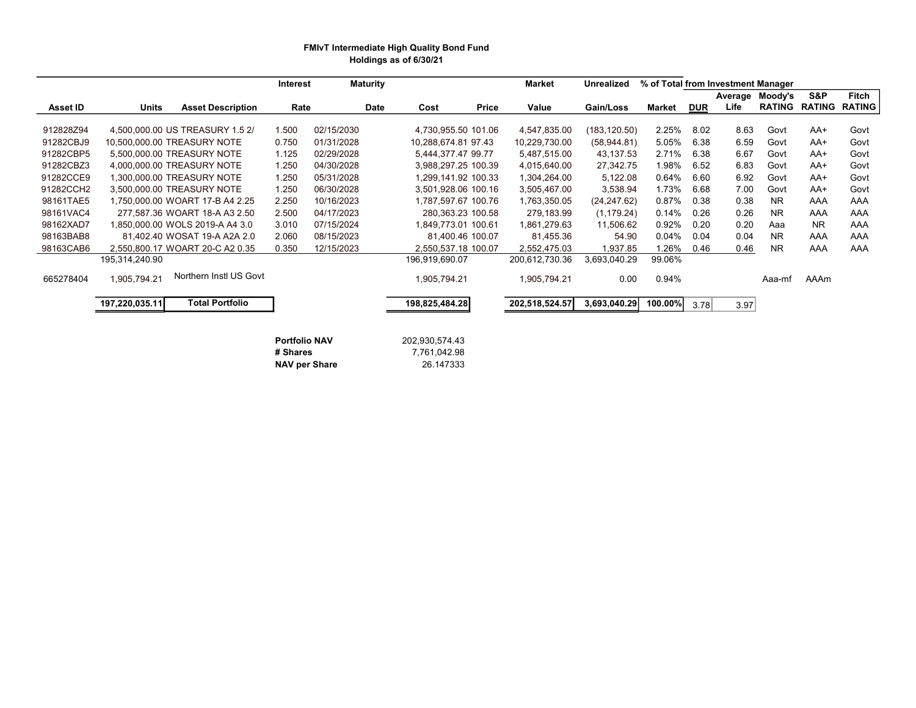**FMIvT Intermediate High Quality Bond Fund**
**Holdings as of 6/30/21**

| Asset ID | Units | Asset Description | Interest Rate | Maturity Date | Cost | Price | Market Value | Unrealized Gain/Loss | % of Total Market | DUR | Average Life | Moody's RATING | S&P RATING | Fitch RATING |
|---|---|---|---|---|---|---|---|---|---|---|---|---|---|---|
| | | | | | | | | | | from Investment Manager | | | | |
| 912828Z94 | 4,500,000.00 | US TREASURY 1.5 2/ | 1.500 | 02/15/2030 | 4,730,955.50 | 101.06 | 4,547,835.00 | (183,120.50) | 2.25% | 8.02 | 8.63 | Govt | AA+ | Govt |
| 91282CBJ9 | 10,500,000.00 | TREASURY NOTE | 0.750 | 01/31/2028 | 10,288,674.81 | 97.43 | 10,229,730.00 | (58,944.81) | 5.05% | 6.38 | 6.59 | Govt | AA+ | Govt |
| 91282CBP5 | 5,500,000.00 | TREASURY NOTE | 1.125 | 02/29/2028 | 5,444,377.47 | 99.77 | 5,487,515.00 | 43,137.53 | 2.71% | 6.38 | 6.67 | Govt | AA+ | Govt |
| 91282CBZ3 | 4,000,000.00 | TREASURY NOTE | 1.250 | 04/30/2028 | 3,988,297.25 | 100.39 | 4,015,640.00 | 27,342.75 | 1.98% | 6.52 | 6.83 | Govt | AA+ | Govt |
| 91282CCE9 | 1,300,000.00 | TREASURY NOTE | 1.250 | 05/31/2028 | 1,299,141.92 | 100.33 | 1,304,264.00 | 5,122.08 | 0.64% | 6.60 | 6.92 | Govt | AA+ | Govt |
| 91282CCH2 | 3,500,000.00 | TREASURY NOTE | 1.250 | 06/30/2028 | 3,501,928.06 | 100.16 | 3,505,467.00 | 3,538.94 | 1.73% | 6.68 | 7.00 | Govt | AA+ | Govt |
| 98161TAE5 | 1,750,000.00 | WOART 17-B A4 2.25 | 2.250 | 10/16/2023 | 1,787,597.67 | 100.76 | 1,763,350.05 | (24,247.62) | 0.87% | 0.38 | 0.38 | NR | AAA | AAA |
| 98161VAC4 | 277,587.36 | WOART 18-A A3 2.50 | 2.500 | 04/17/2023 | 280,363.23 | 100.58 | 279,183.99 | (1,179.24) | 0.14% | 0.26 | 0.26 | NR | AAA | AAA |
| 98162XAD7 | 1,850,000.00 | WOLS 2019-A A4 3.0 | 3.010 | 07/15/2024 | 1,849,773.01 | 100.61 | 1,861,279.63 | 11,506.62 | 0.92% | 0.20 | 0.20 | Aaa | NR | AAA |
| 98163BAB8 | 81,402.40 | WOSAT 19-A A2A 2.0 | 2.060 | 08/15/2023 | 81,400.46 | 100.07 | 81,455.36 | 54.90 | 0.04% | 0.04 | 0.04 | NR | AAA | AAA |
| 98163CAB6 | 2,550,800.17 | WOART 20-C A2 0.35 | 0.350 | 12/15/2023 | 2,550,537.18 | 100.07 | 2,552,475.03 | 1,937.85 | 1.26% | 0.46 | 0.46 | NR | AAA | AAA |
| | 195,314,240.90 | | | | 196,919,690.07 | | 200,612,730.36 | 3,693,040.29 | 99.06% | | | | | |
| 665278404 | 1,905,794.21 | Northern Instl US Govt | | | 1,905,794.21 | | 1,905,794.21 | 0.00 | 0.94% | | | Aaa-mf | AAAm | |
| | **197,220,035.11** | **Total Portfolio** | | | **198,825,484.28** | | **202,518,524.57** | **3,693,040.29** | **100.00%** | 3.78 | 3.97 | | | |

| | |
|---|---|
| **Portfolio NAV** | 202,930,574.43 |
| **# Shares** | 7,761,042.98 |
| **NAV per Share** | 26.147333 |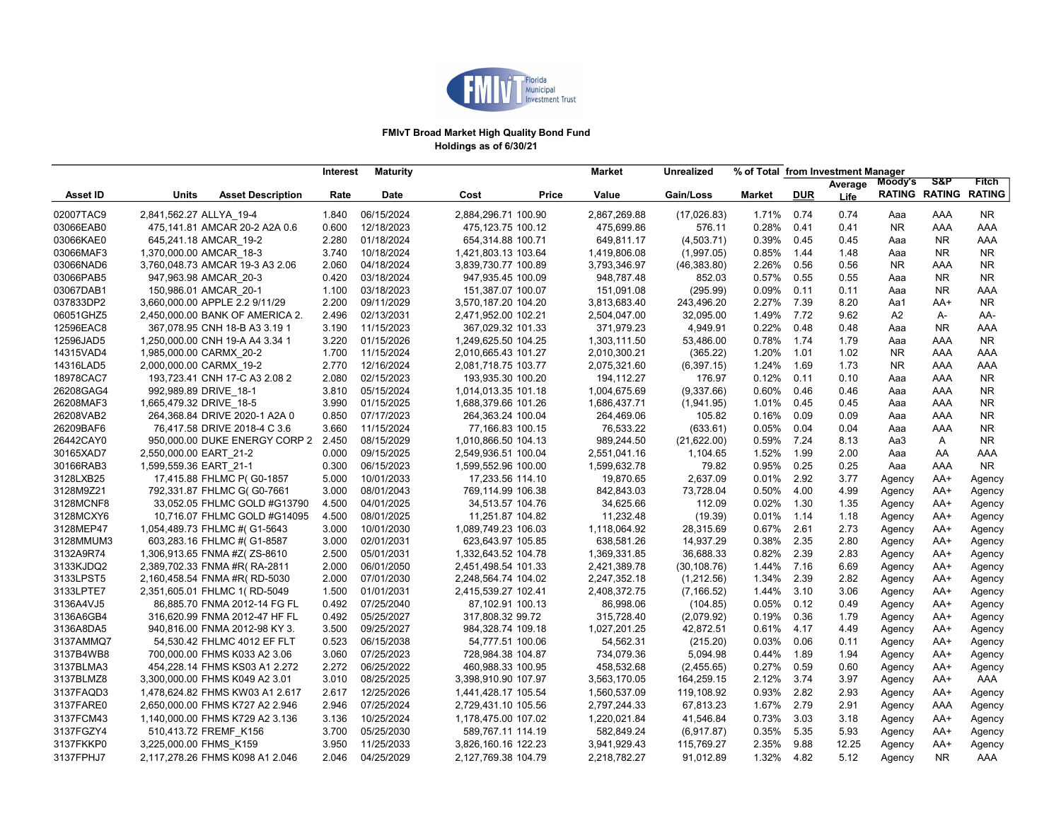Florida Municipal Investment Trust

**FMIvT Broad Market High Quality Bond Fund**
**Holdings as of 6/30/21**

| Asset ID | Units | Asset Description | Interest Rate | Maturity Date | Cost | Price | Market Value | Unrealized Gain/Loss | % of Total Market | DUR | Average Life | Moody's RATING | S&P RATING | Fitch RATING |
|---|---|---|---|---|---|---|---|---|---|---|---|---|---|---|
| 02007TAC9 | 2,841,562.27 | ALLYA_19-4 | 1.840 | 06/15/2024 | 2,884,296.71 | 100.90 | 2,867,269.88 | (17,026.83) | 1.71% | 0.74 | 0.74 | Aaa | AAA | NR |
| 03066EAB0 | 475,141.81 | AMCAR 20-2 A2A 0.6 | 0.600 | 12/18/2023 | 475,123.75 | 100.12 | 475,699.86 | 576.11 | 0.28% | 0.41 | 0.41 | NR | AAA | AAA |
| 03066KAE0 | 645,241.18 | AMCAR_19-2 | 2.280 | 01/18/2024 | 654,314.88 | 100.71 | 649,811.17 | (4,503.71) | 0.39% | 0.45 | 0.45 | Aaa | NR | AAA |
| 03066MAF3 | 1,370,000.00 | AMCAR_18-3 | 3.740 | 10/18/2024 | 1,421,803.13 | 103.64 | 1,419,806.08 | (1,997.05) | 0.85% | 1.44 | 1.48 | Aaa | NR | NR |
| 03066NAD6 | 3,760,048.73 | AMCAR 19-3 A3 2.06 | 2.060 | 04/18/2024 | 3,839,730.77 | 100.89 | 3,793,346.97 | (46,383.80) | 2.26% | 0.56 | 0.56 | NR | AAA | NR |
| 03066PAB5 | 947,963.98 | AMCAR_20-3 | 0.420 | 03/18/2024 | 947,935.45 | 100.09 | 948,787.48 | 852.03 | 0.57% | 0.55 | 0.55 | Aaa | NR | NR |
| 03067DAB1 | 150,986.01 | AMCAR_20-1 | 1.100 | 03/18/2023 | 151,387.07 | 100.07 | 151,091.08 | (295.99) | 0.09% | 0.11 | 0.11 | Aaa | NR | AAA |
| 037833DP2 | 3,660,000.00 | APPLE 2.2 9/11/29 | 2.200 | 09/11/2029 | 3,570,187.20 | 104.20 | 3,813,683.40 | 243,496.20 | 2.27% | 7.39 | 8.20 | Aa1 | AA+ | NR |
| 06051GHZ5 | 2,450,000.00 | BANK OF AMERICA 2. | 2.496 | 02/13/2031 | 2,471,952.00 | 102.21 | 2,504,047.00 | 32,095.00 | 1.49% | 7.72 | 9.62 | A2 | A- | AA- |
| 12596EAC8 | 367,078.95 | CNH 18-B A3 3.19 1 | 3.190 | 11/15/2023 | 367,029.32 | 101.33 | 371,979.23 | 4,949.91 | 0.22% | 0.48 | 0.48 | Aaa | NR | AAA |
| 12596JAD5 | 1,250,000.00 | CNH 19-A A4 3.34 1 | 3.220 | 01/15/2026 | 1,249,625.50 | 104.25 | 1,303,111.50 | 53,486.00 | 0.78% | 1.74 | 1.79 | Aaa | AAA | NR |
| 14315VAD4 | 1,985,000.00 | CARMX_20-2 | 1.700 | 11/15/2024 | 2,010,665.43 | 101.27 | 2,010,300.21 | (365.22) | 1.20% | 1.01 | 1.02 | NR | AAA | AAA |
| 14316LAD5 | 2,000,000.00 | CARMX_19-2 | 2.770 | 12/16/2024 | 2,081,718.75 | 103.77 | 2,075,321.60 | (6,397.15) | 1.24% | 1.69 | 1.73 | NR | AAA | AAA |
| 18978CAC7 | 193,723.71 | CNH 17-C A3 2.08 2 | 2.080 | 02/15/2023 | 193,935.30 | 100.20 | 194,112.27 | 176.97 | 0.12% | 0.11 | 0.10 | Aaa | AAA | NR |
| 26208GAG4 | 992,989.89 | DRIVE_18-1 | 3.810 | 05/15/2024 | 1,014,013.35 | 101.18 | 1,004,675.69 | (9,337.66) | 0.60% | 0.46 | 0.46 | Aaa | AAA | NR |
| 26208MAF3 | 1,665,479.39 | DRIVE_18-5 | 3.990 | 01/15/2025 | 1,688,379.66 | 101.26 | 1,686,437.71 | (1,941.95) | 1.01% | 0.45 | 0.45 | Aaa | AAA | NR |
| 26208VAB2 | 264,368.84 | DRIVE 2020-1 A2A 0 | 0.850 | 07/17/2023 | 264,363.24 | 100.04 | 264,469.06 | 105.82 | 0.16% | 0.09 | 0.09 | Aaa | AAA | NR |
| 26209BAF6 | 76,417.58 | DRIVE 2018-4 C 3.6 | 3.660 | 11/15/2024 | 77,166.83 | 100.15 | 76,533.22 | (633.61) | 0.05% | 0.04 | 0.04 | Aaa | AAA | NR |
| 26442CAY0 | 950,000.00 | DUKE ENERGY CORP 2 | 2.450 | 08/15/2029 | 1,010,866.50 | 104.13 | 989,244.50 | (21,622.00) | 0.59% | 7.24 | 8.13 | Aa3 | A | NR |
| 30165XAD7 | 2,550,000.00 | EART_21-2 | 0.000 | 09/15/2025 | 2,549,936.51 | 100.04 | 2,551,041.16 | 1,104.65 | 1.52% | 1.99 | 2.00 | Aaa | AA | AAA |
| 30166RAB3 | 1,599,559.36 | EART_21-1 | 0.300 | 06/15/2023 | 1,599,552.96 | 100.00 | 1,599,632.78 | 79.82 | 0.95% | 0.25 | 0.25 | Aaa | AAA | NR |
| 3128LXB25 | 17,415.88 | FHLMC P( G0-1857 | 5.000 | 10/01/2033 | 17,233.56 | 114.10 | 19,870.65 | 2,637.09 | 0.01% | 2.92 | 3.77 | Agency | AA+ | Agency |
| 3128M9Z21 | 792,331.87 | FHLMC G( G0-7661 | 3.000 | 08/01/2043 | 769,114.99 | 106.38 | 842,843.03 | 73,728.04 | 0.50% | 4.00 | 4.99 | Agency | AA+ | Agency |
| 3128MCNF8 | 33,052.05 | FHLMC GOLD #G13790 | 4.500 | 04/01/2025 | 34,513.57 | 104.76 | 34,625.66 | 112.09 | 0.02% | 1.30 | 1.35 | Agency | AA+ | Agency |
| 3128MCXY6 | 10,716.07 | FHLMC GOLD #G14095 | 4.500 | 08/01/2025 | 11,251.87 | 104.82 | 11,232.48 | (19.39) | 0.01% | 1.14 | 1.18 | Agency | AA+ | Agency |
| 3128MEP47 | 1,054,489.73 | FHLMC #( G1-5643 | 3.000 | 10/01/2030 | 1,089,749.23 | 106.03 | 1,118,064.92 | 28,315.69 | 0.67% | 2.61 | 2.73 | Agency | AA+ | Agency |
| 3128MMUM3 | 603,283.16 | FHLMC #( G1-8587 | 3.000 | 02/01/2031 | 623,643.97 | 105.85 | 638,581.26 | 14,937.29 | 0.38% | 2.35 | 2.80 | Agency | AA+ | Agency |
| 3132A9R74 | 1,306,913.65 | FNMA #Z( ZS-8610 | 2.500 | 05/01/2031 | 1,332,643.52 | 104.78 | 1,369,331.85 | 36,688.33 | 0.82% | 2.39 | 2.83 | Agency | AA+ | Agency |
| 3133KJDQ2 | 2,389,702.33 | FNMA #R( RA-2811 | 2.000 | 06/01/2050 | 2,451,498.54 | 101.33 | 2,421,389.78 | (30,108.76) | 1.44% | 7.16 | 6.69 | Agency | AA+ | Agency |
| 3133LPST5 | 2,160,458.54 | FNMA #R( RD-5030 | 2.000 | 07/01/2030 | 2,248,564.74 | 104.02 | 2,247,352.18 | (1,212.56) | 1.34% | 2.39 | 2.82 | Agency | AA+ | Agency |
| 3133LPTE7 | 2,351,605.01 | FHLMC 1( RD-5049 | 1.500 | 01/01/2031 | 2,415,539.27 | 102.41 | 2,408,372.75 | (7,166.52) | 1.44% | 3.10 | 3.06 | Agency | AA+ | Agency |
| 3136A4VJ5 | 86,885.70 | FNMA 2012-14 FG FL | 0.492 | 07/25/2040 | 87,102.91 | 100.13 | 86,998.06 | (104.85) | 0.05% | 0.12 | 0.49 | Agency | AA+ | Agency |
| 3136A6GB4 | 316,620.99 | FNMA 2012-47 HF FL | 0.492 | 05/25/2027 | 317,808.32 | 99.72 | 315,728.40 | (2,079.92) | 0.19% | 0.36 | 1.79 | Agency | AA+ | Agency |
| 3136A8DA5 | 940,816.00 | FNMA 2012-98 KY 3. | 3.500 | 09/25/2027 | 984,328.74 | 109.18 | 1,027,201.25 | 42,872.51 | 0.61% | 4.17 | 4.49 | Agency | AA+ | Agency |
| 3137AMMQ7 | 54,530.42 | FHLMC 4012 EF FLT | 0.523 | 06/15/2038 | 54,777.51 | 100.06 | 54,562.31 | (215.20) | 0.03% | 0.06 | 0.11 | Agency | AA+ | Agency |
| 3137B4WB8 | 700,000.00 | FHMS K033 A2 3.06 | 3.060 | 07/25/2023 | 728,984.38 | 104.87 | 734,079.36 | 5,094.98 | 0.44% | 1.89 | 1.94 | Agency | AA+ | Agency |
| 3137BLMA3 | 454,228.14 | FHMS KS03 A1 2.272 | 2.272 | 06/25/2022 | 460,988.33 | 100.95 | 458,532.68 | (2,455.65) | 0.27% | 0.59 | 0.60 | Agency | AA+ | Agency |
| 3137BLMZ8 | 3,300,000.00 | FHMS K049 A2 3.01 | 3.010 | 08/25/2025 | 3,398,910.90 | 107.97 | 3,563,170.05 | 164,259.15 | 2.12% | 3.74 | 3.97 | Agency | AA+ | AAA |
| 3137FAQD3 | 1,478,624.82 | FHMS KW03 A1 2.617 | 2.617 | 12/25/2026 | 1,441,428.17 | 105.54 | 1,560,537.09 | 119,108.92 | 0.93% | 2.82 | 2.93 | Agency | AA+ | Agency |
| 3137FARE0 | 2,650,000.00 | FHMS K727 A2 2.946 | 2.946 | 07/25/2024 | 2,729,431.10 | 105.56 | 2,797,244.33 | 67,813.23 | 1.67% | 2.79 | 2.91 | Agency | AAA | Agency |
| 3137FCM43 | 1,140,000.00 | FHMS K729 A2 3.136 | 3.136 | 10/25/2024 | 1,178,475.00 | 107.02 | 1,220,021.84 | 41,546.84 | 0.73% | 3.03 | 3.18 | Agency | AA+ | Agency |
| 3137FGZY4 | 510,413.72 | FREMF_K156 | 3.700 | 05/25/2030 | 589,767.11 | 114.19 | 582,849.24 | (6,917.87) | 0.35% | 5.35 | 5.93 | Agency | AA+ | Agency |
| 3137FKKP0 | 3,225,000.00 | FHMS_K159 | 3.950 | 11/25/2033 | 3,826,160.16 | 122.23 | 3,941,929.43 | 115,769.27 | 2.35% | 9.88 | 12.25 | Agency | AA+ | Agency |
| 3137FPHJ7 | 2,117,278.26 | FHMS K098 A1 2.046 | 2.046 | 04/25/2029 | 2,127,769.38 | 104.79 | 2,218,782.27 | 91,012.89 | 1.32% | 4.82 | 5.12 | Agency | NR | AAA |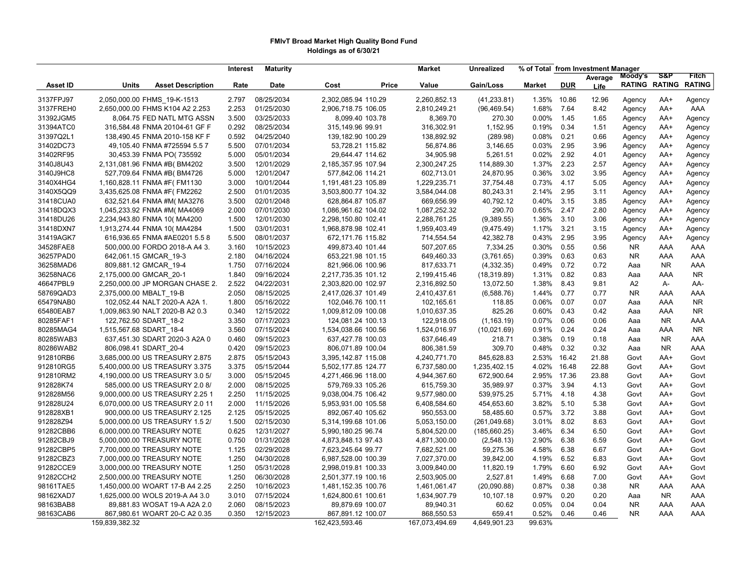**FMIvT Broad Market High Quality Bond Fund**
**Holdings as of 6/30/21**

| Asset ID | Units | Asset Description | Interest Rate | Maturity Date | Cost | Price | Market Value | Unrealized Gain/Loss | % of Total Market | DUR | Average Life | Moody's RATING | S&P RATING | Fitch RATING |
|---|---|---|---|---|---|---|---|---|---|---|---|---|---|---|
| | | | | | | | | | from Investment Manager | | | | | |
| 3137FPJ97 | 2,050,000.00 | FHMS_19-K-1513 | 2.797 | 08/25/2034 | 2,302,085.94 | 110.29 | 2,260,852.13 | (41,233.81) | 1.35% | 10.86 | 12.96 | Agency | AA+ | Agency |
| 3137FREH0 | 2,650,000.00 | FHMS K104 A2 2.253 | 2.253 | 01/25/2030 | 2,906,718.75 | 106.05 | 2,810,249.21 | (96,469.54) | 1.68% | 7.64 | 8.42 | Agency | AA+ | AAA |
| 31392JGM5 | 8,064.75 | FED NATL MTG ASSN | 3.500 | 03/25/2033 | 8,099.40 | 103.78 | 8,369.70 | 270.30 | 0.00% | 1.45 | 1.65 | Agency | AA+ | Agency |
| 31394ATC0 | 316,584.48 | FNMA 20104-61 GF F | 0.292 | 08/25/2034 | 315,149.96 | 99.91 | 316,302.91 | 1,152.95 | 0.19% | 0.34 | 1.51 | Agency | AA+ | Agency |
| 31397Q2L1 | 138,490.45 | FNMA 2010-158 KF F | 0.592 | 04/25/2040 | 139,182.90 | 100.29 | 138,892.92 | (289.98) | 0.08% | 0.21 | 0.66 | Agency | AA+ | Agency |
| 31402DC73 | 49,105.40 | FNMA #725594 5.5 7 | 5.500 | 07/01/2034 | 53,728.21 | 115.82 | 56,874.86 | 3,146.65 | 0.03% | 2.95 | 3.96 | Agency | AA+ | Agency |
| 31402RF95 | 30,453.39 | FNMA PO( 735592 | 5.000 | 05/01/2034 | 29,644.47 | 114.62 | 34,905.98 | 5,261.51 | 0.02% | 2.92 | 4.01 | Agency | AA+ | Agency |
| 3140J8U43 | 2,131,081.96 | FNMA #B( BM4202 | 3.500 | 12/01/2029 | 2,185,357.95 | 107.94 | 2,300,247.25 | 114,889.30 | 1.37% | 2.23 | 2.57 | Agency | AA+ | Agency |
| 3140J9HC8 | 527,709.64 | FNMA #B( BM4726 | 5.000 | 12/01/2047 | 577,842.06 | 114.21 | 602,713.01 | 24,870.95 | 0.36% | 3.02 | 3.95 | Agency | AA+ | Agency |
| 3140X4HG4 | 1,160,828.11 | FNMA #F( FM1130 | 3.000 | 10/01/2044 | 1,191,481.23 | 105.89 | 1,229,235.71 | 37,754.48 | 0.73% | 4.17 | 5.05 | Agency | AA+ | Agency |
| 3140X5QQ9 | 3,435,625.08 | FNMA #F( FM2262 | 2.500 | 01/01/2035 | 3,503,800.77 | 104.32 | 3,584,044.08 | 80,243.31 | 2.14% | 2.95 | 3.11 | Agency | AA+ | Agency |
| 31418CUA0 | 632,521.64 | FNMA #M( MA3276 | 3.500 | 02/01/2048 | 628,864.87 | 105.87 | 669,656.99 | 40,792.12 | 0.40% | 3.15 | 3.85 | Agency | AA+ | Agency |
| 31418DQX3 | 1,045,233.92 | FNMA #M( MA4069 | 2.000 | 07/01/2030 | 1,086,961.62 | 104.02 | 1,087,252.32 | 290.70 | 0.65% | 2.47 | 2.80 | Agency | AA+ | Agency |
| 31418DU26 | 2,234,943.80 | FNMA 10( MA4200 | 1.500 | 12/01/2030 | 2,298,150.80 | 102.41 | 2,288,761.25 | (9,389.55) | 1.36% | 3.10 | 3.06 | Agency | AA+ | Agency |
| 31418DXN7 | 1,913,274.44 | FNMA 10( MA4284 | 1.500 | 03/01/2031 | 1,968,878.98 | 102.41 | 1,959,403.49 | (9,475.49) | 1.17% | 3.21 | 3.15 | Agency | AA+ | Agency |
| 31419AGK7 | 616,936.65 | FNMA #AE0201 5.5 8 | 5.500 | 08/01/2037 | 672,171.76 | 115.82 | 714,554.54 | 42,382.78 | 0.43% | 2.95 | 3.95 | Agency | AA+ | Agency |
| 34528FAE8 | 500,000.00 | FORDO 2018-A A4 3. | 3.160 | 10/15/2023 | 499,873.40 | 101.44 | 507,207.65 | 7,334.25 | 0.30% | 0.55 | 0.56 | NR | AAA | AAA |
| 36257PAD0 | 642,061.15 | GMCAR_19-3 | 2.180 | 04/16/2024 | 653,221.98 | 101.15 | 649,460.33 | (3,761.65) | 0.39% | 0.63 | 0.63 | NR | AAA | AAA |
| 36258MAD6 | 809,881.12 | GMCAR_19-4 | 1.750 | 07/16/2024 | 821,966.06 | 100.96 | 817,633.71 | (4,332.35) | 0.49% | 0.72 | 0.72 | Aaa | NR | AAA |
| 36258NAC6 | 2,175,000.00 | GMCAR_20-1 | 1.840 | 09/16/2024 | 2,217,735.35 | 101.12 | 2,199,415.46 | (18,319.89) | 1.31% | 0.82 | 0.83 | Aaa | AAA | NR |
| 46647PBL9 | 2,250,000.00 | JP MORGAN CHASE 2. | 2.522 | 04/22/2031 | 2,303,820.00 | 102.97 | 2,316,892.50 | 13,072.50 | 1.38% | 8.43 | 9.81 | A2 | A- | AA- |
| 58769QAD3 | 2,375,000.00 | MBALT_19-B | 2.050 | 08/15/2025 | 2,417,026.37 | 101.49 | 2,410,437.61 | (6,588.76) | 1.44% | 0.77 | 0.77 | NR | AAA | AAA |
| 65479NAB0 | 102,052.44 | NALT 2020-A A2A 1. | 1.800 | 05/16/2022 | 102,046.76 | 100.11 | 102,165.61 | 118.85 | 0.06% | 0.07 | 0.07 | Aaa | AAA | NR |
| 65480EAB7 | 1,009,863.90 | NALT 2020-B A2 0.3 | 0.340 | 12/15/2022 | 1,009,812.09 | 100.08 | 1,010,637.35 | 825.26 | 0.60% | 0.43 | 0.42 | Aaa | AAA | NR |
| 80285FAF1 | 122,762.50 | SDART_18-2 | 3.350 | 07/17/2023 | 124,081.24 | 100.13 | 122,918.05 | (1,163.19) | 0.07% | 0.06 | 0.06 | Aaa | NR | AAA |
| 80285MAG4 | 1,515,567.68 | SDART_18-4 | 3.560 | 07/15/2024 | 1,534,038.66 | 100.56 | 1,524,016.97 | (10,021.69) | 0.91% | 0.24 | 0.24 | Aaa | AAA | NR |
| 80285WAB3 | 637,451.30 | SDART 2020-3 A2A 0 | 0.460 | 09/15/2023 | 637,427.78 | 100.03 | 637,646.49 | 218.71 | 0.38% | 0.19 | 0.18 | Aaa | NR | AAA |
| 80286WAB2 | 806,098.41 | SDART_20-4 | 0.420 | 09/15/2023 | 806,071.89 | 100.04 | 806,381.59 | 309.70 | 0.48% | 0.32 | 0.32 | Aaa | NR | AAA |
| 912810RB6 | 3,685,000.00 | US TREASURY 2.875 | 2.875 | 05/15/2043 | 3,395,142.87 | 115.08 | 4,240,771.70 | 845,628.83 | 2.53% | 16.42 | 21.88 | Govt | AA+ | Govt |
| 912810RG5 | 5,400,000.00 | US TREASURY 3.375 | 3.375 | 05/15/2044 | 5,502,177.85 | 124.77 | 6,737,580.00 | 1,235,402.15 | 4.02% | 16.48 | 22.88 | Govt | AA+ | Govt |
| 912810RM2 | 4,190,000.00 | US TREASURY 3.0 5/ | 3.000 | 05/15/2045 | 4,271,466.96 | 118.00 | 4,944,367.60 | 672,900.64 | 2.95% | 17.36 | 23.88 | Govt | AA+ | Govt |
| 912828K74 | 585,000.00 | US TREASURY 2.0 8/ | 2.000 | 08/15/2025 | 579,769.33 | 105.26 | 615,759.30 | 35,989.97 | 0.37% | 3.94 | 4.13 | Govt | AA+ | Govt |
| 912828M56 | 9,000,000.00 | US TREASURY 2.25 1 | 2.250 | 11/15/2025 | 9,038,004.75 | 106.42 | 9,577,980.00 | 539,975.25 | 5.71% | 4.18 | 4.38 | Govt | AA+ | Govt |
| 912828U24 | 6,070,000.00 | US TREASURY 2.0 11 | 2.000 | 11/15/2026 | 5,953,931.00 | 105.58 | 6,408,584.60 | 454,653.60 | 3.82% | 5.10 | 5.38 | Govt | AA+ | Govt |
| 912828XB1 | 900,000.00 | US TREASURY 2.125 | 2.125 | 05/15/2025 | 892,067.40 | 105.62 | 950,553.00 | 58,485.60 | 0.57% | 3.72 | 3.88 | Govt | AA+ | Govt |
| 912828Z94 | 5,000,000.00 | US TREASURY 1.5 2/ | 1.500 | 02/15/2030 | 5,314,199.68 | 101.06 | 5,053,150.00 | (261,049.68) | 3.01% | 8.02 | 8.63 | Govt | AA+ | Govt |
| 91282CBB6 | 6,000,000.00 | TREASURY NOTE | 0.625 | 12/31/2027 | 5,990,180.25 | 96.74 | 5,804,520.00 | (185,660.25) | 3.46% | 6.34 | 6.50 | Govt | AA+ | Govt |
| 91282CBJ9 | 5,000,000.00 | TREASURY NOTE | 0.750 | 01/31/2028 | 4,873,848.13 | 97.43 | 4,871,300.00 | (2,548.13) | 2.90% | 6.38 | 6.59 | Govt | AA+ | Govt |
| 91282CBP5 | 7,700,000.00 | TREASURY NOTE | 1.125 | 02/29/2028 | 7,623,245.64 | 99.77 | 7,682,521.00 | 59,275.36 | 4.58% | 6.38 | 6.67 | Govt | AA+ | Govt |
| 91282CBZ3 | 7,000,000.00 | TREASURY NOTE | 1.250 | 04/30/2028 | 6,987,528.00 | 100.39 | 7,027,370.00 | 39,842.00 | 4.19% | 6.52 | 6.83 | Govt | AA+ | Govt |
| 91282CCE9 | 3,000,000.00 | TREASURY NOTE | 1.250 | 05/31/2028 | 2,998,019.81 | 100.33 | 3,009,840.00 | 11,820.19 | 1.79% | 6.60 | 6.92 | Govt | AA+ | Govt |
| 91282CCH2 | 2,500,000.00 | TREASURY NOTE | 1.250 | 06/30/2028 | 2,501,377.19 | 100.16 | 2,503,905.00 | 2,527.81 | 1.49% | 6.68 | 7.00 | Govt | AA+ | Govt |
| 98161TAE5 | 1,450,000.00 | WOART 17-B A4 2.25 | 2.250 | 10/16/2023 | 1,481,152.35 | 100.76 | 1,461,061.47 | (20,090.88) | 0.87% | 0.38 | 0.38 | NR | AAA | AAA |
| 98162XAD7 | 1,625,000.00 | WOLS 2019-A A4 3.0 | 3.010 | 07/15/2024 | 1,624,800.61 | 100.61 | 1,634,907.79 | 10,107.18 | 0.97% | 0.20 | 0.20 | Aaa | NR | AAA |
| 98163BAB8 | 89,881.83 | WOSAT 19-A A2A 2.0 | 2.060 | 08/15/2023 | 89,879.69 | 100.07 | 89,940.31 | 60.62 | 0.05% | 0.04 | 0.04 | NR | AAA | AAA |
| 98163CAB6 | 867,980.61 | WOART 20-C A2 0.35 | 0.350 | 12/15/2023 | 867,891.12 | 100.07 | 868,550.53 | 659.41 | 0.52% | 0.46 | 0.46 | NR | AAA | AAA |
| | 159,839,382.32 | | | | 162,423,593.46 | | 167,073,494.69 | 4,649,901.23 | 99.63% | | | | | |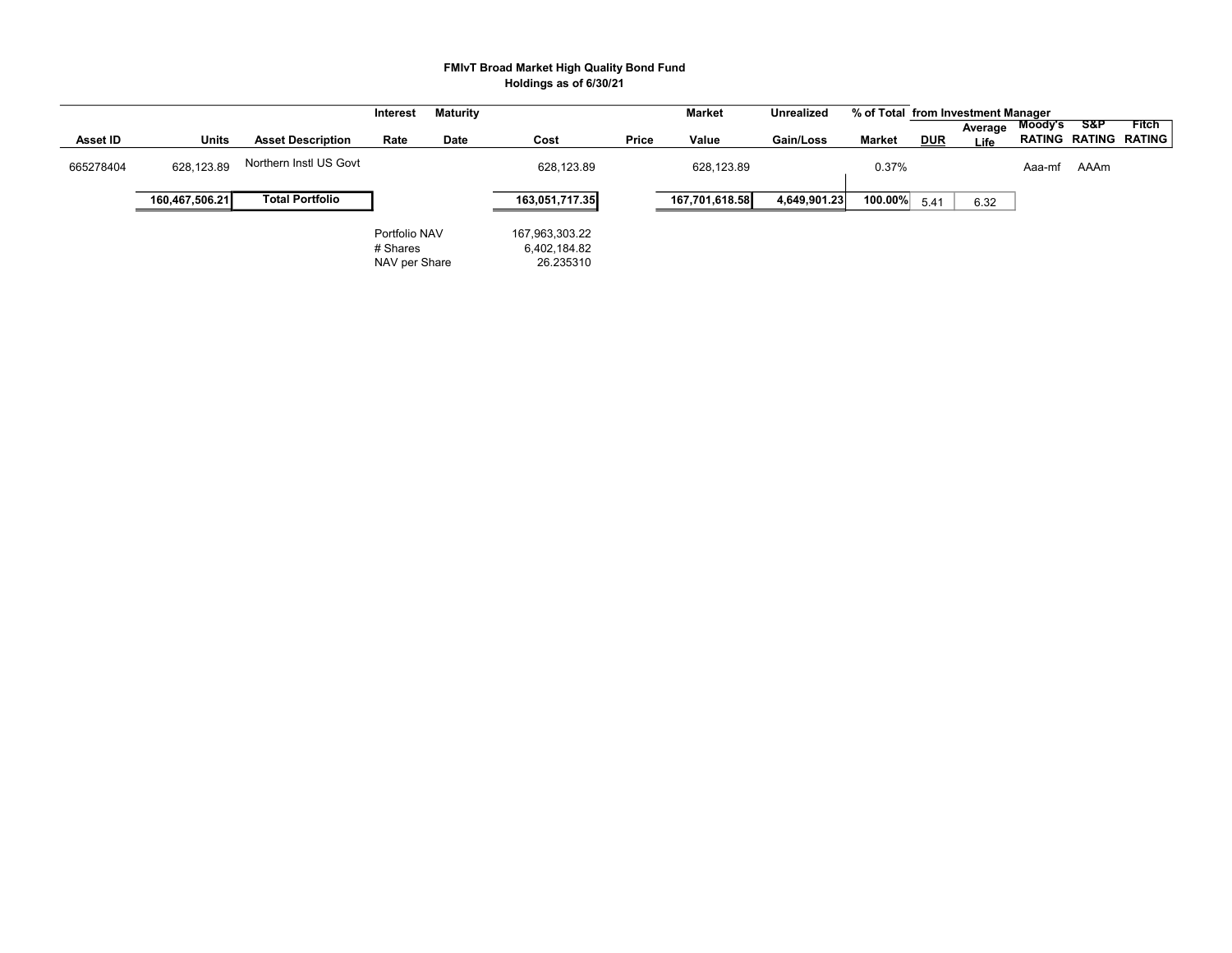**FMIvT Broad Market High Quality Bond Fund**
**Holdings as of 6/30/21**

| Asset ID | Units | Asset Description | Interest Rate | Maturity Date | Cost | Price | Market Value | Unrealized Gain/Loss | % of Total Market | DUR | Average Life | Moody's RATING | S&P RATING | Fitch RATING |
|---|---|---|---|---|---|---|---|---|---|---|---|---|---|---|
| 665278404 | 628,123.89 | Northern Instl US Govt | | | 628,123.89 | | 628,123.89 | | 0.37% | | | Aaa-mf | AAAm | |
| | 160,467,506.21 | **Total Portfolio** | | | 163,051,717.35 | | 167,701,618.58 | 4,649,901.23 | 100.00% | 5.41 | 6.32 | | | |

| | |
|---|---|
| Portfolio NAV | 167,963,303.22 |
| # Shares | 6,402,184.82 |
| NAV per Share | 26.235310 |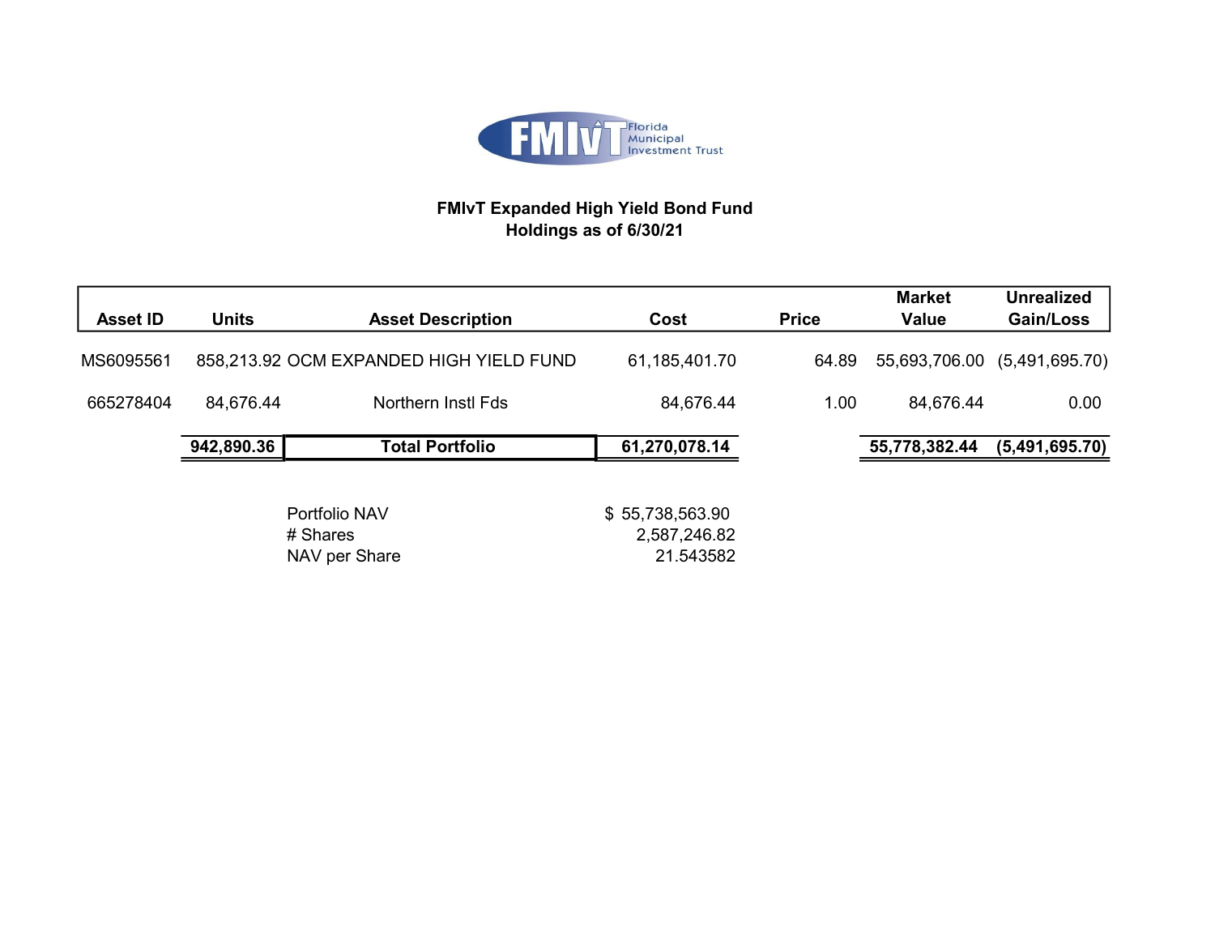FMIvT Florida Municipal Investment Trust

## FMIvT Expanded High Yield Bond Fund
## Holdings as of 6/30/21

| Asset ID | Units | Asset Description | Cost | Price | Market Value | Unrealized Gain/Loss |
|---|---|---|---|---|---|---|
| MS6095561 | 858,213.92 | OCM EXPANDED HIGH YIELD FUND | 61,185,401.70 | 64.89 | 55,693,706.00 | (5,491,695.70) |
| 665278404 | 84,676.44 | Northern Instl Fds | 84,676.44 | 1.00 | 84,676.44 | 0.00 |
| | **942,890.36** | **Total Portfolio** | **61,270,078.14** | | **55,778,382.44** | **(5,491,695.70)** |

| | |
|---|---|
| Portfolio NAV | $ 55,738,563.90 |
| # Shares | 2,587,246.82 |
| NAV per Share | 21.543582 |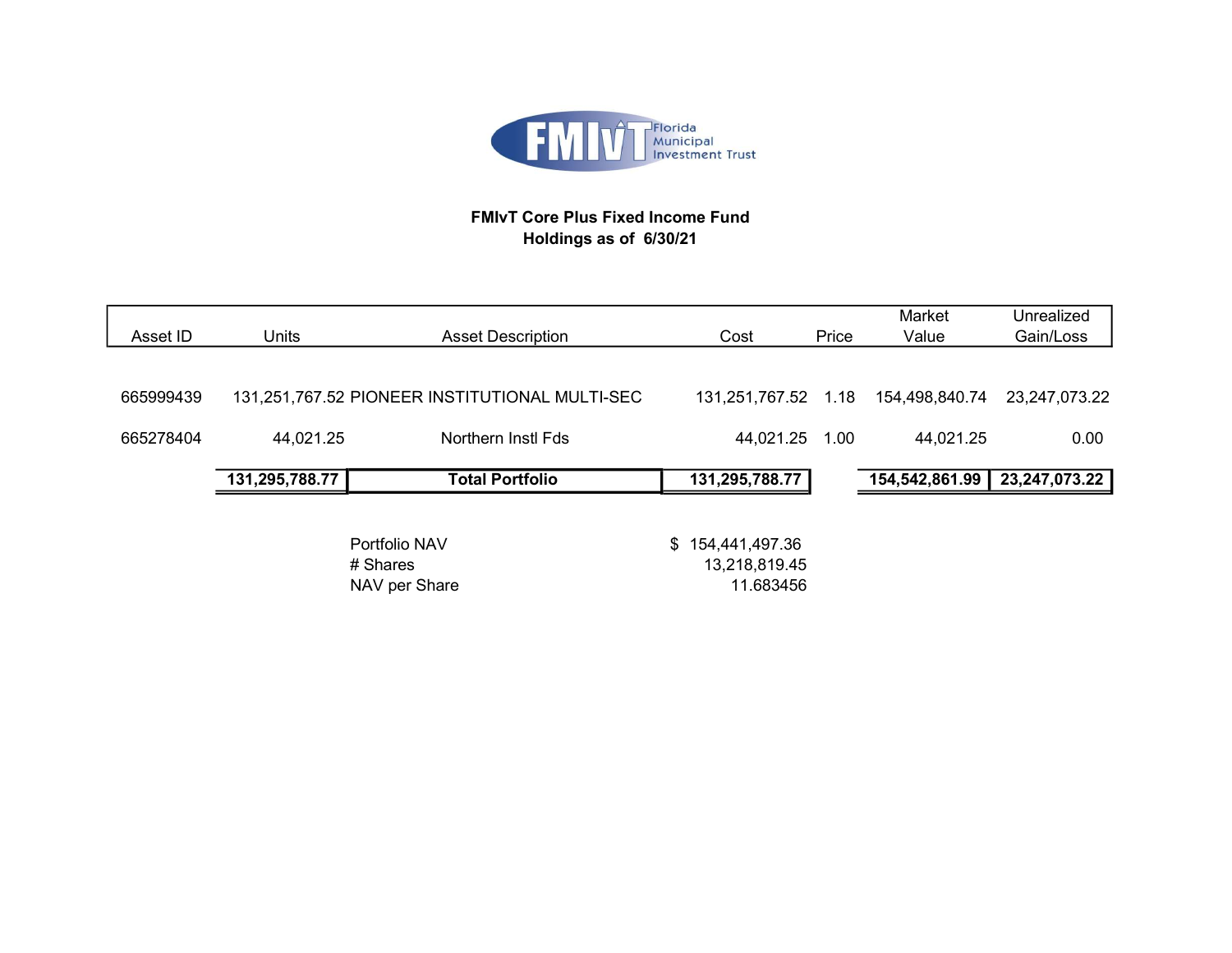FMIvT Florida Municipal Investment Trust

## FMIvT Core Plus Fixed Income Fund
## Holdings as of 6/30/21

| Asset ID | Units | Asset Description | Cost | Price | Market Value | Unrealized Gain/Loss |
|---|---|---|---|---|---|---|
| 665999439 | 131,251,767.52 | PIONEER INSTITUTIONAL MULTI-SEC | 131,251,767.52 | 1.18 | 154,498,840.74 | 23,247,073.22 |
| 665278404 | 44,021.25 | Northern Instl Fds | 44,021.25 | 1.00 | 44,021.25 | 0.00 |
| | **131,295,788.77** | **Total Portfolio** | **131,295,788.77** | | **154,542,861.99** | **23,247,073.22** |

| | |
|---|---|
| Portfolio NAV | $ 154,441,497.36 |
| # Shares | 13,218,819.45 |
| NAV per Share | 11.683456 |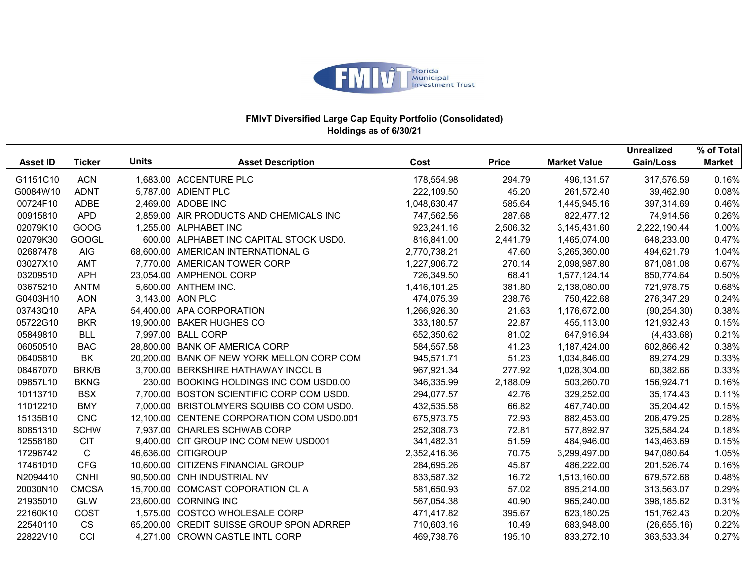FMIvT Florida Municipal Investment Trust

**FMIvT Diversified Large Cap Equity Portfolio (Consolidated)**
**Holdings as of 6/30/21**

| Asset ID | Ticker | Units | Asset Description | Cost | Price | Market Value | Unrealized Gain/Loss | % of Total Market |
|---|---|---|---|---|---|---|---|---|
| G1151C10 | ACN | 1,683.00 | ACCENTURE PLC | 178,554.98 | 294.79 | 496,131.57 | 317,576.59 | 0.16% |
| G0084W10 | ADNT | 5,787.00 | ADIENT PLC | 222,109.50 | 45.20 | 261,572.40 | 39,462.90 | 0.08% |
| 00724F10 | ADBE | 2,469.00 | ADOBE INC | 1,048,630.47 | 585.64 | 1,445,945.16 | 397,314.69 | 0.46% |
| 00915810 | APD | 2,859.00 | AIR PRODUCTS AND CHEMICALS INC | 747,562.56 | 287.68 | 822,477.12 | 74,914.56 | 0.26% |
| 02079K10 | GOOG | 1,255.00 | ALPHABET INC | 923,241.16 | 2,506.32 | 3,145,431.60 | 2,222,190.44 | 1.00% |
| 02079K30 | GOOGL | 600.00 | ALPHABET INC CAPITAL STOCK USD0. | 816,841.00 | 2,441.79 | 1,465,074.00 | 648,233.00 | 0.47% |
| 02687478 | AIG | 68,600.00 | AMERICAN INTERNATIONAL G | 2,770,738.21 | 47.60 | 3,265,360.00 | 494,621.79 | 1.04% |
| 03027X10 | AMT | 7,770.00 | AMERICAN TOWER CORP | 1,227,906.72 | 270.14 | 2,098,987.80 | 871,081.08 | 0.67% |
| 03209510 | APH | 23,054.00 | AMPHENOL CORP | 726,349.50 | 68.41 | 1,577,124.14 | 850,774.64 | 0.50% |
| 03675210 | ANTM | 5,600.00 | ANTHEM INC. | 1,416,101.25 | 381.80 | 2,138,080.00 | 721,978.75 | 0.68% |
| G0403H10 | AON | 3,143.00 | AON PLC | 474,075.39 | 238.76 | 750,422.68 | 276,347.29 | 0.24% |
| 03743Q10 | APA | 54,400.00 | APA CORPORATION | 1,266,926.30 | 21.63 | 1,176,672.00 | (90,254.30) | 0.38% |
| 05722G10 | BKR | 19,900.00 | BAKER HUGHES CO | 333,180.57 | 22.87 | 455,113.00 | 121,932.43 | 0.15% |
| 05849810 | BLL | 7,997.00 | BALL CORP | 652,350.62 | 81.02 | 647,916.94 | (4,433.68) | 0.21% |
| 06050510 | BAC | 28,800.00 | BANK OF AMERICA CORP | 584,557.58 | 41.23 | 1,187,424.00 | 602,866.42 | 0.38% |
| 06405810 | BK | 20,200.00 | BANK OF NEW YORK MELLON CORP COM | 945,571.71 | 51.23 | 1,034,846.00 | 89,274.29 | 0.33% |
| 08467070 | BRK/B | 3,700.00 | BERKSHIRE HATHAWAY INCCL B | 967,921.34 | 277.92 | 1,028,304.00 | 60,382.66 | 0.33% |
| 09857L10 | BKNG | 230.00 | BOOKING HOLDINGS INC COM USD0.00 | 346,335.99 | 2,188.09 | 503,260.70 | 156,924.71 | 0.16% |
| 10113710 | BSX | 7,700.00 | BOSTON SCIENTIFIC CORP COM USD0. | 294,077.57 | 42.76 | 329,252.00 | 35,174.43 | 0.11% |
| 11012210 | BMY | 7,000.00 | BRISTOLMYERS SQUIBB CO COM USD0. | 432,535.58 | 66.82 | 467,740.00 | 35,204.42 | 0.15% |
| 15135B10 | CNC | 12,100.00 | CENTENE CORPORATION COM USD0.001 | 675,973.75 | 72.93 | 882,453.00 | 206,479.25 | 0.28% |
| 80851310 | SCHW | 7,937.00 | CHARLES SCHWAB CORP | 252,308.73 | 72.81 | 577,892.97 | 325,584.24 | 0.18% |
| 12558180 | CIT | 9,400.00 | CIT GROUP INC COM NEW USD001 | 341,482.31 | 51.59 | 484,946.00 | 143,463.69 | 0.15% |
| 17296742 | C | 46,636.00 | CITIGROUP | 2,352,416.36 | 70.75 | 3,299,497.00 | 947,080.64 | 1.05% |
| 17461010 | CFG | 10,600.00 | CITIZENS FINANCIAL GROUP | 284,695.26 | 45.87 | 486,222.00 | 201,526.74 | 0.16% |
| N2094410 | CNHI | 90,500.00 | CNH INDUSTRIAL NV | 833,587.32 | 16.72 | 1,513,160.00 | 679,572.68 | 0.48% |
| 20030N10 | CMCSA | 15,700.00 | COMCAST COPORATION CL A | 581,650.93 | 57.02 | 895,214.00 | 313,563.07 | 0.29% |
| 21935010 | GLW | 23,600.00 | CORNING INC | 567,054.38 | 40.90 | 965,240.00 | 398,185.62 | 0.31% |
| 22160K10 | COST | 1,575.00 | COSTCO WHOLESALE CORP | 471,417.82 | 395.67 | 623,180.25 | 151,762.43 | 0.20% |
| 22540110 | CS | 65,200.00 | CREDIT SUISSE GROUP SPON ADRREP | 710,603.16 | 10.49 | 683,948.00 | (26,655.16) | 0.22% |
| 22822V10 | CCI | 4,271.00 | CROWN CASTLE INTL CORP | 469,738.76 | 195.10 | 833,272.10 | 363,533.34 | 0.27% |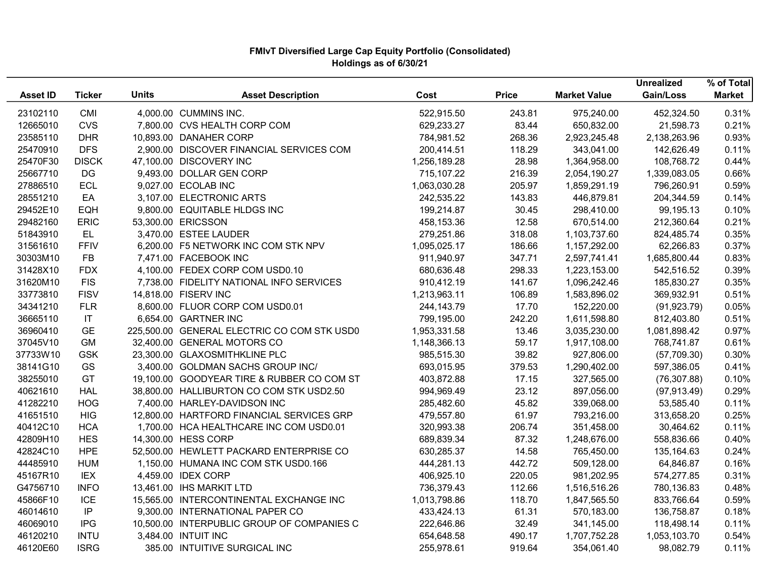**FMIvT Diversified Large Cap Equity Portfolio (Consolidated)**
**Holdings as of 6/30/21**

| Asset ID | Ticker | Units | Asset Description | Cost | Price | Market Value | Unrealized Gain/Loss | % of Total Market |
|---|---|---|---|---|---|---|---|---|
| 23102110 | CMI | 4,000.00 | CUMMINS INC. | 522,915.50 | 243.81 | 975,240.00 | 452,324.50 | 0.31% |
| 12665010 | CVS | 7,800.00 | CVS HEALTH CORP COM | 629,233.27 | 83.44 | 650,832.00 | 21,598.73 | 0.21% |
| 23585110 | DHR | 10,893.00 | DANAHER CORP | 784,981.52 | 268.36 | 2,923,245.48 | 2,138,263.96 | 0.93% |
| 25470910 | DFS | 2,900.00 | DISCOVER FINANCIAL SERVICES COM | 200,414.51 | 118.29 | 343,041.00 | 142,626.49 | 0.11% |
| 25470F30 | DISCK | 47,100.00 | DISCOVERY INC | 1,256,189.28 | 28.98 | 1,364,958.00 | 108,768.72 | 0.44% |
| 25667710 | DG | 9,493.00 | DOLLAR GEN CORP | 715,107.22 | 216.39 | 2,054,190.27 | 1,339,083.05 | 0.66% |
| 27886510 | ECL | 9,027.00 | ECOLAB INC | 1,063,030.28 | 205.97 | 1,859,291.19 | 796,260.91 | 0.59% |
| 28551210 | EA | 3,107.00 | ELECTRONIC ARTS | 242,535.22 | 143.83 | 446,879.81 | 204,344.59 | 0.14% |
| 29452E10 | EQH | 9,800.00 | EQUITABLE HLDGS INC | 199,214.87 | 30.45 | 298,410.00 | 99,195.13 | 0.10% |
| 29482160 | ERIC | 53,300.00 | ERICSSON | 458,153.36 | 12.58 | 670,514.00 | 212,360.64 | 0.21% |
| 51843910 | EL | 3,470.00 | ESTEE LAUDER | 279,251.86 | 318.08 | 1,103,737.60 | 824,485.74 | 0.35% |
| 31561610 | FFIV | 6,200.00 | F5 NETWORK INC COM STK NPV | 1,095,025.17 | 186.66 | 1,157,292.00 | 62,266.83 | 0.37% |
| 30303M10 | FB | 7,471.00 | FACEBOOK INC | 911,940.97 | 347.71 | 2,597,741.41 | 1,685,800.44 | 0.83% |
| 31428X10 | FDX | 4,100.00 | FEDEX CORP COM USD0.10 | 680,636.48 | 298.33 | 1,223,153.00 | 542,516.52 | 0.39% |
| 31620M10 | FIS | 7,738.00 | FIDELITY NATIONAL INFO SERVICES | 910,412.19 | 141.67 | 1,096,242.46 | 185,830.27 | 0.35% |
| 33773810 | FISV | 14,818.00 | FISERV INC | 1,213,963.11 | 106.89 | 1,583,896.02 | 369,932.91 | 0.51% |
| 34341210 | FLR | 8,600.00 | FLUOR CORP COM USD0.01 | 244,143.79 | 17.70 | 152,220.00 | (91,923.79) | 0.05% |
| 36665110 | IT | 6,654.00 | GARTNER INC | 799,195.00 | 242.20 | 1,611,598.80 | 812,403.80 | 0.51% |
| 36960410 | GE | 225,500.00 | GENERAL ELECTRIC CO COM STK USD0 | 1,953,331.58 | 13.46 | 3,035,230.00 | 1,081,898.42 | 0.97% |
| 37045V10 | GM | 32,400.00 | GENERAL MOTORS CO | 1,148,366.13 | 59.17 | 1,917,108.00 | 768,741.87 | 0.61% |
| 37733W10 | GSK | 23,300.00 | GLAXOSMITHKLINE PLC | 985,515.30 | 39.82 | 927,806.00 | (57,709.30) | 0.30% |
| 38141G10 | GS | 3,400.00 | GOLDMAN SACHS GROUP INC/ | 693,015.95 | 379.53 | 1,290,402.00 | 597,386.05 | 0.41% |
| 38255010 | GT | 19,100.00 | GOODYEAR TIRE & RUBBER CO COM ST | 403,872.88 | 17.15 | 327,565.00 | (76,307.88) | 0.10% |
| 40621610 | HAL | 38,800.00 | HALLIBURTON CO COM STK USD2.50 | 994,969.49 | 23.12 | 897,056.00 | (97,913.49) | 0.29% |
| 41282210 | HOG | 7,400.00 | HARLEY-DAVIDSON INC | 285,482.60 | 45.82 | 339,068.00 | 53,585.40 | 0.11% |
| 41651510 | HIG | 12,800.00 | HARTFORD FINANCIAL SERVICES GRP | 479,557.80 | 61.97 | 793,216.00 | 313,658.20 | 0.25% |
| 40412C10 | HCA | 1,700.00 | HCA HEALTHCARE INC COM USD0.01 | 320,993.38 | 206.74 | 351,458.00 | 30,464.62 | 0.11% |
| 42809H10 | HES | 14,300.00 | HESS CORP | 689,839.34 | 87.32 | 1,248,676.00 | 558,836.66 | 0.40% |
| 42824C10 | HPE | 52,500.00 | HEWLETT PACKARD ENTERPRISE CO | 630,285.37 | 14.58 | 765,450.00 | 135,164.63 | 0.24% |
| 44485910 | HUM | 1,150.00 | HUMANA INC COM STK USD0.166 | 444,281.13 | 442.72 | 509,128.00 | 64,846.87 | 0.16% |
| 45167R10 | IEX | 4,459.00 | IDEX CORP | 406,925.10 | 220.05 | 981,202.95 | 574,277.85 | 0.31% |
| G4756710 | INFO | 13,461.00 | IHS MARKIT LTD | 736,379.43 | 112.66 | 1,516,516.26 | 780,136.83 | 0.48% |
| 45866F10 | ICE | 15,565.00 | INTERCONTINENTAL EXCHANGE INC | 1,013,798.86 | 118.70 | 1,847,565.50 | 833,766.64 | 0.59% |
| 46014610 | IP | 9,300.00 | INTERNATIONAL PAPER CO | 433,424.13 | 61.31 | 570,183.00 | 136,758.87 | 0.18% |
| 46069010 | IPG | 10,500.00 | INTERPUBLIC GROUP OF COMPANIES C | 222,646.86 | 32.49 | 341,145.00 | 118,498.14 | 0.11% |
| 46120210 | INTU | 3,484.00 | INTUIT INC | 654,648.58 | 490.17 | 1,707,752.28 | 1,053,103.70 | 0.54% |
| 46120E60 | ISRG | 385.00 | INTUITIVE SURGICAL INC | 255,978.61 | 919.64 | 354,061.40 | 98,082.79 | 0.11% |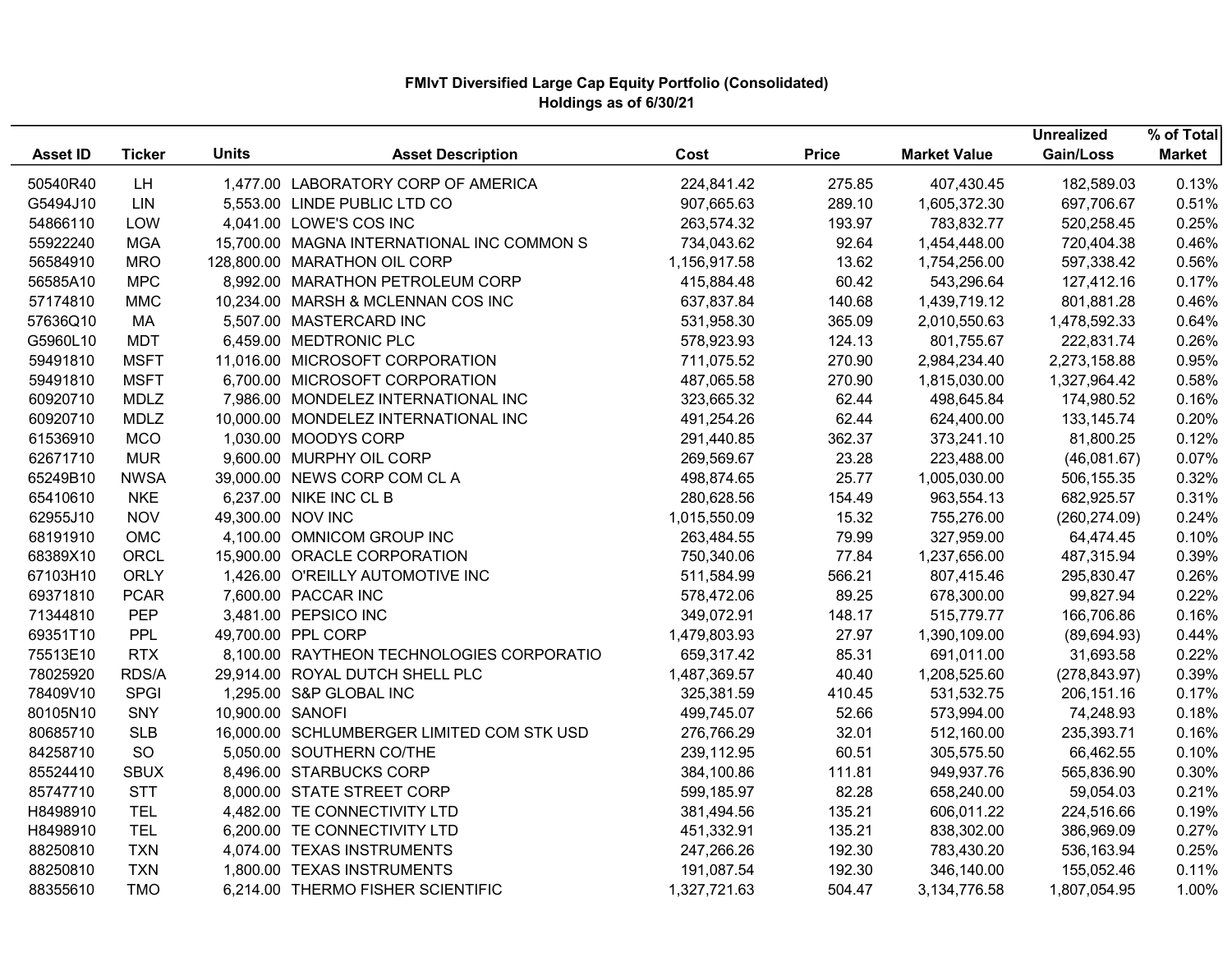**FMIvT Diversified Large Cap Equity Portfolio (Consolidated)**
**Holdings as of 6/30/21**

| Asset ID | Ticker | Units | Asset Description | Cost | Price | Market Value | Unrealized Gain/Loss | % of Total Market |
|---|---|---|---|---|---|---|---|---|
| 50540R40 | LH | 1,477.00 | LABORATORY CORP OF AMERICA | 224,841.42 | 275.85 | 407,430.45 | 182,589.03 | 0.13% |
| G5494J10 | LIN | 5,553.00 | LINDE PUBLIC LTD CO | 907,665.63 | 289.10 | 1,605,372.30 | 697,706.67 | 0.51% |
| 54866110 | LOW | 4,041.00 | LOWE'S COS INC | 263,574.32 | 193.97 | 783,832.77 | 520,258.45 | 0.25% |
| 55922240 | MGA | 15,700.00 | MAGNA INTERNATIONAL INC COMMON S | 734,043.62 | 92.64 | 1,454,448.00 | 720,404.38 | 0.46% |
| 56584910 | MRO | 128,800.00 | MARATHON OIL CORP | 1,156,917.58 | 13.62 | 1,754,256.00 | 597,338.42 | 0.56% |
| 56585A10 | MPC | 8,992.00 | MARATHON PETROLEUM CORP | 415,884.48 | 60.42 | 543,296.64 | 127,412.16 | 0.17% |
| 57174810 | MMC | 10,234.00 | MARSH & MCLENNAN COS INC | 637,837.84 | 140.68 | 1,439,719.12 | 801,881.28 | 0.46% |
| 57636Q10 | MA | 5,507.00 | MASTERCARD INC | 531,958.30 | 365.09 | 2,010,550.63 | 1,478,592.33 | 0.64% |
| G5960L10 | MDT | 6,459.00 | MEDTRONIC PLC | 578,923.93 | 124.13 | 801,755.67 | 222,831.74 | 0.26% |
| 59491810 | MSFT | 11,016.00 | MICROSOFT CORPORATION | 711,075.52 | 270.90 | 2,984,234.40 | 2,273,158.88 | 0.95% |
| 59491810 | MSFT | 6,700.00 | MICROSOFT CORPORATION | 487,065.58 | 270.90 | 1,815,030.00 | 1,327,964.42 | 0.58% |
| 60920710 | MDLZ | 7,986.00 | MONDELEZ INTERNATIONAL INC | 323,665.32 | 62.44 | 498,645.84 | 174,980.52 | 0.16% |
| 60920710 | MDLZ | 10,000.00 | MONDELEZ INTERNATIONAL INC | 491,254.26 | 62.44 | 624,400.00 | 133,145.74 | 0.20% |
| 61536910 | MCO | 1,030.00 | MOODYS CORP | 291,440.85 | 362.37 | 373,241.10 | 81,800.25 | 0.12% |
| 62671710 | MUR | 9,600.00 | MURPHY OIL CORP | 269,569.67 | 23.28 | 223,488.00 | (46,081.67) | 0.07% |
| 65249B10 | NWSA | 39,000.00 | NEWS CORP COM CL A | 498,874.65 | 25.77 | 1,005,030.00 | 506,155.35 | 0.32% |
| 65410610 | NKE | 6,237.00 | NIKE INC CL B | 280,628.56 | 154.49 | 963,554.13 | 682,925.57 | 0.31% |
| 62955J10 | NOV | 49,300.00 | NOV INC | 1,015,550.09 | 15.32 | 755,276.00 | (260,274.09) | 0.24% |
| 68191910 | OMC | 4,100.00 | OMNICOM GROUP INC | 263,484.55 | 79.99 | 327,959.00 | 64,474.45 | 0.10% |
| 68389X10 | ORCL | 15,900.00 | ORACLE CORPORATION | 750,340.06 | 77.84 | 1,237,656.00 | 487,315.94 | 0.39% |
| 67103H10 | ORLY | 1,426.00 | O'REILLY AUTOMOTIVE INC | 511,584.99 | 566.21 | 807,415.46 | 295,830.47 | 0.26% |
| 69371810 | PCAR | 7,600.00 | PACCAR INC | 578,472.06 | 89.25 | 678,300.00 | 99,827.94 | 0.22% |
| 71344810 | PEP | 3,481.00 | PEPSICO INC | 349,072.91 | 148.17 | 515,779.77 | 166,706.86 | 0.16% |
| 69351T10 | PPL | 49,700.00 | PPL CORP | 1,479,803.93 | 27.97 | 1,390,109.00 | (89,694.93) | 0.44% |
| 75513E10 | RTX | 8,100.00 | RAYTHEON TECHNOLOGIES CORPORATIO | 659,317.42 | 85.31 | 691,011.00 | 31,693.58 | 0.22% |
| 78025920 | RDS/A | 29,914.00 | ROYAL DUTCH SHELL PLC | 1,487,369.57 | 40.40 | 1,208,525.60 | (278,843.97) | 0.39% |
| 78409V10 | SPGI | 1,295.00 | S&P GLOBAL INC | 325,381.59 | 410.45 | 531,532.75 | 206,151.16 | 0.17% |
| 80105N10 | SNY | 10,900.00 | SANOFI | 499,745.07 | 52.66 | 573,994.00 | 74,248.93 | 0.18% |
| 80685710 | SLB | 16,000.00 | SCHLUMBERGER LIMITED COM STK USD | 276,766.29 | 32.01 | 512,160.00 | 235,393.71 | 0.16% |
| 84258710 | SO | 5,050.00 | SOUTHERN CO/THE | 239,112.95 | 60.51 | 305,575.50 | 66,462.55 | 0.10% |
| 85524410 | SBUX | 8,496.00 | STARBUCKS CORP | 384,100.86 | 111.81 | 949,937.76 | 565,836.90 | 0.30% |
| 85747710 | STT | 8,000.00 | STATE STREET CORP | 599,185.97 | 82.28 | 658,240.00 | 59,054.03 | 0.21% |
| H8498910 | TEL | 4,482.00 | TE CONNECTIVITY LTD | 381,494.56 | 135.21 | 606,011.22 | 224,516.66 | 0.19% |
| H8498910 | TEL | 6,200.00 | TE CONNECTIVITY LTD | 451,332.91 | 135.21 | 838,302.00 | 386,969.09 | 0.27% |
| 88250810 | TXN | 4,074.00 | TEXAS INSTRUMENTS | 247,266.26 | 192.30 | 783,430.20 | 536,163.94 | 0.25% |
| 88250810 | TXN | 1,800.00 | TEXAS INSTRUMENTS | 191,087.54 | 192.30 | 346,140.00 | 155,052.46 | 0.11% |
| 88355610 | TMO | 6,214.00 | THERMO FISHER SCIENTIFIC | 1,327,721.63 | 504.47 | 3,134,776.58 | 1,807,054.95 | 1.00% |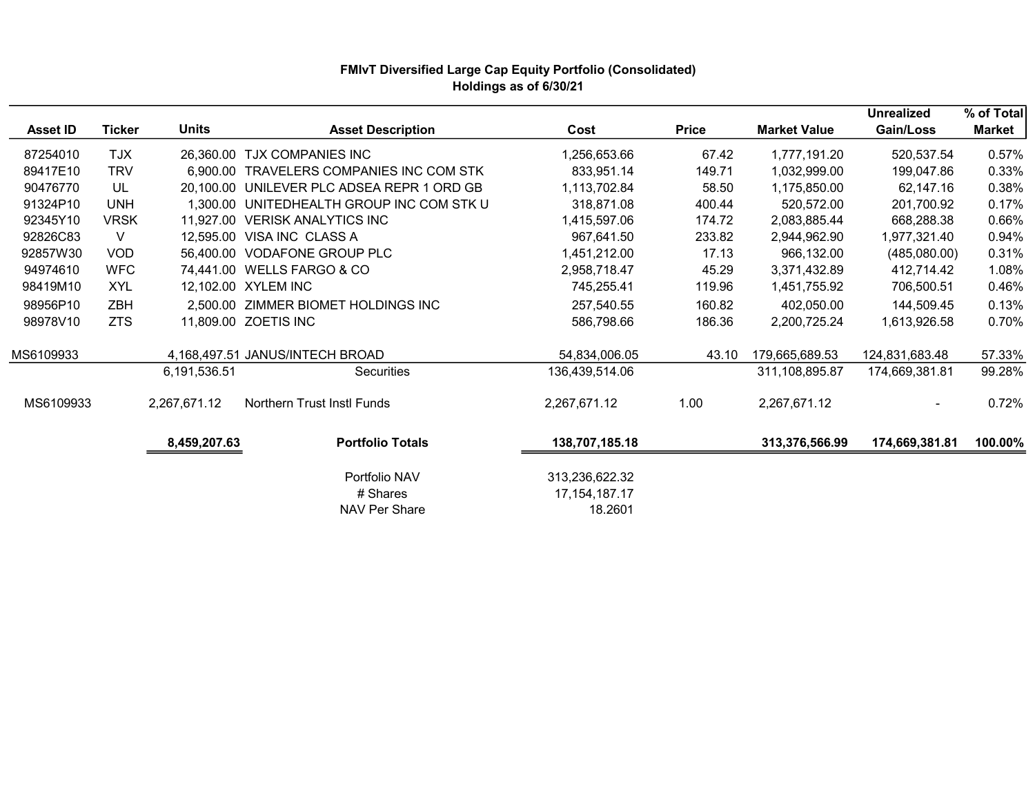## FMIvT Diversified Large Cap Equity Portfolio (Consolidated)
### Holdings as of 6/30/21

| Asset ID | Ticker | Units | Asset Description | Cost | Price | Market Value | Unrealized Gain/Loss | % of Total Market |
|---|---|---|---|---|---|---|---|---|
| 87254010 | TJX | 26,360.00 | TJX COMPANIES INC | 1,256,653.66 | 67.42 | 1,777,191.20 | 520,537.54 | 0.57% |
| 89417E10 | TRV | 6,900.00 | TRAVELERS COMPANIES INC COM STK | 833,951.14 | 149.71 | 1,032,999.00 | 199,047.86 | 0.33% |
| 90476770 | UL | 20,100.00 | UNILEVER PLC ADSEA REPR 1 ORD GB | 1,113,702.84 | 58.50 | 1,175,850.00 | 62,147.16 | 0.38% |
| 91324P10 | UNH | 1,300.00 | UNITEDHEALTH GROUP INC COM STK U | 318,871.08 | 400.44 | 520,572.00 | 201,700.92 | 0.17% |
| 92345Y10 | VRSK | 11,927.00 | VERISK ANALYTICS INC | 1,415,597.06 | 174.72 | 2,083,885.44 | 668,288.38 | 0.66% |
| 92826C83 | V | 12,595.00 | VISA INC CLASS A | 967,641.50 | 233.82 | 2,944,962.90 | 1,977,321.40 | 0.94% |
| 92857W30 | VOD | 56,400.00 | VODAFONE GROUP PLC | 1,451,212.00 | 17.13 | 966,132.00 | (485,080.00) | 0.31% |
| 94974610 | WFC | 74,441.00 | WELLS FARGO & CO | 2,958,718.47 | 45.29 | 3,371,432.89 | 412,714.42 | 1.08% |
| 98419M10 | XYL | 12,102.00 | XYLEM INC | 745,255.41 | 119.96 | 1,451,755.92 | 706,500.51 | 0.46% |
| 98956P10 | ZBH | 2,500.00 | ZIMMER BIOMET HOLDINGS INC | 257,540.55 | 160.82 | 402,050.00 | 144,509.45 | 0.13% |
| 98978V10 | ZTS | 11,809.00 | ZOETIS INC | 586,798.66 | 186.36 | 2,200,725.24 | 1,613,926.58 | 0.70% |
| MS6109933 | | 4,168,497.51 | JANUS/INTECH BROAD | 54,834,006.05 | 43.10 | 179,665,689.53 | 124,831,683.48 | 57.33% |
| | | 6,191,536.51 | Securities | 136,439,514.06 | | 311,108,895.87 | 174,669,381.81 | 99.28% |
| MS6109933 | | 2,267,671.12 | Northern Trust Instl Funds | 2,267,671.12 | 1.00 | 2,267,671.12 | - | 0.72% |
| | | **8,459,207.63** | **Portfolio Totals** | **138,707,185.18** | | **313,376,566.99** | **174,669,381.81** | **100.00%** |

| | |
|---|---|
| Portfolio NAV | 313,236,622.32 |
| # Shares | 17,154,187.17 |
| NAV Per Share | 18.2601 |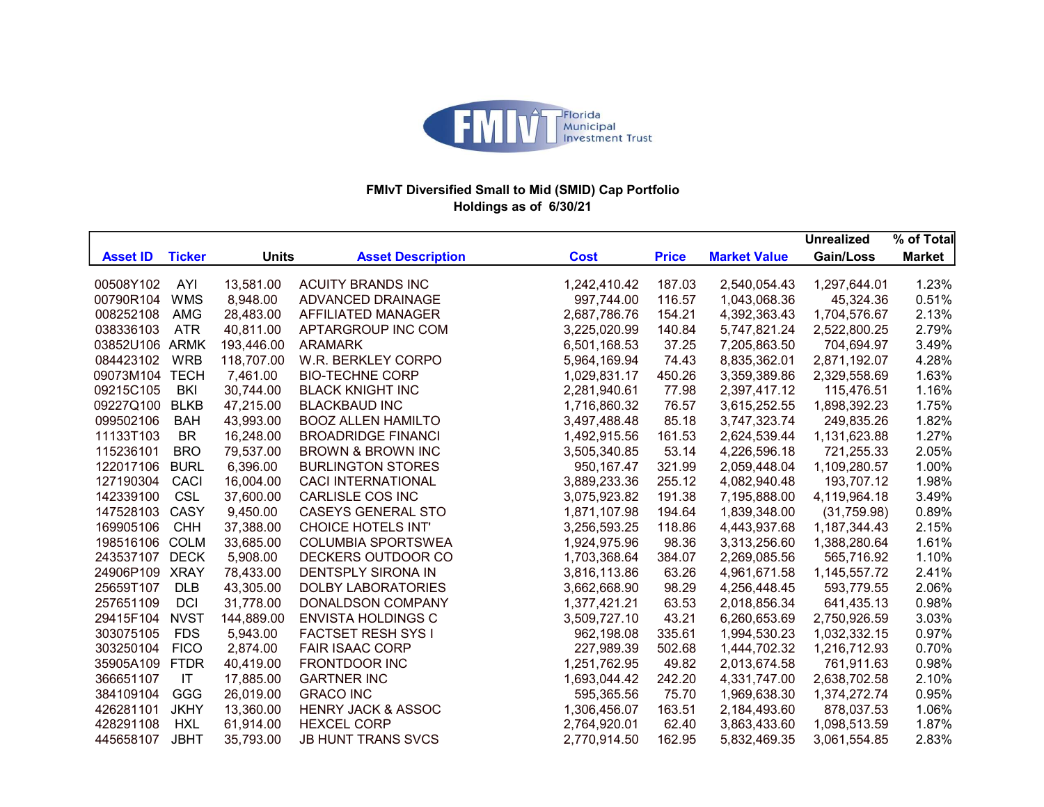Florida Municipal Investment Trust

**FMIvT Diversified Small to Mid (SMID) Cap Portfolio**
**Holdings as of 6/30/21**

| Asset ID | Ticker | Units | Asset Description | Cost | Price | Market Value | Unrealized Gain/Loss | % of Total Market |
|---|---|---|---|---|---|---|---|---|
| 00508Y102 | AYI | 13,581.00 | ACUITY BRANDS INC | 1,242,410.42 | 187.03 | 2,540,054.43 | 1,297,644.01 | 1.23% |
| 00790R104 | WMS | 8,948.00 | ADVANCED DRAINAGE | 997,744.00 | 116.57 | 1,043,068.36 | 45,324.36 | 0.51% |
| 008252108 | AMG | 28,483.00 | AFFILIATED MANAGER | 2,687,786.76 | 154.21 | 4,392,363.43 | 1,704,576.67 | 2.13% |
| 038336103 | ATR | 40,811.00 | APTARGROUP INC COM | 3,225,020.99 | 140.84 | 5,747,821.24 | 2,522,800.25 | 2.79% |
| 03852U106 | ARMK | 193,446.00 | ARAMARK | 6,501,168.53 | 37.25 | 7,205,863.50 | 704,694.97 | 3.49% |
| 084423102 | WRB | 118,707.00 | W.R. BERKLEY CORPO | 5,964,169.94 | 74.43 | 8,835,362.01 | 2,871,192.07 | 4.28% |
| 09073M104 | TECH | 7,461.00 | BIO-TECHNE CORP | 1,029,831.17 | 450.26 | 3,359,389.86 | 2,329,558.69 | 1.63% |
| 09215C105 | BKI | 30,744.00 | BLACK KNIGHT INC | 2,281,940.61 | 77.98 | 2,397,417.12 | 115,476.51 | 1.16% |
| 09227Q100 | BLKB | 47,215.00 | BLACKBAUD INC | 1,716,860.32 | 76.57 | 3,615,252.55 | 1,898,392.23 | 1.75% |
| 099502106 | BAH | 43,993.00 | BOOZ ALLEN HAMILTO | 3,497,488.48 | 85.18 | 3,747,323.74 | 249,835.26 | 1.82% |
| 11133T103 | BR | 16,248.00 | BROADRIDGE FINANCI | 1,492,915.56 | 161.53 | 2,624,539.44 | 1,131,623.88 | 1.27% |
| 115236101 | BRO | 79,537.00 | BROWN & BROWN INC | 3,505,340.85 | 53.14 | 4,226,596.18 | 721,255.33 | 2.05% |
| 122017106 | BURL | 6,396.00 | BURLINGTON STORES | 950,167.47 | 321.99 | 2,059,448.04 | 1,109,280.57 | 1.00% |
| 127190304 | CACI | 16,004.00 | CACI INTERNATIONAL | 3,889,233.36 | 255.12 | 4,082,940.48 | 193,707.12 | 1.98% |
| 142339100 | CSL | 37,600.00 | CARLISLE COS INC | 3,075,923.82 | 191.38 | 7,195,888.00 | 4,119,964.18 | 3.49% |
| 147528103 | CASY | 9,450.00 | CASEYS GENERAL STO | 1,871,107.98 | 194.64 | 1,839,348.00 | (31,759.98) | 0.89% |
| 169905106 | CHH | 37,388.00 | CHOICE HOTELS INT' | 3,256,593.25 | 118.86 | 4,443,937.68 | 1,187,344.43 | 2.15% |
| 198516106 | COLM | 33,685.00 | COLUMBIA SPORTSWEA | 1,924,975.96 | 98.36 | 3,313,256.60 | 1,388,280.64 | 1.61% |
| 243537107 | DECK | 5,908.00 | DECKERS OUTDOOR CO | 1,703,368.64 | 384.07 | 2,269,085.56 | 565,716.92 | 1.10% |
| 24906P109 | XRAY | 78,433.00 | DENTSPLY SIRONA IN | 3,816,113.86 | 63.26 | 4,961,671.58 | 1,145,557.72 | 2.41% |
| 25659T107 | DLB | 43,305.00 | DOLBY LABORATORIES | 3,662,668.90 | 98.29 | 4,256,448.45 | 593,779.55 | 2.06% |
| 257651109 | DCI | 31,778.00 | DONALDSON COMPANY | 1,377,421.21 | 63.53 | 2,018,856.34 | 641,435.13 | 0.98% |
| 29415F104 | NVST | 144,889.00 | ENVISTA HOLDINGS C | 3,509,727.10 | 43.21 | 6,260,653.69 | 2,750,926.59 | 3.03% |
| 303075105 | FDS | 5,943.00 | FACTSET RESH SYS I | 962,198.08 | 335.61 | 1,994,530.23 | 1,032,332.15 | 0.97% |
| 303250104 | FICO | 2,874.00 | FAIR ISAAC CORP | 227,989.39 | 502.68 | 1,444,702.32 | 1,216,712.93 | 0.70% |
| 35905A109 | FTDR | 40,419.00 | FRONTDOOR INC | 1,251,762.95 | 49.82 | 2,013,674.58 | 761,911.63 | 0.98% |
| 366651107 | IT | 17,885.00 | GARTNER INC | 1,693,044.42 | 242.20 | 4,331,747.00 | 2,638,702.58 | 2.10% |
| 384109104 | GGG | 26,019.00 | GRACO INC | 595,365.56 | 75.70 | 1,969,638.30 | 1,374,272.74 | 0.95% |
| 426281101 | JKHY | 13,360.00 | HENRY JACK & ASSOC | 1,306,456.07 | 163.51 | 2,184,493.60 | 878,037.53 | 1.06% |
| 428291108 | HXL | 61,914.00 | HEXCEL CORP | 2,764,920.01 | 62.40 | 3,863,433.60 | 1,098,513.59 | 1.87% |
| 445658107 | JBHT | 35,793.00 | JB HUNT TRANS SVCS | 2,770,914.50 | 162.95 | 5,832,469.35 | 3,061,554.85 | 2.83% |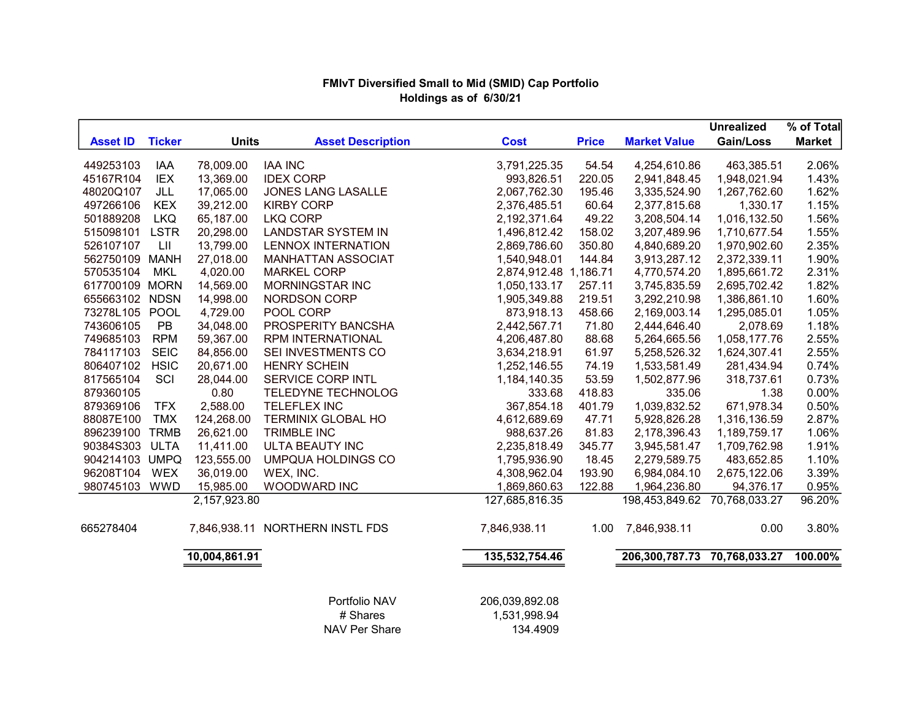**FMIvT Diversified Small to Mid (SMID) Cap Portfolio**
**Holdings as of 6/30/21**

| Asset ID | Ticker | Units | Asset Description | Cost | Price | Market Value | Unrealized Gain/Loss | % of Total Market |
|---|---|---|---|---|---|---|---|---|
| 449253103 | IAA | 78,009.00 | IAA INC | 3,791,225.35 | 54.54 | 4,254,610.86 | 463,385.51 | 2.06% |
| 45167R104 | IEX | 13,369.00 | IDEX CORP | 993,826.51 | 220.05 | 2,941,848.45 | 1,948,021.94 | 1.43% |
| 48020Q107 | JLL | 17,065.00 | JONES LANG LASALLE | 2,067,762.30 | 195.46 | 3,335,524.90 | 1,267,762.60 | 1.62% |
| 497266106 | KEX | 39,212.00 | KIRBY CORP | 2,376,485.51 | 60.64 | 2,377,815.68 | 1,330.17 | 1.15% |
| 501889208 | LKQ | 65,187.00 | LKQ CORP | 2,192,371.64 | 49.22 | 3,208,504.14 | 1,016,132.50 | 1.56% |
| 515098101 | LSTR | 20,298.00 | LANDSTAR SYSTEM IN | 1,496,812.42 | 158.02 | 3,207,489.96 | 1,710,677.54 | 1.55% |
| 526107107 | LII | 13,799.00 | LENNOX INTERNATION | 2,869,786.60 | 350.80 | 4,840,689.20 | 1,970,902.60 | 2.35% |
| 562750109 | MANH | 27,018.00 | MANHATTAN ASSOCIAT | 1,540,948.01 | 144.84 | 3,913,287.12 | 2,372,339.11 | 1.90% |
| 570535104 | MKL | 4,020.00 | MARKEL CORP | 2,874,912.48 | 1,186.71 | 4,770,574.20 | 1,895,661.72 | 2.31% |
| 617700109 | MORN | 14,569.00 | MORNINGSTAR INC | 1,050,133.17 | 257.11 | 3,745,835.59 | 2,695,702.42 | 1.82% |
| 655663102 | NDSN | 14,998.00 | NORDSON CORP | 1,905,349.88 | 219.51 | 3,292,210.98 | 1,386,861.10 | 1.60% |
| 73278L105 | POOL | 4,729.00 | POOL CORP | 873,918.13 | 458.66 | 2,169,003.14 | 1,295,085.01 | 1.05% |
| 743606105 | PB | 34,048.00 | PROSPERITY BANCSHA | 2,442,567.71 | 71.80 | 2,444,646.40 | 2,078.69 | 1.18% |
| 749685103 | RPM | 59,367.00 | RPM INTERNATIONAL | 4,206,487.80 | 88.68 | 5,264,665.56 | 1,058,177.76 | 2.55% |
| 784117103 | SEIC | 84,856.00 | SEI INVESTMENTS CO | 3,634,218.91 | 61.97 | 5,258,526.32 | 1,624,307.41 | 2.55% |
| 806407102 | HSIC | 20,671.00 | HENRY SCHEIN | 1,252,146.55 | 74.19 | 1,533,581.49 | 281,434.94 | 0.74% |
| 817565104 | SCI | 28,044.00 | SERVICE CORP INTL | 1,184,140.35 | 53.59 | 1,502,877.96 | 318,737.61 | 0.73% |
| 879360105 | | 0.80 | TELEDYNE TECHNOLOG | 333.68 | 418.83 | 335.06 | 1.38 | 0.00% |
| 879369106 | TFX | 2,588.00 | TELEFLEX INC | 367,854.18 | 401.79 | 1,039,832.52 | 671,978.34 | 0.50% |
| 88087E100 | TMX | 124,268.00 | TERMINIX GLOBAL HO | 4,612,689.69 | 47.71 | 5,928,826.28 | 1,316,136.59 | 2.87% |
| 896239100 | TRMB | 26,621.00 | TRIMBLE INC | 988,637.26 | 81.83 | 2,178,396.43 | 1,189,759.17 | 1.06% |
| 90384S303 | ULTA | 11,411.00 | ULTA BEAUTY INC | 2,235,818.49 | 345.77 | 3,945,581.47 | 1,709,762.98 | 1.91% |
| 904214103 | UMPQ | 123,555.00 | UMPQUA HOLDINGS CO | 1,795,936.90 | 18.45 | 2,279,589.75 | 483,652.85 | 1.10% |
| 96208T104 | WEX | 36,019.00 | WEX, INC. | 4,308,962.04 | 193.90 | 6,984,084.10 | 2,675,122.06 | 3.39% |
| 980745103 | WWD | 15,985.00 | WOODWARD INC | 1,869,860.63 | 122.88 | 1,964,236.80 | 94,376.17 | 0.95% |
| | | 2,157,923.80 | | 127,685,816.35 | | 198,453,849.62 | 70,768,033.27 | 96.20% |
| 665278404 | | 7,846,938.11 | NORTHERN INSTL FDS | 7,846,938.11 | 1.00 | 7,846,938.11 | 0.00 | 3.80% |
| | | **10,004,861.91** | | **135,532,754.46** | | **206,300,787.73** | **70,768,033.27** | **100.00%** |

| | |
|---|---|
| Portfolio NAV | 206,039,892.08 |
| # Shares | 1,531,998.94 |
| NAV Per Share | 134.4909 |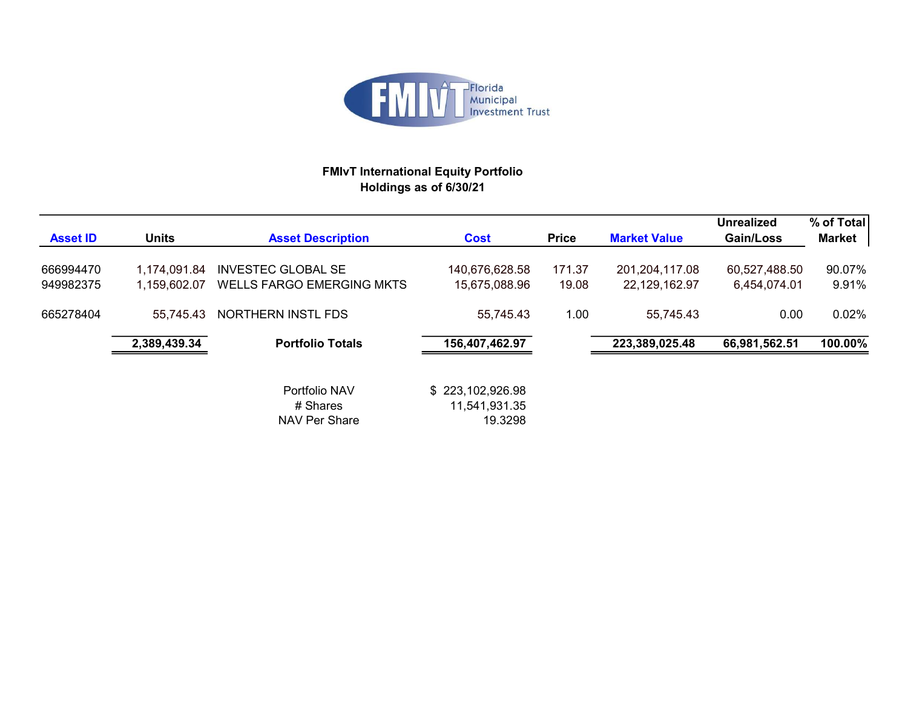FMIvT Florida Municipal Investment Trust

**FMIvT International Equity Portfolio**
**Holdings as of 6/30/21**

| Asset ID | Units | Asset Description | Cost | Price | Market Value | Unrealized Gain/Loss | % of Total Market |
|---|---|---|---|---|---|---|---|
| 666994470 | 1,174,091.84 | INVESTEC GLOBAL SE | 140,676,628.58 | 171.37 | 201,204,117.08 | 60,527,488.50 | 90.07% |
| 949982375 | 1,159,602.07 | WELLS FARGO EMERGING MKTS | 15,675,088.96 | 19.08 | 22,129,162.97 | 6,454,074.01 | 9.91% |
| 665278404 | 55,745.43 | NORTHERN INSTL FDS | 55,745.43 | 1.00 | 55,745.43 | 0.00 | 0.02% |
| | **2,389,439.34** | **Portfolio Totals** | **156,407,462.97** | | **223,389,025.48** | **66,981,562.51** | **100.00%** |

| | |
|---|---|
| Portfolio NAV | $ 223,102,926.98 |
| # Shares | 11,541,931.35 |
| NAV Per Share | 19.3298 |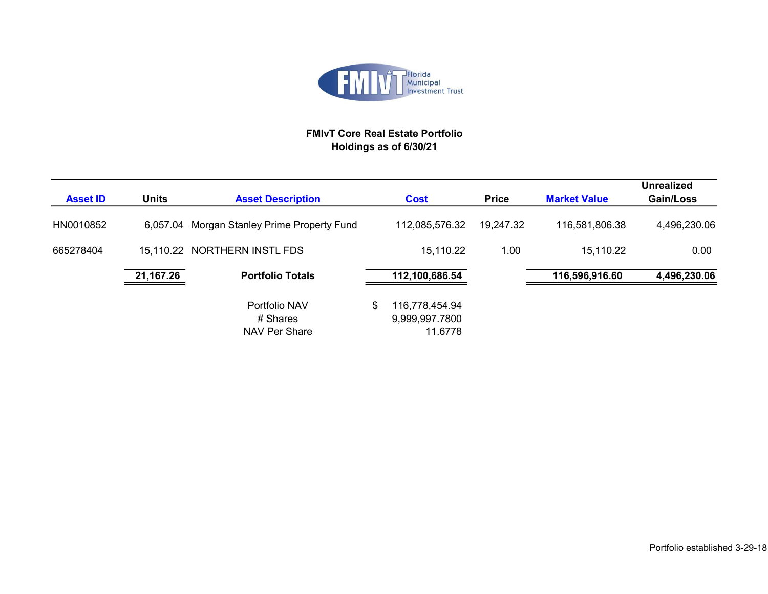Florida Municipal Investment Trust

**FMIvT Core Real Estate Portfolio**
**Holdings as of 6/30/21**

| Asset ID | Units | Asset Description | Cost | Price | Market Value | Unrealized Gain/Loss |
|---|---|---|---|---|---|---|
| HN0010852 | 6,057.04 | Morgan Stanley Prime Property Fund | 112,085,576.32 | 19,247.32 | 116,581,806.38 | 4,496,230.06 |
| 665278404 | 15,110.22 | NORTHERN INSTL FDS | 15,110.22 | 1.00 | 15,110.22 | 0.00 |
| | **21,167.26** | **Portfolio Totals** | **112,100,686.54** | | **116,596,916.60** | **4,496,230.06** |

| | |
|---|---|
| Portfolio NAV | $ 116,778,454.94 |
| # Shares | 9,999,997.7800 |
| NAV Per Share | 11.6778 |

Portfolio established 3-29-18